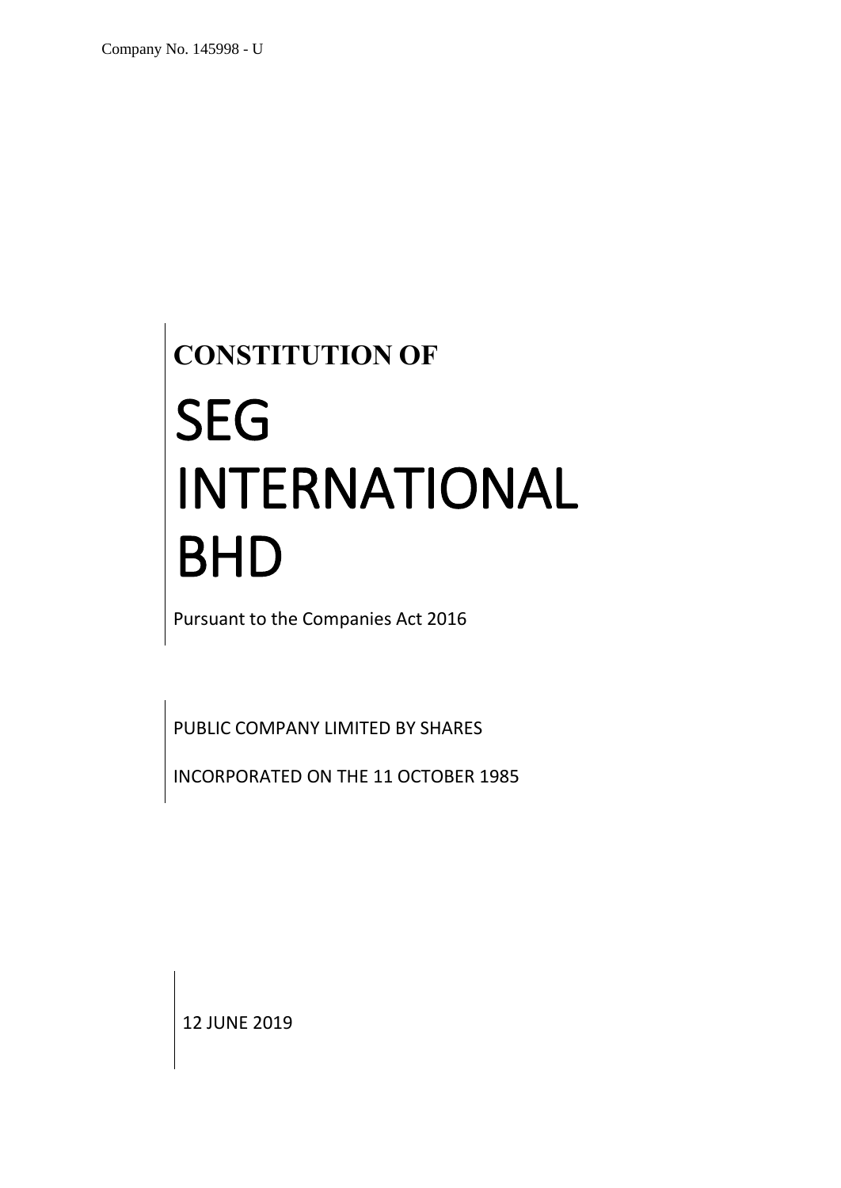Company No. 145998 - U

**CONSTITUTION OF**

# SEG INTERNATIONAL BHD

Pursuant to the Companies Act 2016

PUBLIC COMPANY LIMITED BY SHARES

INCORPORATED ON THE 11 OCTOBER 1985

12 JUNE 2019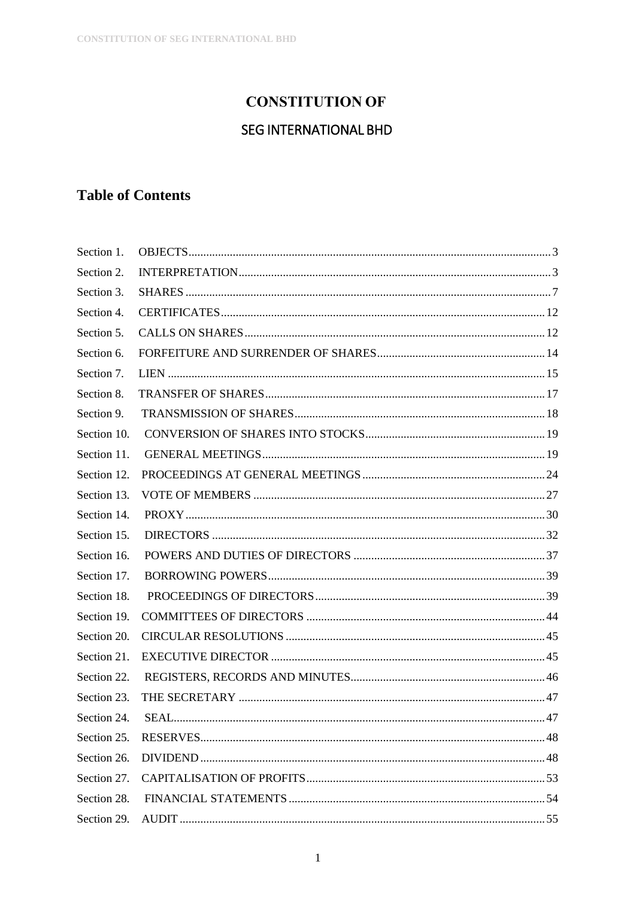# CONSTITUTION OF

## SEG INTERNATIONAL BHD

## Table of Contents

| | | |
|---|---|---|
| Section 1. | OBJECTS | 3 |
| Section 2. | INTERPRETATION | 3 |
| Section 3. | SHARES | 7 |
| Section 4. | CERTIFICATES | 12 |
| Section 5. | CALLS ON SHARES | 12 |
| Section 6. | FORFEITURE AND SURRENDER OF SHARES | 14 |
| Section 7. | LIEN | 15 |
| Section 8. | TRANSFER OF SHARES | 17 |
| Section 9. | TRANSMISSION OF SHARES | 18 |
| Section 10. | CONVERSION OF SHARES INTO STOCKS | 19 |
| Section 11. | GENERAL MEETINGS | 19 |
| Section 12. | PROCEEDINGS AT GENERAL MEETINGS | 24 |
| Section 13. | VOTE OF MEMBERS | 27 |
| Section 14. | PROXY | 30 |
| Section 15. | DIRECTORS | 32 |
| Section 16. | POWERS AND DUTIES OF DIRECTORS | 37 |
| Section 17. | BORROWING POWERS | 39 |
| Section 18. | PROCEEDINGS OF DIRECTORS | 39 |
| Section 19. | COMMITTEES OF DIRECTORS | 44 |
| Section 20. | CIRCULAR RESOLUTIONS | 45 |
| Section 21. | EXECUTIVE DIRECTOR | 45 |
| Section 22. | REGISTERS, RECORDS AND MINUTES | 46 |
| Section 23. | THE SECRETARY | 47 |
| Section 24. | SEAL | 47 |
| Section 25. | RESERVES | 48 |
| Section 26. | DIVIDEND | 48 |
| Section 27. | CAPITALISATION OF PROFITS | 53 |
| Section 28. | FINANCIAL STATEMENTS | 54 |
| Section 29. | AUDIT | 55 |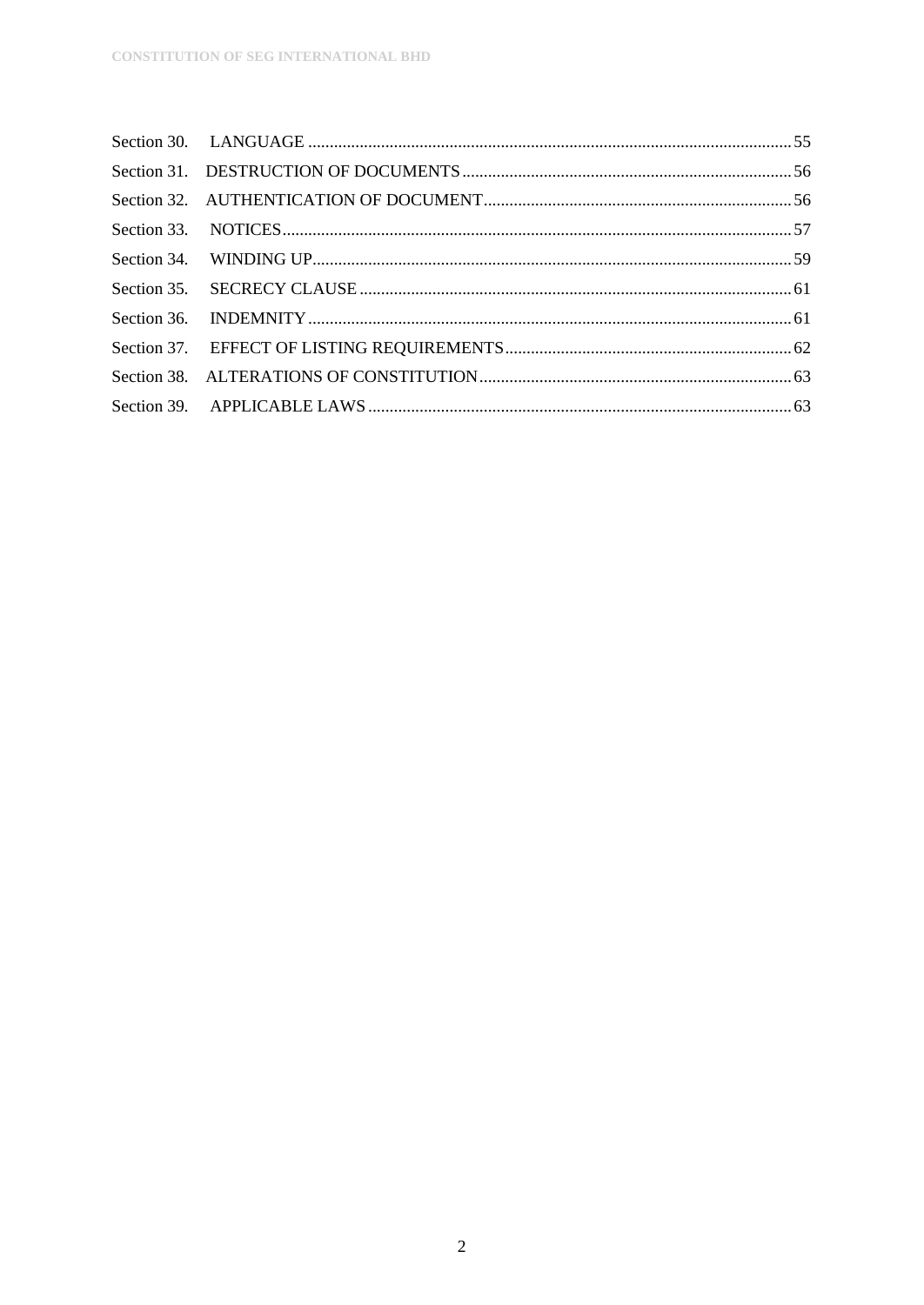| | | |
|---|---|---|
| Section 30. | LANGUAGE | 55 |
| Section 31. | DESTRUCTION OF DOCUMENTS | 56 |
| Section 32. | AUTHENTICATION OF DOCUMENT | 56 |
| Section 33. | NOTICES | 57 |
| Section 34. | WINDING UP | 59 |
| Section 35. | SECRECY CLAUSE | 61 |
| Section 36. | INDEMNITY | 61 |
| Section 37. | EFFECT OF LISTING REQUIREMENTS | 62 |
| Section 38. | ALTERATIONS OF CONSTITUTION | 63 |
| Section 39. | APPLICABLE LAWS | 63 |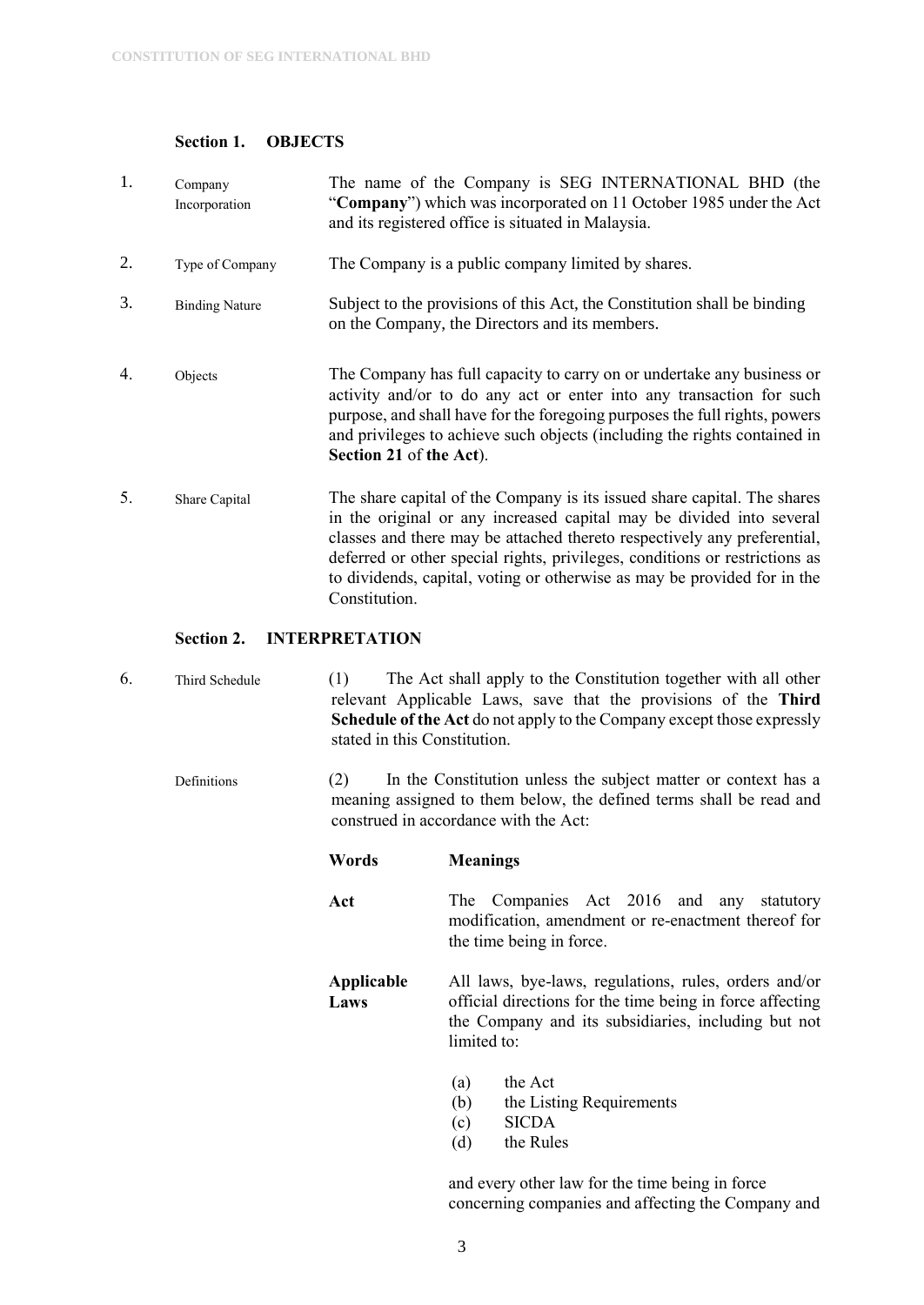## Section 1. OBJECTS

1. Company Incorporation — The name of the Company is SEG INTERNATIONAL BHD (the "**Company**") which was incorporated on 11 October 1985 under the Act and its registered office is situated in Malaysia.

2. Type of Company — The Company is a public company limited by shares.

3. Binding Nature — Subject to the provisions of this Act, the Constitution shall be binding on the Company, the Directors and its members.

4. Objects — The Company has full capacity to carry on or undertake any business or activity and/or to do any act or enter into any transaction for such purpose, and shall have for the foregoing purposes the full rights, powers and privileges to achieve such objects (including the rights contained in **Section 21** of **the Act**).

5. Share Capital — The share capital of the Company is its issued share capital. The shares in the original or any increased capital may be divided into several classes and there may be attached thereto respectively any preferential, deferred or other special rights, privileges, conditions or restrictions as to dividends, capital, voting or otherwise as may be provided for in the Constitution.

## Section 2. INTERPRETATION

6. Third Schedule — (1) The Act shall apply to the Constitution together with all other relevant Applicable Laws, save that the provisions of the **Third Schedule of the Act** do not apply to the Company except those expressly stated in this Constitution.

Definitions — (2) In the Constitution unless the subject matter or context has a meaning assigned to them below, the defined terms shall be read and construed in accordance with the Act:

| Words | Meanings |
|---|---|
| **Act** | The Companies Act 2016 and any statutory modification, amendment or re-enactment thereof for the time being in force. |
| **Applicable Laws** | All laws, bye-laws, regulations, rules, orders and/or official directions for the time being in force affecting the Company and its subsidiaries, including but not limited to:<br>(a) the Act<br>(b) the Listing Requirements<br>(c) SICDA<br>(d) the Rules<br><br>and every other law for the time being in force concerning companies and affecting the Company and |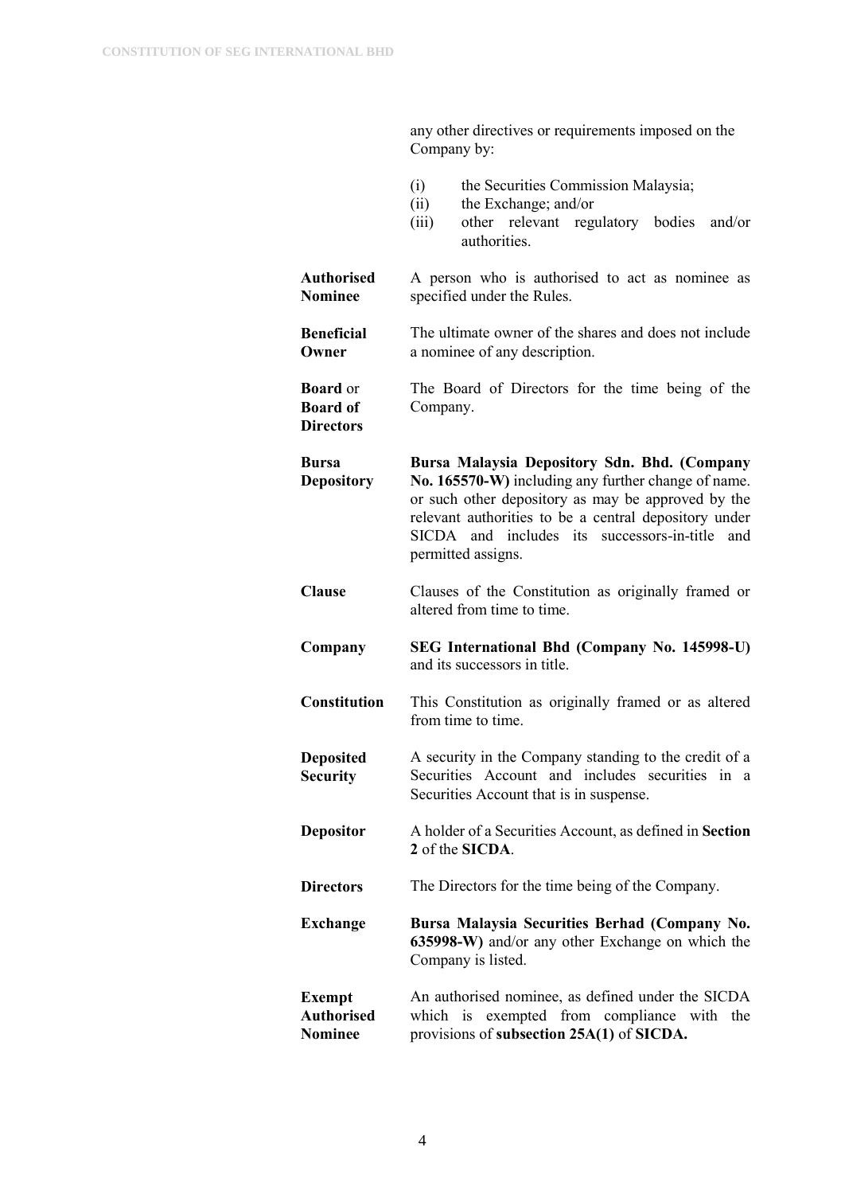any other directives or requirements imposed on the Company by:

- (i) the Securities Commission Malaysia;
- (ii) the Exchange; and/or
- (iii) other relevant regulatory bodies and/or authorities.

| | |
|---|---|
| **Authorised Nominee** | A person who is authorised to act as nominee as specified under the Rules. |
| **Beneficial Owner** | The ultimate owner of the shares and does not include a nominee of any description. |
| **Board** or **Board of Directors** | The Board of Directors for the time being of the Company. |
| **Bursa Depository** | **Bursa Malaysia Depository Sdn. Bhd. (Company No. 165570-W)** including any further change of name. or such other depository as may be approved by the relevant authorities to be a central depository under SICDA and includes its successors-in-title and permitted assigns. |
| **Clause** | Clauses of the Constitution as originally framed or altered from time to time. |
| **Company** | **SEG International Bhd (Company No. 145998-U)** and its successors in title. |
| **Constitution** | This Constitution as originally framed or as altered from time to time. |
| **Deposited Security** | A security in the Company standing to the credit of a Securities Account and includes securities in a Securities Account that is in suspense. |
| **Depositor** | A holder of a Securities Account, as defined in **Section 2** of the **SICDA**. |
| **Directors** | The Directors for the time being of the Company. |
| **Exchange** | **Bursa Malaysia Securities Berhad (Company No. 635998-W)** and/or any other Exchange on which the Company is listed. |
| **Exempt Authorised Nominee** | An authorised nominee, as defined under the SICDA which is exempted from compliance with the provisions of **subsection 25A(1)** of **SICDA.** |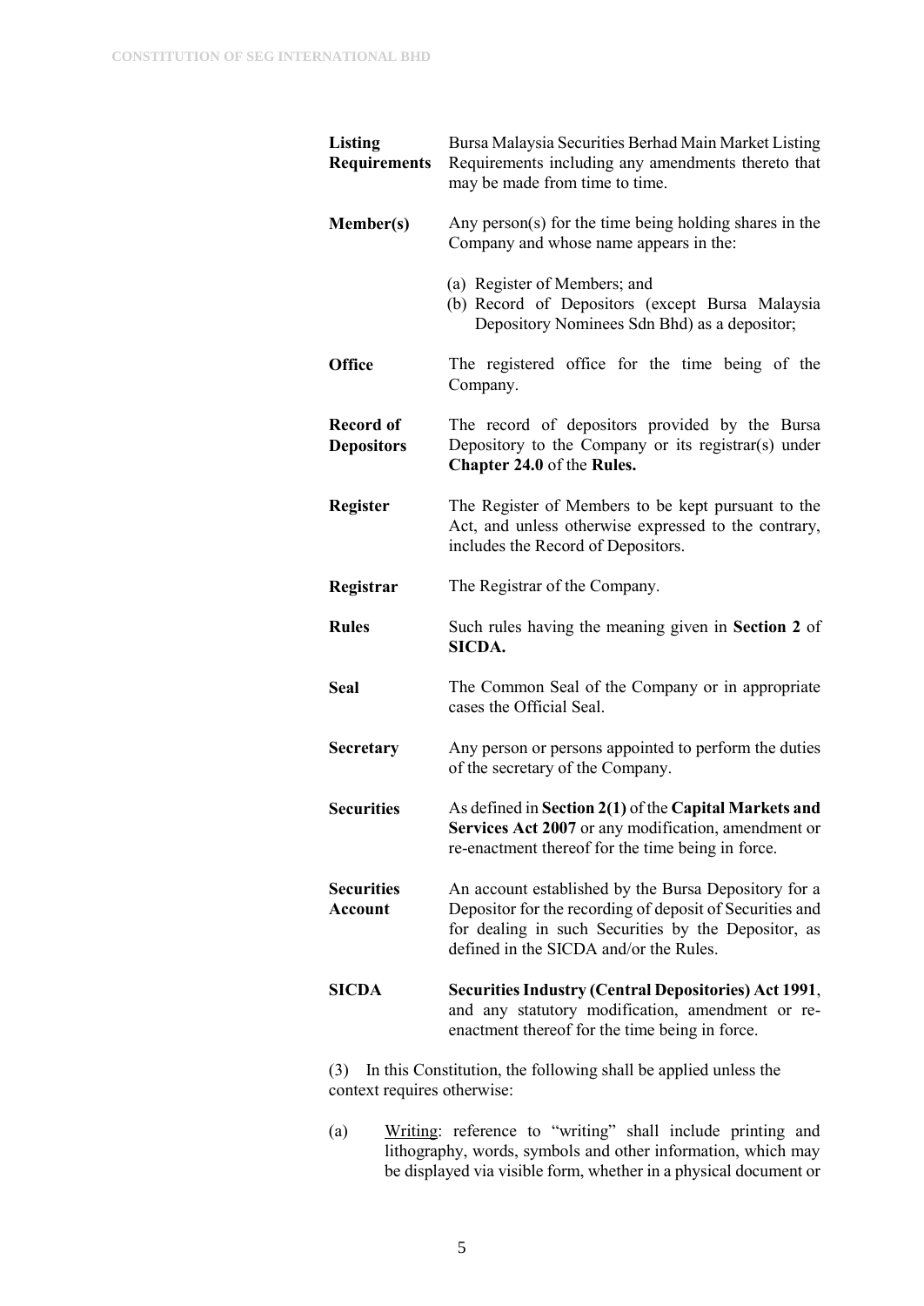| | |
|---|---|
| **Listing Requirements** | Bursa Malaysia Securities Berhad Main Market Listing Requirements including any amendments thereto that may be made from time to time. |
| **Member(s)** | Any person(s) for the time being holding shares in the Company and whose name appears in the:<br><br>(a) Register of Members; and<br>(b) Record of Depositors (except Bursa Malaysia Depository Nominees Sdn Bhd) as a depositor; |
| **Office** | The registered office for the time being of the Company. |
| **Record of Depositors** | The record of depositors provided by the Bursa Depository to the Company or its registrar(s) under **Chapter 24.0** of the **Rules.** |
| **Register** | The Register of Members to be kept pursuant to the Act, and unless otherwise expressed to the contrary, includes the Record of Depositors. |
| **Registrar** | The Registrar of the Company. |
| **Rules** | Such rules having the meaning given in **Section 2** of **SICDA.** |
| **Seal** | The Common Seal of the Company or in appropriate cases the Official Seal. |
| **Secretary** | Any person or persons appointed to perform the duties of the secretary of the Company. |
| **Securities** | As defined in **Section 2(1)** of the **Capital Markets and Services Act 2007** or any modification, amendment or re-enactment thereof for the time being in force. |
| **Securities Account** | An account established by the Bursa Depository for a Depositor for the recording of deposit of Securities and for dealing in such Securities by the Depositor, as defined in the SICDA and/or the Rules. |
| **SICDA** | **Securities Industry (Central Depositories) Act 1991**, and any statutory modification, amendment or re-enactment thereof for the time being in force. |

(3) In this Constitution, the following shall be applied unless the context requires otherwise:

(a) Writing: reference to "writing" shall include printing and lithography, words, symbols and other information, which may be displayed via visible form, whether in a physical document or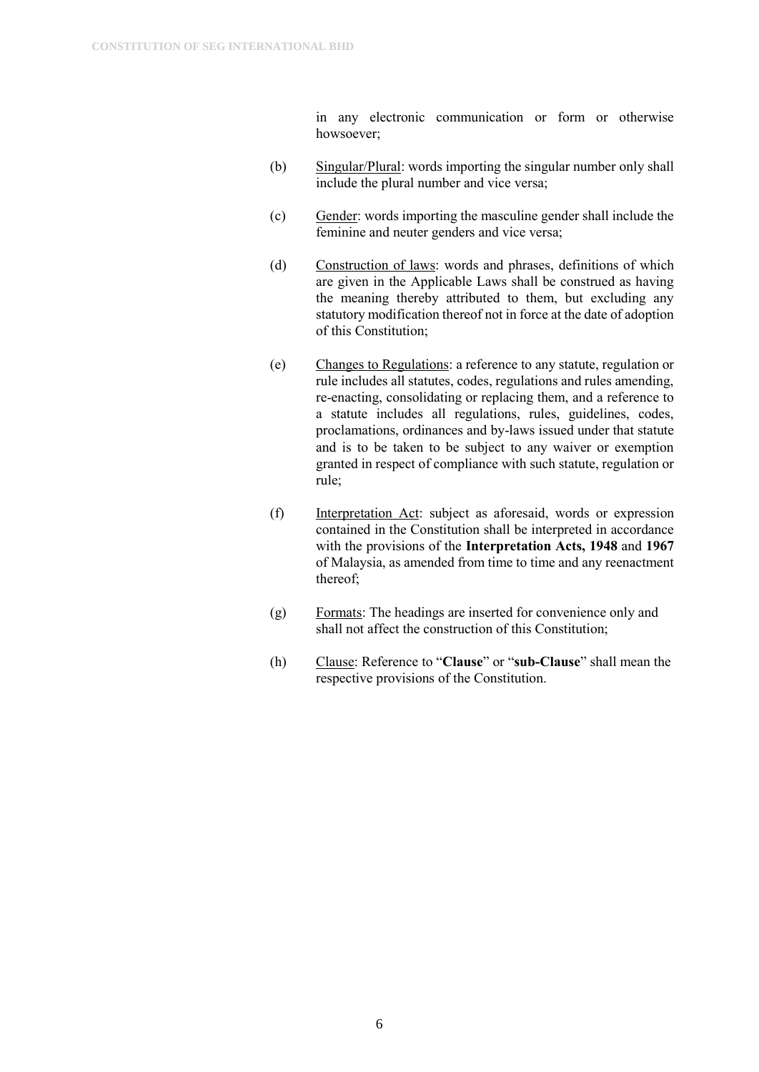in any electronic communication or form or otherwise howsoever;

(b) Singular/Plural: words importing the singular number only shall include the plural number and vice versa;

(c) Gender: words importing the masculine gender shall include the feminine and neuter genders and vice versa;

(d) Construction of laws: words and phrases, definitions of which are given in the Applicable Laws shall be construed as having the meaning thereby attributed to them, but excluding any statutory modification thereof not in force at the date of adoption of this Constitution;

(e) Changes to Regulations: a reference to any statute, regulation or rule includes all statutes, codes, regulations and rules amending, re-enacting, consolidating or replacing them, and a reference to a statute includes all regulations, rules, guidelines, codes, proclamations, ordinances and by-laws issued under that statute and is to be taken to be subject to any waiver or exemption granted in respect of compliance with such statute, regulation or rule;

(f) Interpretation Act: subject as aforesaid, words or expression contained in the Constitution shall be interpreted in accordance with the provisions of the **Interpretation Acts, 1948** and **1967** of Malaysia, as amended from time to time and any reenactment thereof;

(g) Formats: The headings are inserted for convenience only and shall not affect the construction of this Constitution;

(h) Clause: Reference to "**Clause**" or "**sub-Clause**" shall mean the respective provisions of the Constitution.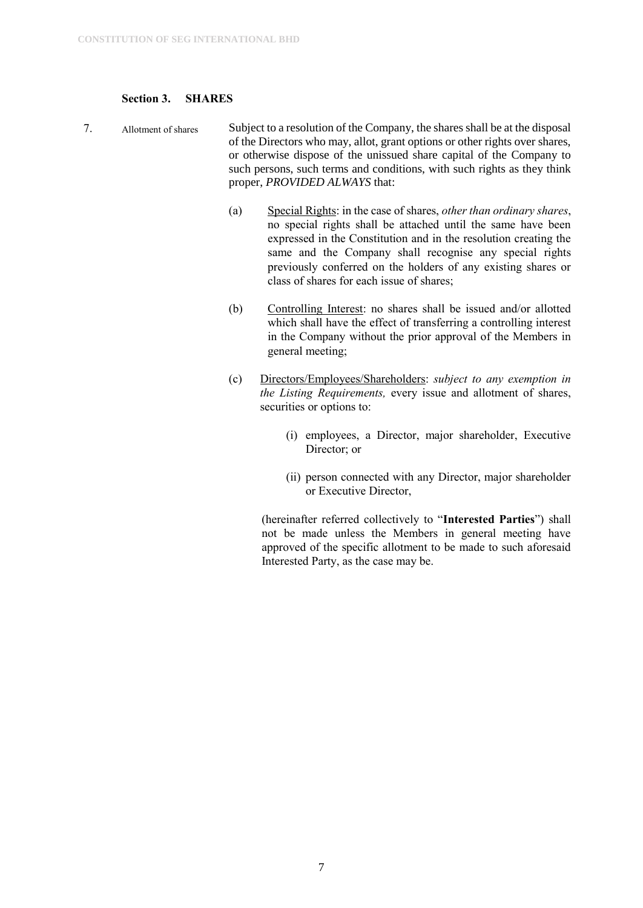### Section 3. SHARES

7. Allotment of shares

Subject to a resolution of the Company, the shares shall be at the disposal of the Directors who may, allot, grant options or other rights over shares, or otherwise dispose of the unissued share capital of the Company to such persons, such terms and conditions, with such rights as they think proper, *PROVIDED ALWAYS* that:

(a) Special Rights: in the case of shares, *other than ordinary shares*, no special rights shall be attached until the same have been expressed in the Constitution and in the resolution creating the same and the Company shall recognise any special rights previously conferred on the holders of any existing shares or class of shares for each issue of shares;

(b) Controlling Interest: no shares shall be issued and/or allotted which shall have the effect of transferring a controlling interest in the Company without the prior approval of the Members in general meeting;

(c) Directors/Employees/Shareholders: *subject to any exemption in the Listing Requirements,* every issue and allotment of shares, securities or options to:

   (i) employees, a Director, major shareholder, Executive Director; or

   (ii) person connected with any Director, major shareholder or Executive Director,

(hereinafter referred collectively to "**Interested Parties**") shall not be made unless the Members in general meeting have approved of the specific allotment to be made to such aforesaid Interested Party, as the case may be.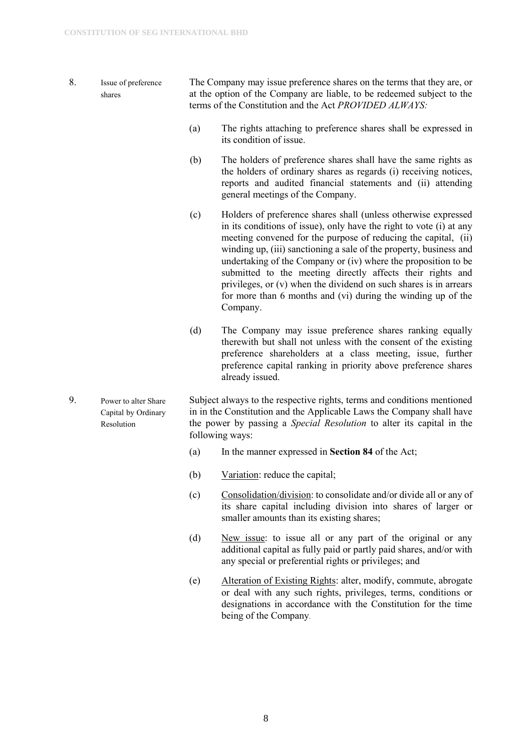8. **Issue of preference shares**

The Company may issue preference shares on the terms that they are, or at the option of the Company are liable, to be redeemed subject to the terms of the Constitution and the Act *PROVIDED ALWAYS:*

(a) The rights attaching to preference shares shall be expressed in its condition of issue.

(b) The holders of preference shares shall have the same rights as the holders of ordinary shares as regards (i) receiving notices, reports and audited financial statements and (ii) attending general meetings of the Company.

(c) Holders of preference shares shall (unless otherwise expressed in its conditions of issue), only have the right to vote (i) at any meeting convened for the purpose of reducing the capital, (ii) winding up, (iii) sanctioning a sale of the property, business and undertaking of the Company or (iv) where the proposition to be submitted to the meeting directly affects their rights and privileges, or (v) when the dividend on such shares is in arrears for more than 6 months and (vi) during the winding up of the Company.

(d) The Company may issue preference shares ranking equally therewith but shall not unless with the consent of the existing preference shareholders at a class meeting, issue, further preference capital ranking in priority above preference shares already issued.

9. **Power to alter Share Capital by Ordinary Resolution**

Subject always to the respective rights, terms and conditions mentioned in in the Constitution and the Applicable Laws the Company shall have the power by passing a *Special Resolution* to alter its capital in the following ways:

(a) In the manner expressed in **Section 84** of the Act;

(b) Variation: reduce the capital;

(c) Consolidation/division: to consolidate and/or divide all or any of its share capital including division into shares of larger or smaller amounts than its existing shares;

(d) New issue: to issue all or any part of the original or any additional capital as fully paid or partly paid shares, and/or with any special or preferential rights or privileges; and

(e) Alteration of Existing Rights: alter, modify, commute, abrogate or deal with any such rights, privileges, terms, conditions or designations in accordance with the Constitution for the time being of the Company.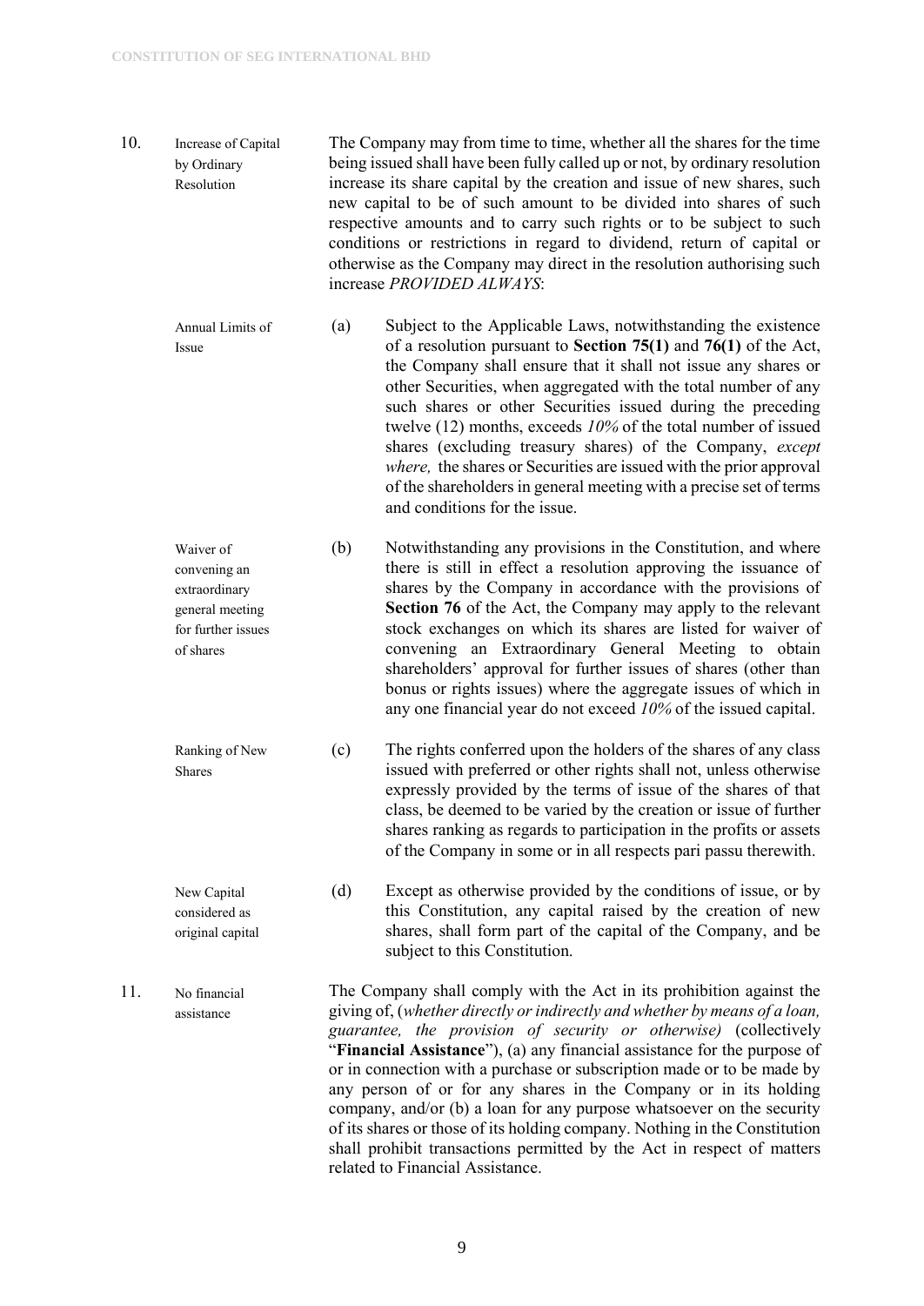10. **Increase of Capital by Ordinary Resolution**

The Company may from time to time, whether all the shares for the time being issued shall have been fully called up or not, by ordinary resolution increase its share capital by the creation and issue of new shares, such new capital to be of such amount to be divided into shares of such respective amounts and to carry such rights or to be subject to such conditions or restrictions in regard to dividend, return of capital or otherwise as the Company may direct in the resolution authorising such increase *PROVIDED ALWAYS*:

**Annual Limits of Issue**

(a) Subject to the Applicable Laws, notwithstanding the existence of a resolution pursuant to **Section 75(1)** and **76(1)** of the Act, the Company shall ensure that it shall not issue any shares or other Securities, when aggregated with the total number of any such shares or other Securities issued during the preceding twelve (12) months, exceeds *10%* of the total number of issued shares (excluding treasury shares) of the Company, *except where,* the shares or Securities are issued with the prior approval of the shareholders in general meeting with a precise set of terms and conditions for the issue.

**Waiver of convening an extraordinary general meeting for further issues of shares**

(b) Notwithstanding any provisions in the Constitution, and where there is still in effect a resolution approving the issuance of shares by the Company in accordance with the provisions of **Section 76** of the Act, the Company may apply to the relevant stock exchanges on which its shares are listed for waiver of convening an Extraordinary General Meeting to obtain shareholders' approval for further issues of shares (other than bonus or rights issues) where the aggregate issues of which in any one financial year do not exceed *10%* of the issued capital.

**Ranking of New Shares**

(c) The rights conferred upon the holders of the shares of any class issued with preferred or other rights shall not, unless otherwise expressly provided by the terms of issue of the shares of that class, be deemed to be varied by the creation or issue of further shares ranking as regards to participation in the profits or assets of the Company in some or in all respects pari passu therewith.

**New Capital considered as original capital**

(d) Except as otherwise provided by the conditions of issue, or by this Constitution, any capital raised by the creation of new shares, shall form part of the capital of the Company, and be subject to this Constitution.

11. **No financial assistance**

The Company shall comply with the Act in its prohibition against the giving of, (*whether directly or indirectly and whether by means of a loan, guarantee, the provision of security or otherwise)* (collectively "**Financial Assistance**"), (a) any financial assistance for the purpose of or in connection with a purchase or subscription made or to be made by any person of or for any shares in the Company or in its holding company, and/or (b) a loan for any purpose whatsoever on the security of its shares or those of its holding company. Nothing in the Constitution shall prohibit transactions permitted by the Act in respect of matters related to Financial Assistance.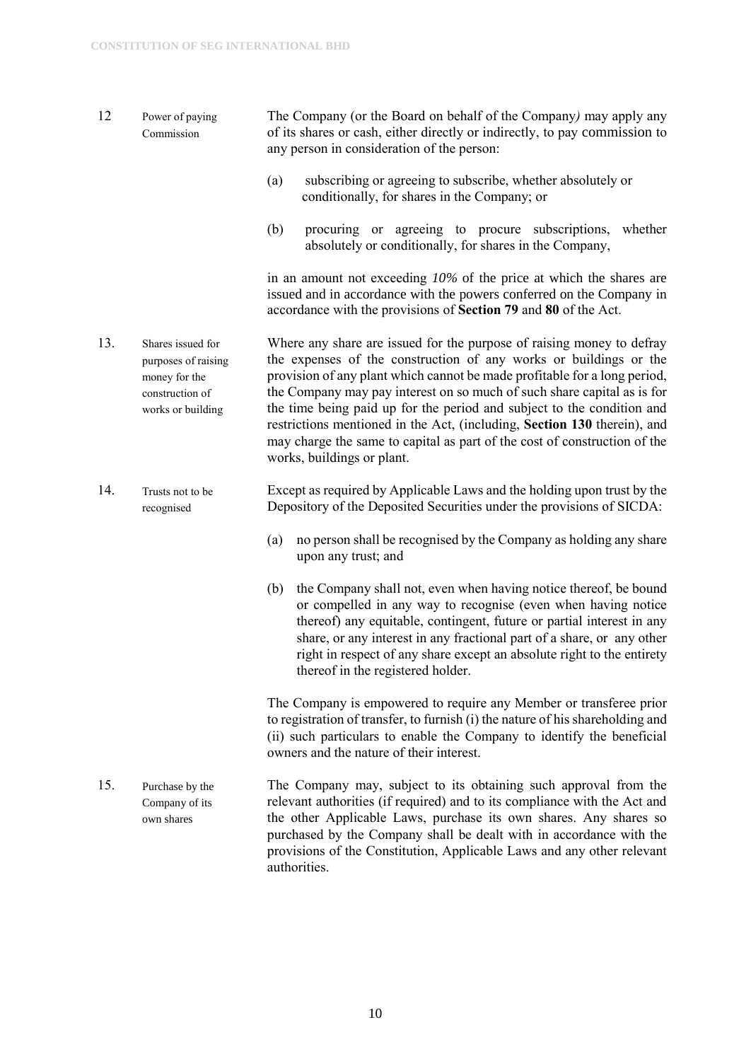**12 Power of paying Commission**

The Company (or the Board on behalf of the Company*)* may apply any of its shares or cash, either directly or indirectly, to pay commission to any person in consideration of the person:

(a) subscribing or agreeing to subscribe, whether absolutely or conditionally, for shares in the Company; or

(b) procuring or agreeing to procure subscriptions, whether absolutely or conditionally, for shares in the Company,

in an amount not exceeding *10%* of the price at which the shares are issued and in accordance with the powers conferred on the Company in accordance with the provisions of **Section 79** and **80** of the Act.

**13. Shares issued for purposes of raising money for the construction of works or building**

Where any share are issued for the purpose of raising money to defray the expenses of the construction of any works or buildings or the provision of any plant which cannot be made profitable for a long period, the Company may pay interest on so much of such share capital as is for the time being paid up for the period and subject to the condition and restrictions mentioned in the Act, (including, **Section 130** therein), and may charge the same to capital as part of the cost of construction of the works, buildings or plant.

**14. Trusts not to be recognised**

Except as required by Applicable Laws and the holding upon trust by the Depository of the Deposited Securities under the provisions of SICDA:

(a) no person shall be recognised by the Company as holding any share upon any trust; and

(b) the Company shall not, even when having notice thereof, be bound or compelled in any way to recognise (even when having notice thereof) any equitable, contingent, future or partial interest in any share, or any interest in any fractional part of a share, or any other right in respect of any share except an absolute right to the entirety thereof in the registered holder.

The Company is empowered to require any Member or transferee prior to registration of transfer, to furnish (i) the nature of his shareholding and (ii) such particulars to enable the Company to identify the beneficial owners and the nature of their interest.

**15. Purchase by the Company of its own shares**

The Company may, subject to its obtaining such approval from the relevant authorities (if required) and to its compliance with the Act and the other Applicable Laws, purchase its own shares. Any shares so purchased by the Company shall be dealt with in accordance with the provisions of the Constitution, Applicable Laws and any other relevant authorities.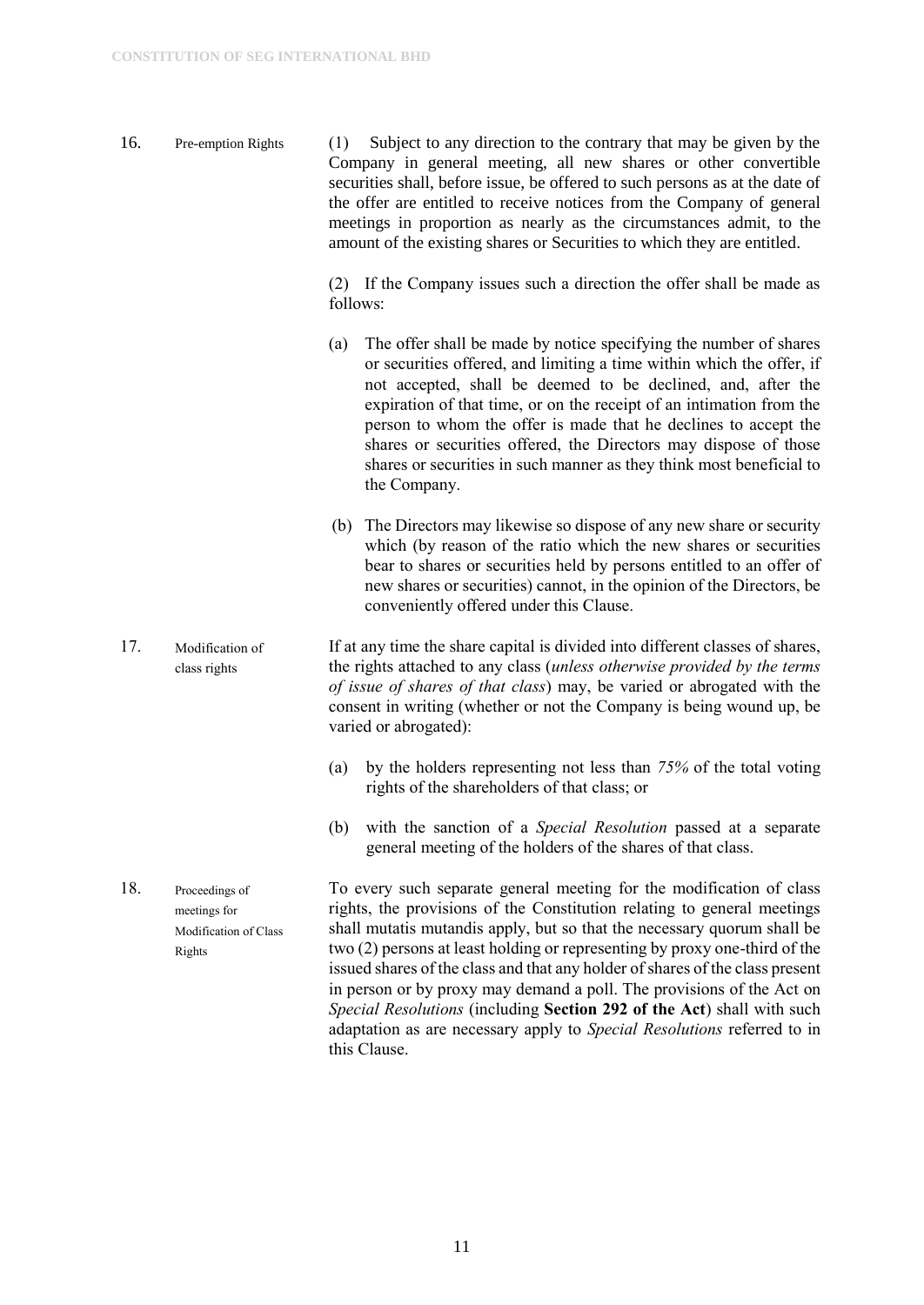**16. Pre-emption Rights**

(1) Subject to any direction to the contrary that may be given by the Company in general meeting, all new shares or other convertible securities shall, before issue, be offered to such persons as at the date of the offer are entitled to receive notices from the Company of general meetings in proportion as nearly as the circumstances admit, to the amount of the existing shares or Securities to which they are entitled.

(2) If the Company issues such a direction the offer shall be made as follows:

(a) The offer shall be made by notice specifying the number of shares or securities offered, and limiting a time within which the offer, if not accepted, shall be deemed to be declined, and, after the expiration of that time, or on the receipt of an intimation from the person to whom the offer is made that he declines to accept the shares or securities offered, the Directors may dispose of those shares or securities in such manner as they think most beneficial to the Company.

(b) The Directors may likewise so dispose of any new share or security which (by reason of the ratio which the new shares or securities bear to shares or securities held by persons entitled to an offer of new shares or securities) cannot, in the opinion of the Directors, be conveniently offered under this Clause.

**17. Modification of class rights**

If at any time the share capital is divided into different classes of shares, the rights attached to any class (*unless otherwise provided by the terms of issue of shares of that class*) may, be varied or abrogated with the consent in writing (whether or not the Company is being wound up, be varied or abrogated):

(a) by the holders representing not less than *75%* of the total voting rights of the shareholders of that class; or

(b) with the sanction of a *Special Resolution* passed at a separate general meeting of the holders of the shares of that class.

**18. Proceedings of meetings for Modification of Class Rights**

To every such separate general meeting for the modification of class rights, the provisions of the Constitution relating to general meetings shall mutatis mutandis apply, but so that the necessary quorum shall be two (2) persons at least holding or representing by proxy one-third of the issued shares of the class and that any holder of shares of the class present in person or by proxy may demand a poll. The provisions of the Act on *Special Resolutions* (including **Section 292 of the Act**) shall with such adaptation as are necessary apply to *Special Resolutions* referred to in this Clause.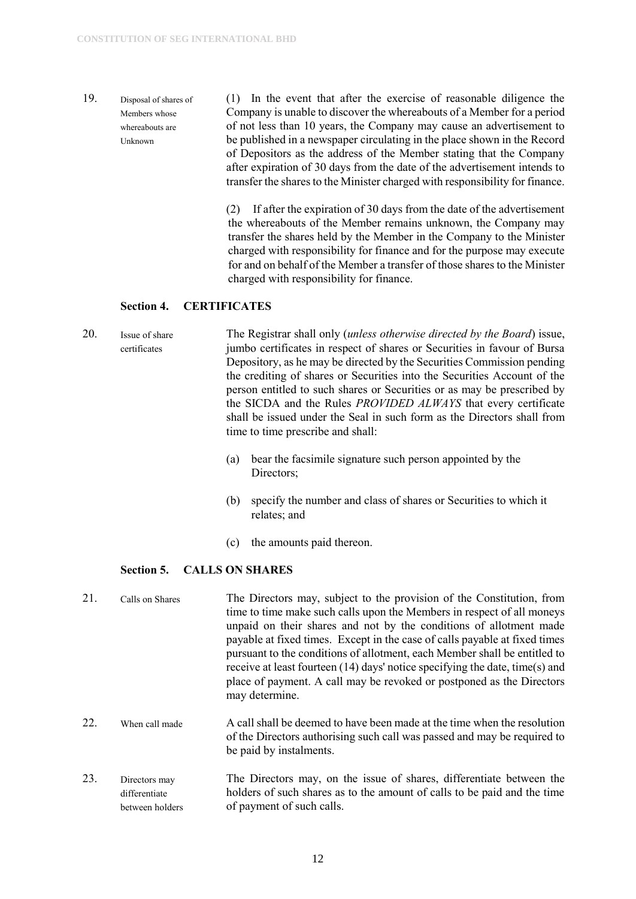19. **Disposal of shares of Members whose whereabouts are Unknown**

(1) In the event that after the exercise of reasonable diligence the Company is unable to discover the whereabouts of a Member for a period of not less than 10 years, the Company may cause an advertisement to be published in a newspaper circulating in the place shown in the Record of Depositors as the address of the Member stating that the Company after expiration of 30 days from the date of the advertisement intends to transfer the shares to the Minister charged with responsibility for finance.

(2) If after the expiration of 30 days from the date of the advertisement the whereabouts of the Member remains unknown, the Company may transfer the shares held by the Member in the Company to the Minister charged with responsibility for finance and for the purpose may execute for and on behalf of the Member a transfer of those shares to the Minister charged with responsibility for finance.

### Section 4. CERTIFICATES

20. **Issue of share certificates**

The Registrar shall only (*unless otherwise directed by the Board*) issue, jumbo certificates in respect of shares or Securities in favour of Bursa Depository, as he may be directed by the Securities Commission pending the crediting of shares or Securities into the Securities Account of the person entitled to such shares or Securities or as may be prescribed by the SICDA and the Rules *PROVIDED ALWAYS* that every certificate shall be issued under the Seal in such form as the Directors shall from time to time prescribe and shall:

(a) bear the facsimile signature such person appointed by the Directors;

(b) specify the number and class of shares or Securities to which it relates; and

(c) the amounts paid thereon.

### Section 5. CALLS ON SHARES

21. **Calls on Shares**

The Directors may, subject to the provision of the Constitution, from time to time make such calls upon the Members in respect of all moneys unpaid on their shares and not by the conditions of allotment made payable at fixed times. Except in the case of calls payable at fixed times pursuant to the conditions of allotment, each Member shall be entitled to receive at least fourteen (14) days' notice specifying the date, time(s) and place of payment. A call may be revoked or postponed as the Directors may determine.

22. **When call made**

A call shall be deemed to have been made at the time when the resolution of the Directors authorising such call was passed and may be required to be paid by instalments.

23. **Directors may differentiate between holders**

The Directors may, on the issue of shares, differentiate between the holders of such shares as to the amount of calls to be paid and the time of payment of such calls.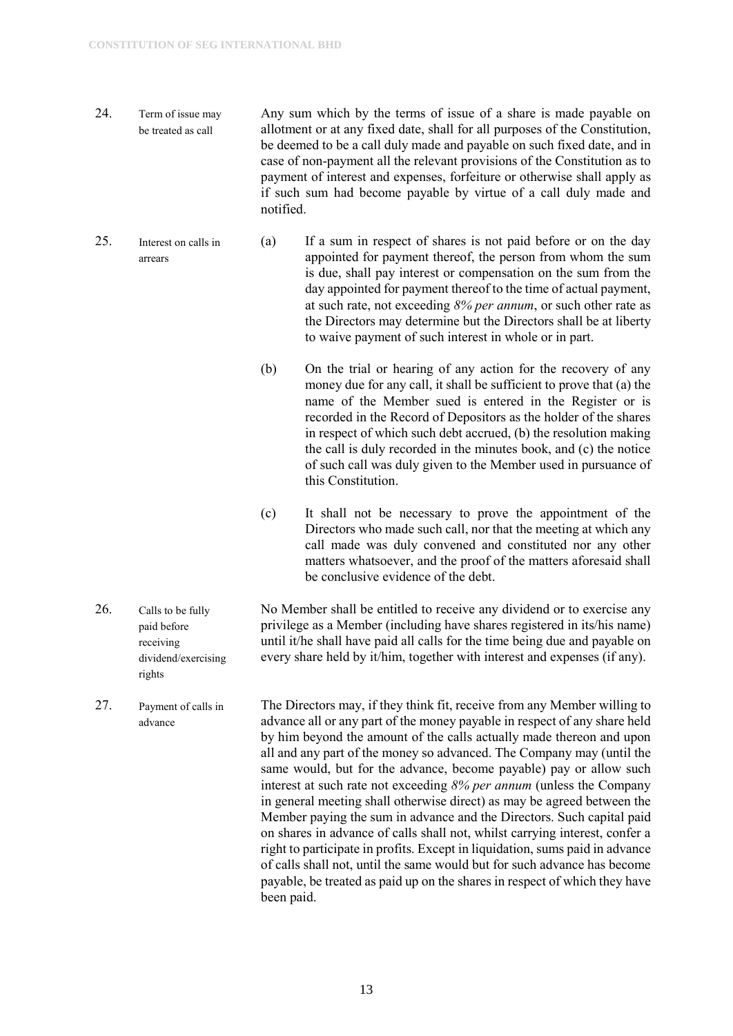24. **Term of issue may be treated as call**

Any sum which by the terms of issue of a share is made payable on allotment or at any fixed date, shall for all purposes of the Constitution, be deemed to be a call duly made and payable on such fixed date, and in case of non-payment all the relevant provisions of the Constitution as to payment of interest and expenses, forfeiture or otherwise shall apply as if such sum had become payable by virtue of a call duly made and notified.

25. **Interest on calls in arrears**

(a) If a sum in respect of shares is not paid before or on the day appointed for payment thereof, the person from whom the sum is due, shall pay interest or compensation on the sum from the day appointed for payment thereof to the time of actual payment, at such rate, not exceeding *8% per annum*, or such other rate as the Directors may determine but the Directors shall be at liberty to waive payment of such interest in whole or in part.

(b) On the trial or hearing of any action for the recovery of any money due for any call, it shall be sufficient to prove that (a) the name of the Member sued is entered in the Register or is recorded in the Record of Depositors as the holder of the shares in respect of which such debt accrued, (b) the resolution making the call is duly recorded in the minutes book, and (c) the notice of such call was duly given to the Member used in pursuance of this Constitution.

(c) It shall not be necessary to prove the appointment of the Directors who made such call, nor that the meeting at which any call made was duly convened and constituted nor any other matters whatsoever, and the proof of the matters aforesaid shall be conclusive evidence of the debt.

26. **Calls to be fully paid before receiving dividend/exercising rights**

No Member shall be entitled to receive any dividend or to exercise any privilege as a Member (including have shares registered in its/his name) until it/he shall have paid all calls for the time being due and payable on every share held by it/him, together with interest and expenses (if any).

27. **Payment of calls in advance**

The Directors may, if they think fit, receive from any Member willing to advance all or any part of the money payable in respect of any share held by him beyond the amount of the calls actually made thereon and upon all and any part of the money so advanced. The Company may (until the same would, but for the advance, become payable) pay or allow such interest at such rate not exceeding *8% per annum* (unless the Company in general meeting shall otherwise direct) as may be agreed between the Member paying the sum in advance and the Directors. Such capital paid on shares in advance of calls shall not, whilst carrying interest, confer a right to participate in profits. Except in liquidation, sums paid in advance of calls shall not, until the same would but for such advance has become payable, be treated as paid up on the shares in respect of which they have been paid.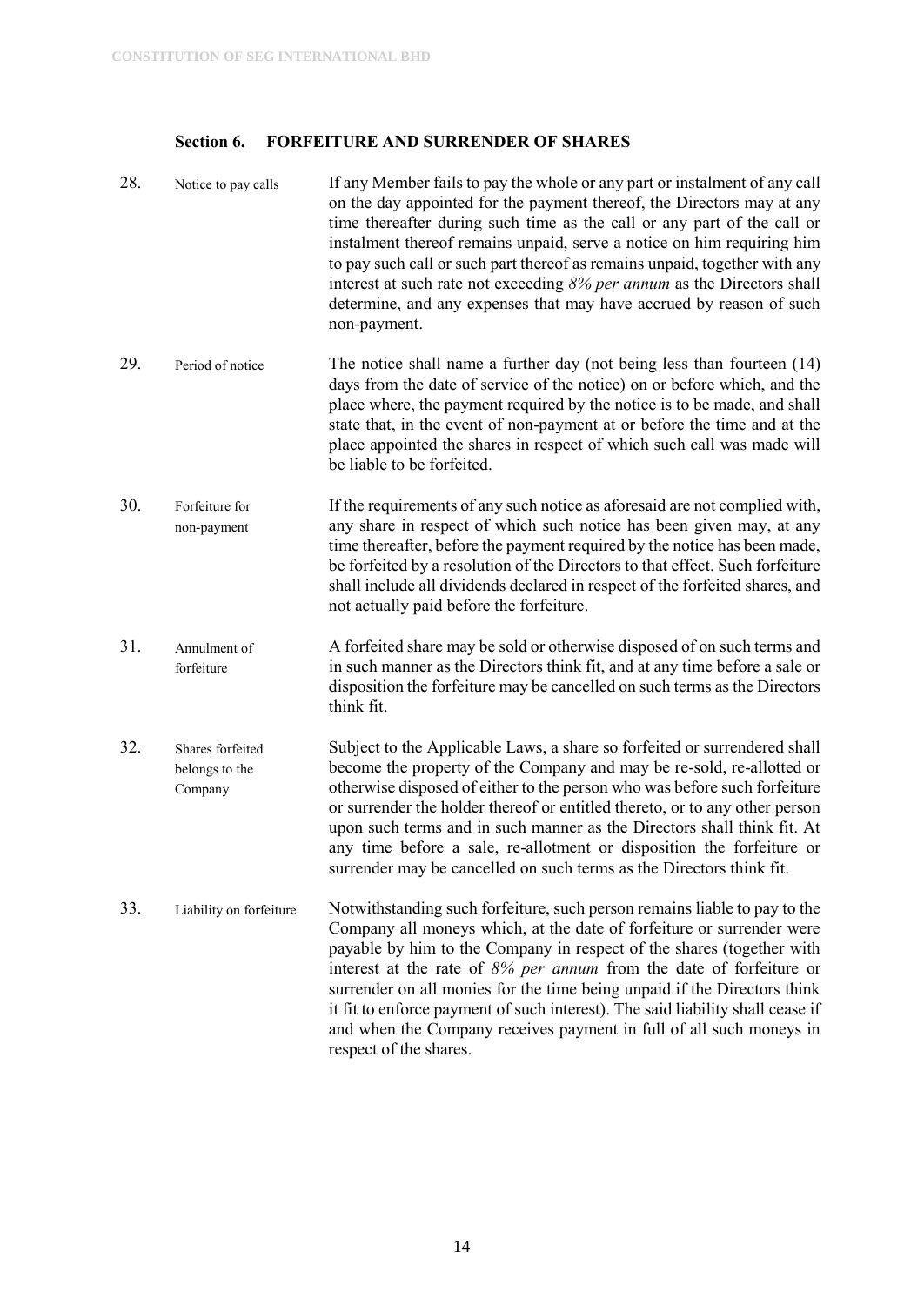## Section 6. FORFEITURE AND SURRENDER OF SHARES

28. Notice to pay calls

If any Member fails to pay the whole or any part or instalment of any call on the day appointed for the payment thereof, the Directors may at any time thereafter during such time as the call or any part of the call or instalment thereof remains unpaid, serve a notice on him requiring him to pay such call or such part thereof as remains unpaid, together with any interest at such rate not exceeding *8% per annum* as the Directors shall determine, and any expenses that may have accrued by reason of such non-payment.

29. Period of notice

The notice shall name a further day (not being less than fourteen (14) days from the date of service of the notice) on or before which, and the place where, the payment required by the notice is to be made, and shall state that, in the event of non-payment at or before the time and at the place appointed the shares in respect of which such call was made will be liable to be forfeited.

30. Forfeiture for non-payment

If the requirements of any such notice as aforesaid are not complied with, any share in respect of which such notice has been given may, at any time thereafter, before the payment required by the notice has been made, be forfeited by a resolution of the Directors to that effect. Such forfeiture shall include all dividends declared in respect of the forfeited shares, and not actually paid before the forfeiture.

31. Annulment of forfeiture

A forfeited share may be sold or otherwise disposed of on such terms and in such manner as the Directors think fit, and at any time before a sale or disposition the forfeiture may be cancelled on such terms as the Directors think fit.

32. Shares forfeited belongs to the Company

Subject to the Applicable Laws, a share so forfeited or surrendered shall become the property of the Company and may be re-sold, re-allotted or otherwise disposed of either to the person who was before such forfeiture or surrender the holder thereof or entitled thereto, or to any other person upon such terms and in such manner as the Directors shall think fit. At any time before a sale, re-allotment or disposition the forfeiture or surrender may be cancelled on such terms as the Directors think fit.

33. Liability on forfeiture

Notwithstanding such forfeiture, such person remains liable to pay to the Company all moneys which, at the date of forfeiture or surrender were payable by him to the Company in respect of the shares (together with interest at the rate of *8% per annum* from the date of forfeiture or surrender on all monies for the time being unpaid if the Directors think it fit to enforce payment of such interest). The said liability shall cease if and when the Company receives payment in full of all such moneys in respect of the shares.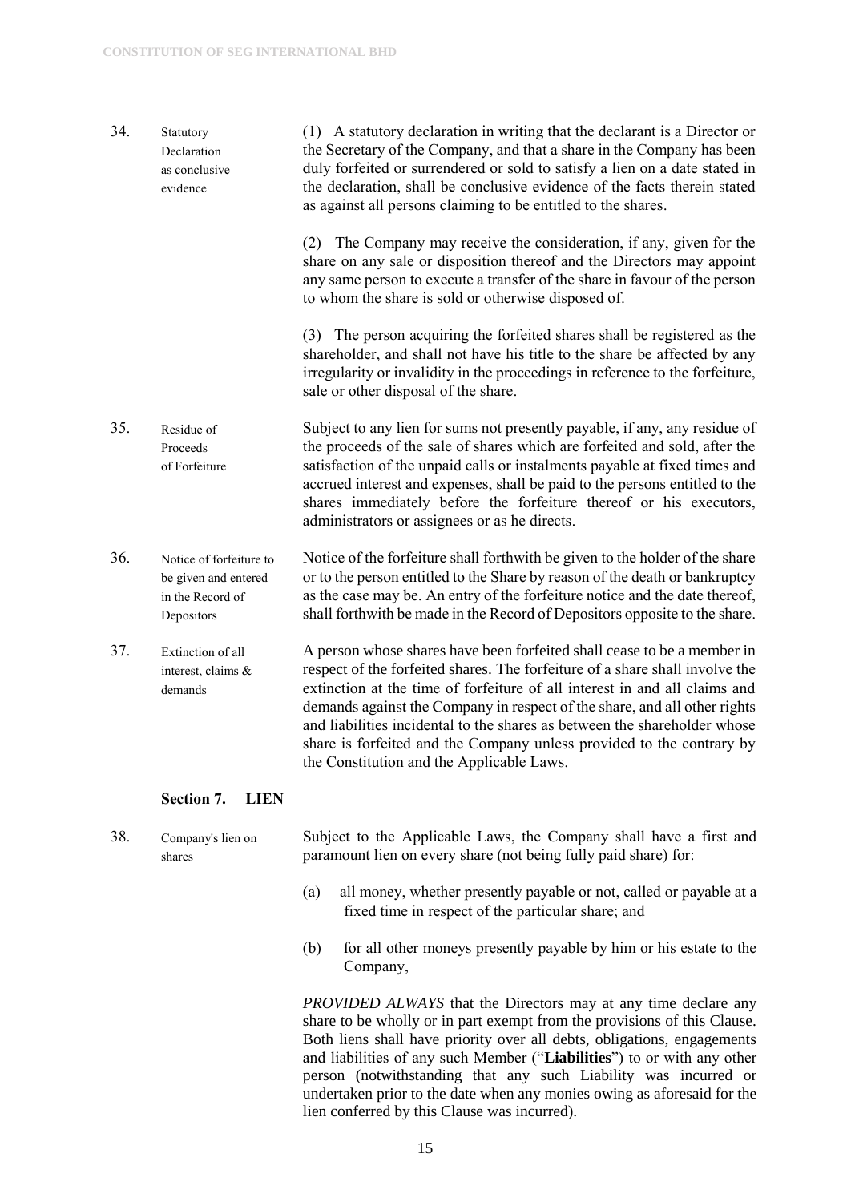**34. Statutory Declaration as conclusive evidence**

(1) A statutory declaration in writing that the declarant is a Director or the Secretary of the Company, and that a share in the Company has been duly forfeited or surrendered or sold to satisfy a lien on a date stated in the declaration, shall be conclusive evidence of the facts therein stated as against all persons claiming to be entitled to the shares.

(2) The Company may receive the consideration, if any, given for the share on any sale or disposition thereof and the Directors may appoint any same person to execute a transfer of the share in favour of the person to whom the share is sold or otherwise disposed of.

(3) The person acquiring the forfeited shares shall be registered as the shareholder, and shall not have his title to the share be affected by any irregularity or invalidity in the proceedings in reference to the forfeiture, sale or other disposal of the share.

**35. Residue of Proceeds of Forfeiture**

Subject to any lien for sums not presently payable, if any, any residue of the proceeds of the sale of shares which are forfeited and sold, after the satisfaction of the unpaid calls or instalments payable at fixed times and accrued interest and expenses, shall be paid to the persons entitled to the shares immediately before the forfeiture thereof or his executors, administrators or assignees or as he directs.

**36. Notice of forfeiture to be given and entered in the Record of Depositors**

Notice of the forfeiture shall forthwith be given to the holder of the share or to the person entitled to the Share by reason of the death or bankruptcy as the case may be. An entry of the forfeiture notice and the date thereof, shall forthwith be made in the Record of Depositors opposite to the share.

**37. Extinction of all interest, claims & demands**

A person whose shares have been forfeited shall cease to be a member in respect of the forfeited shares. The forfeiture of a share shall involve the extinction at the time of forfeiture of all interest in and all claims and demands against the Company in respect of the share, and all other rights and liabilities incidental to the shares as between the shareholder whose share is forfeited and the Company unless provided to the contrary by the Constitution and the Applicable Laws.

## Section 7. LIEN

**38. Company's lien on shares**

Subject to the Applicable Laws, the Company shall have a first and paramount lien on every share (not being fully paid share) for:

(a) all money, whether presently payable or not, called or payable at a fixed time in respect of the particular share; and

(b) for all other moneys presently payable by him or his estate to the Company,

*PROVIDED ALWAYS* that the Directors may at any time declare any share to be wholly or in part exempt from the provisions of this Clause. Both liens shall have priority over all debts, obligations, engagements and liabilities of any such Member ("**Liabilities**") to or with any other person (notwithstanding that any such Liability was incurred or undertaken prior to the date when any monies owing as aforesaid for the lien conferred by this Clause was incurred).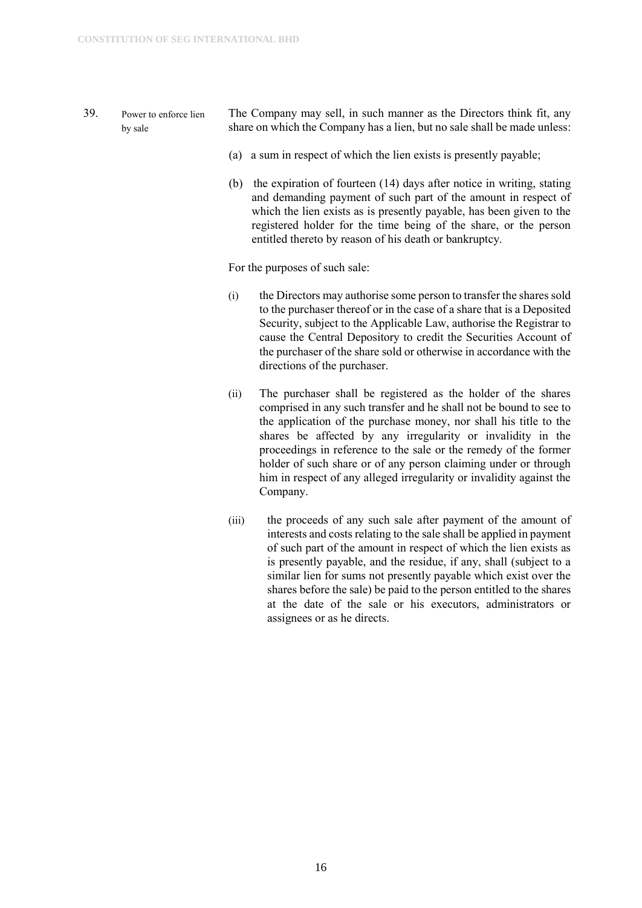**39. Power to enforce lien by sale**

The Company may sell, in such manner as the Directors think fit, any share on which the Company has a lien, but no sale shall be made unless:

(a) a sum in respect of which the lien exists is presently payable;

(b) the expiration of fourteen (14) days after notice in writing, stating and demanding payment of such part of the amount in respect of which the lien exists as is presently payable, has been given to the registered holder for the time being of the share, or the person entitled thereto by reason of his death or bankruptcy.

For the purposes of such sale:

(i) the Directors may authorise some person to transfer the shares sold to the purchaser thereof or in the case of a share that is a Deposited Security, subject to the Applicable Law, authorise the Registrar to cause the Central Depository to credit the Securities Account of the purchaser of the share sold or otherwise in accordance with the directions of the purchaser.

(ii) The purchaser shall be registered as the holder of the shares comprised in any such transfer and he shall not be bound to see to the application of the purchase money, nor shall his title to the shares be affected by any irregularity or invalidity in the proceedings in reference to the sale or the remedy of the former holder of such share or of any person claiming under or through him in respect of any alleged irregularity or invalidity against the Company.

(iii) the proceeds of any such sale after payment of the amount of interests and costs relating to the sale shall be applied in payment of such part of the amount in respect of which the lien exists as is presently payable, and the residue, if any, shall (subject to a similar lien for sums not presently payable which exist over the shares before the sale) be paid to the person entitled to the shares at the date of the sale or his executors, administrators or assignees or as he directs.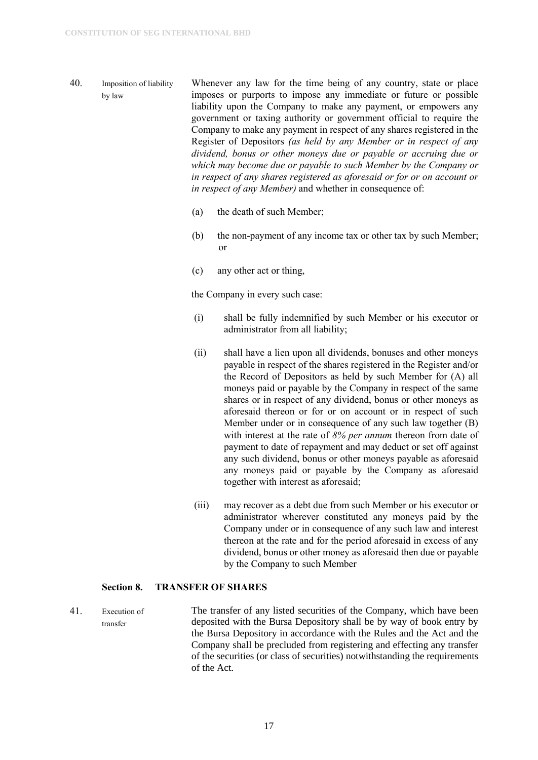40. **Imposition of liability by law**

Whenever any law for the time being of any country, state or place imposes or purports to impose any immediate or future or possible liability upon the Company to make any payment, or empowers any government or taxing authority or government official to require the Company to make any payment in respect of any shares registered in the Register of Depositors *(as held by any Member or in respect of any dividend, bonus or other moneys due or payable or accruing due or which may become due or payable to such Member by the Company or in respect of any shares registered as aforesaid or for or on account or in respect of any Member)* and whether in consequence of:

(a) the death of such Member;

(b) the non-payment of any income tax or other tax by such Member; or

(c) any other act or thing,

the Company in every such case:

(i) shall be fully indemnified by such Member or his executor or administrator from all liability;

(ii) shall have a lien upon all dividends, bonuses and other moneys payable in respect of the shares registered in the Register and/or the Record of Depositors as held by such Member for (A) all moneys paid or payable by the Company in respect of the same shares or in respect of any dividend, bonus or other moneys as aforesaid thereon or for or on account or in respect of such Member under or in consequence of any such law together (B) with interest at the rate of *8% per annum* thereon from date of payment to date of repayment and may deduct or set off against any such dividend, bonus or other moneys payable as aforesaid any moneys paid or payable by the Company as aforesaid together with interest as aforesaid;

(iii) may recover as a debt due from such Member or his executor or administrator wherever constituted any moneys paid by the Company under or in consequence of any such law and interest thereon at the rate and for the period aforesaid in excess of any dividend, bonus or other money as aforesaid then due or payable by the Company to such Member

## Section 8. TRANSFER OF SHARES

41. **Execution of transfer**

The transfer of any listed securities of the Company, which have been deposited with the Bursa Depository shall be by way of book entry by the Bursa Depository in accordance with the Rules and the Act and the Company shall be precluded from registering and effecting any transfer of the securities (or class of securities) notwithstanding the requirements of the Act.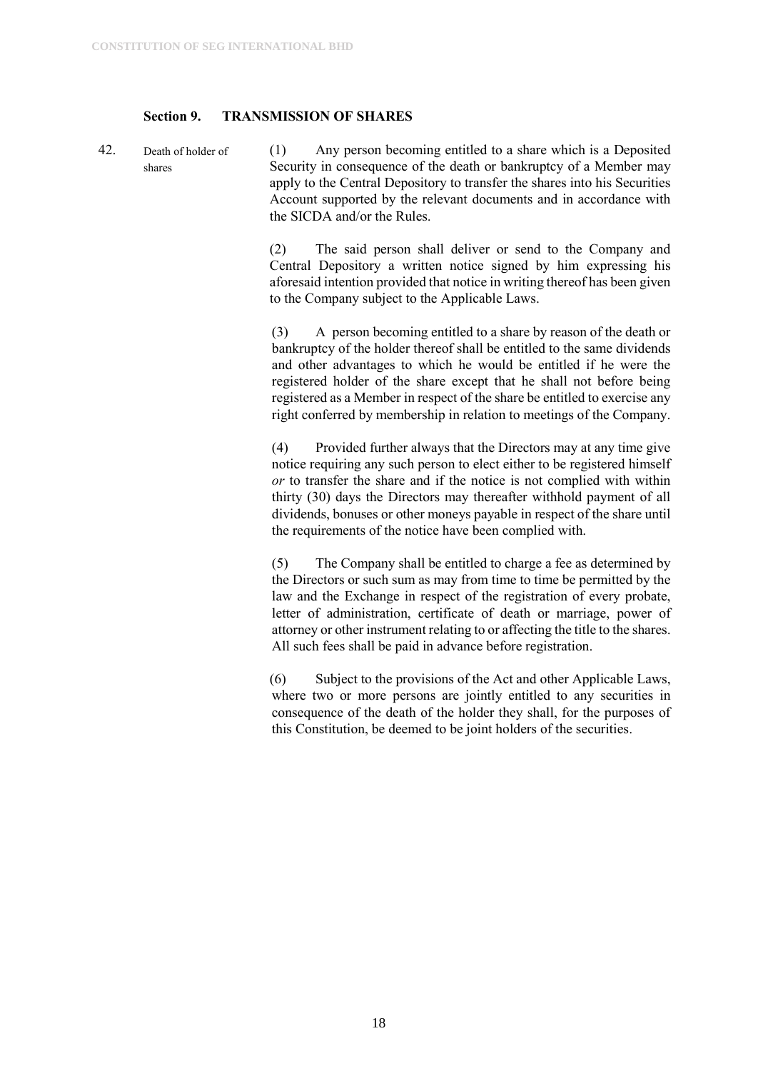### Section 9. TRANSMISSION OF SHARES

**42.** Death of holder of shares

(1) Any person becoming entitled to a share which is a Deposited Security in consequence of the death or bankruptcy of a Member may apply to the Central Depository to transfer the shares into his Securities Account supported by the relevant documents and in accordance with the SICDA and/or the Rules.

(2) The said person shall deliver or send to the Company and Central Depository a written notice signed by him expressing his aforesaid intention provided that notice in writing thereof has been given to the Company subject to the Applicable Laws.

(3) A person becoming entitled to a share by reason of the death or bankruptcy of the holder thereof shall be entitled to the same dividends and other advantages to which he would be entitled if he were the registered holder of the share except that he shall not before being registered as a Member in respect of the share be entitled to exercise any right conferred by membership in relation to meetings of the Company.

(4) Provided further always that the Directors may at any time give notice requiring any such person to elect either to be registered himself *or* to transfer the share and if the notice is not complied with within thirty (30) days the Directors may thereafter withhold payment of all dividends, bonuses or other moneys payable in respect of the share until the requirements of the notice have been complied with.

(5) The Company shall be entitled to charge a fee as determined by the Directors or such sum as may from time to time be permitted by the law and the Exchange in respect of the registration of every probate, letter of administration, certificate of death or marriage, power of attorney or other instrument relating to or affecting the title to the shares. All such fees shall be paid in advance before registration.

(6) Subject to the provisions of the Act and other Applicable Laws, where two or more persons are jointly entitled to any securities in consequence of the death of the holder they shall, for the purposes of this Constitution, be deemed to be joint holders of the securities.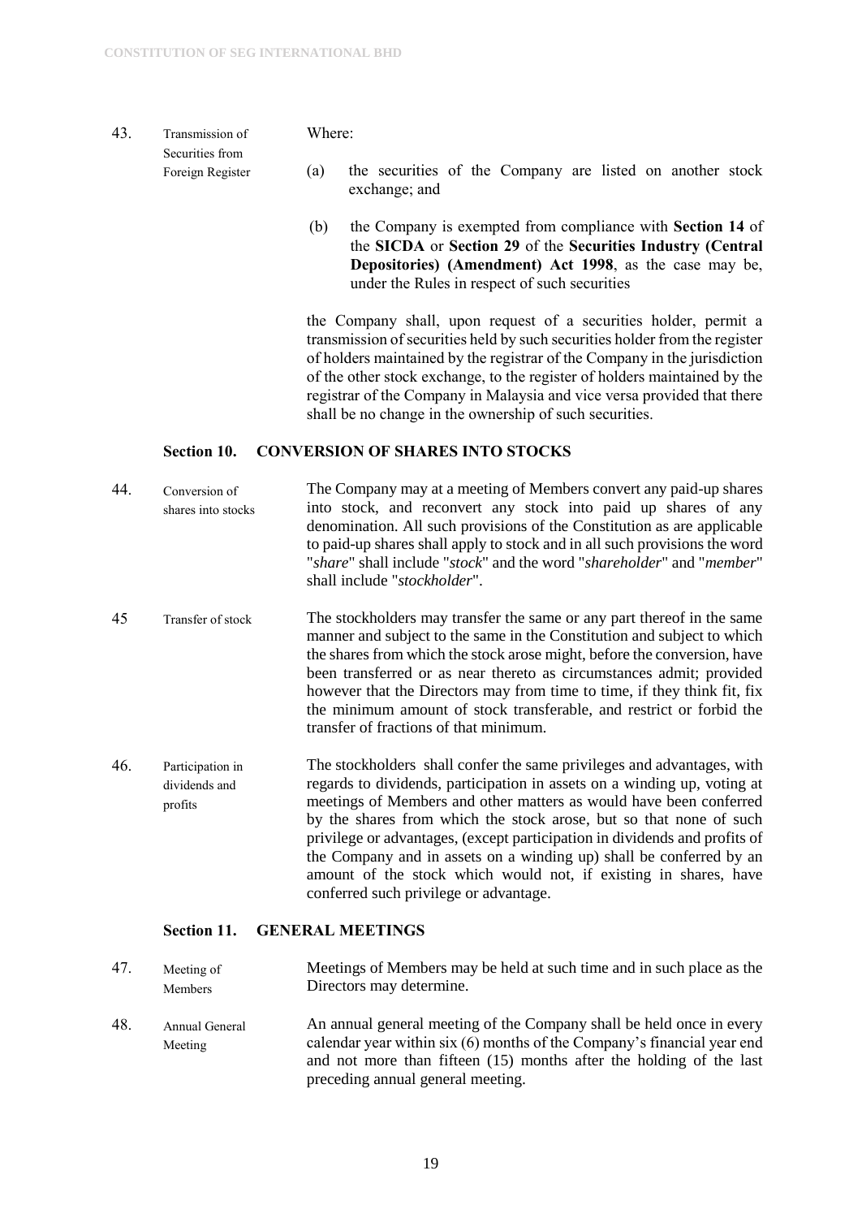43. **Transmission of Securities from Foreign Register**

Where:

(a) the securities of the Company are listed on another stock exchange; and

(b) the Company is exempted from compliance with **Section 14** of the **SICDA** or **Section 29** of the **Securities Industry (Central Depositories) (Amendment) Act 1998**, as the case may be, under the Rules in respect of such securities

the Company shall, upon request of a securities holder, permit a transmission of securities held by such securities holder from the register of holders maintained by the registrar of the Company in the jurisdiction of the other stock exchange, to the register of holders maintained by the registrar of the Company in Malaysia and vice versa provided that there shall be no change in the ownership of such securities.

## Section 10. CONVERSION OF SHARES INTO STOCKS

44. **Conversion of shares into stocks**

The Company may at a meeting of Members convert any paid-up shares into stock, and reconvert any stock into paid up shares of any denomination. All such provisions of the Constitution as are applicable to paid-up shares shall apply to stock and in all such provisions the word "*share*" shall include "*stock*" and the word "*shareholder*" and "*member*" shall include "*stockholder*".

45 **Transfer of stock**

The stockholders may transfer the same or any part thereof in the same manner and subject to the same in the Constitution and subject to which the shares from which the stock arose might, before the conversion, have been transferred or as near thereto as circumstances admit; provided however that the Directors may from time to time, if they think fit, fix the minimum amount of stock transferable, and restrict or forbid the transfer of fractions of that minimum.

46. **Participation in dividends and profits**

The stockholders shall confer the same privileges and advantages, with regards to dividends, participation in assets on a winding up, voting at meetings of Members and other matters as would have been conferred by the shares from which the stock arose, but so that none of such privilege or advantages, (except participation in dividends and profits of the Company and in assets on a winding up) shall be conferred by an amount of the stock which would not, if existing in shares, have conferred such privilege or advantage.

## Section 11. GENERAL MEETINGS

47. **Meeting of Members**

Meetings of Members may be held at such time and in such place as the Directors may determine.

48. **Annual General Meeting**

An annual general meeting of the Company shall be held once in every calendar year within six (6) months of the Company's financial year end and not more than fifteen (15) months after the holding of the last preceding annual general meeting.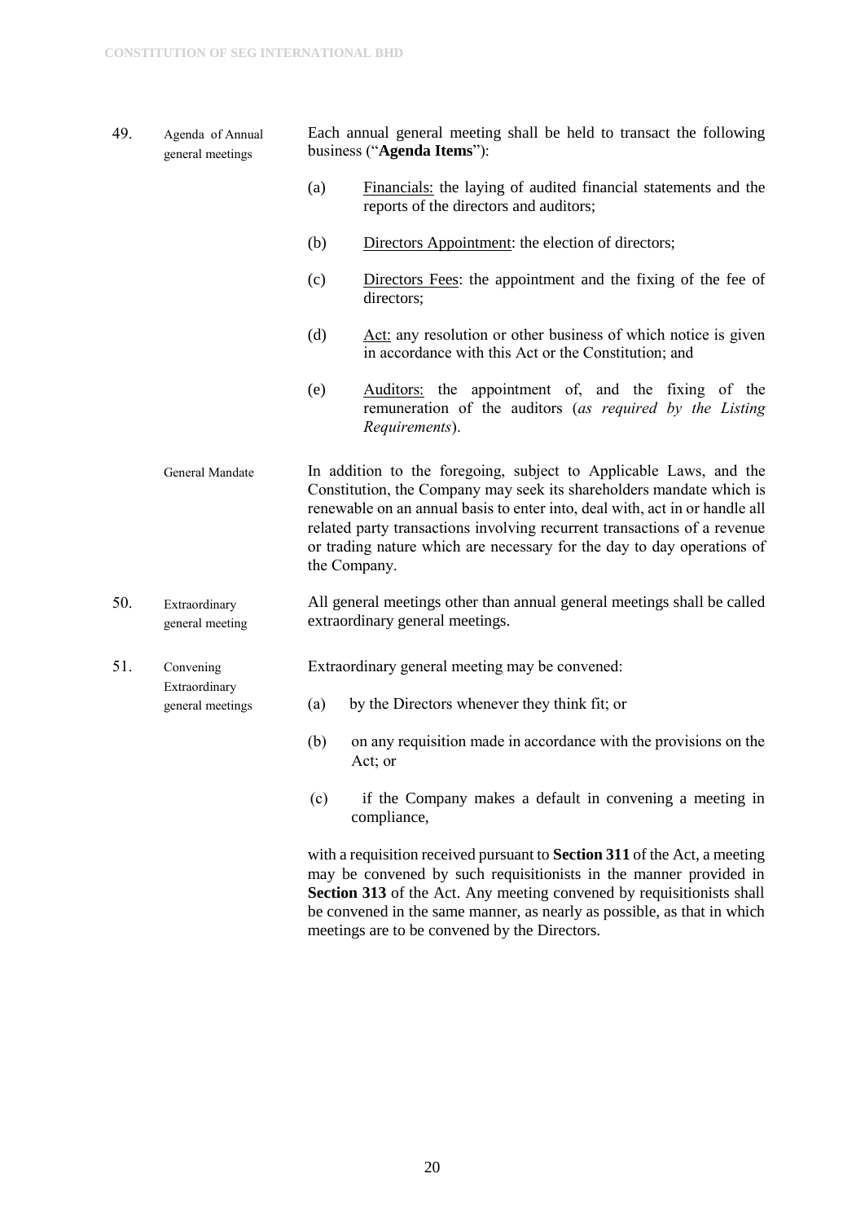**49.** **Agenda of Annual general meetings**

Each annual general meeting shall be held to transact the following business ("**Agenda Items**"):

(a) Financials: the laying of audited financial statements and the reports of the directors and auditors;

(b) Directors Appointment: the election of directors;

(c) Directors Fees: the appointment and the fixing of the fee of directors;

(d) Act: any resolution or other business of which notice is given in accordance with this Act or the Constitution; and

(e) Auditors: the appointment of, and the fixing of the remuneration of the auditors (*as required by the Listing Requirements*).

**General Mandate**

In addition to the foregoing, subject to Applicable Laws, and the Constitution, the Company may seek its shareholders mandate which is renewable on an annual basis to enter into, deal with, act in or handle all related party transactions involving recurrent transactions of a revenue or trading nature which are necessary for the day to day operations of the Company.

**50.** **Extraordinary general meeting**

All general meetings other than annual general meetings shall be called extraordinary general meetings.

**51.** **Convening Extraordinary general meetings**

Extraordinary general meeting may be convened:

(a) by the Directors whenever they think fit; or

(b) on any requisition made in accordance with the provisions on the Act; or

(c) if the Company makes a default in convening a meeting in compliance,

with a requisition received pursuant to **Section 311** of the Act, a meeting may be convened by such requisitionists in the manner provided in **Section 313** of the Act. Any meeting convened by requisitionists shall be convened in the same manner, as nearly as possible, as that in which meetings are to be convened by the Directors.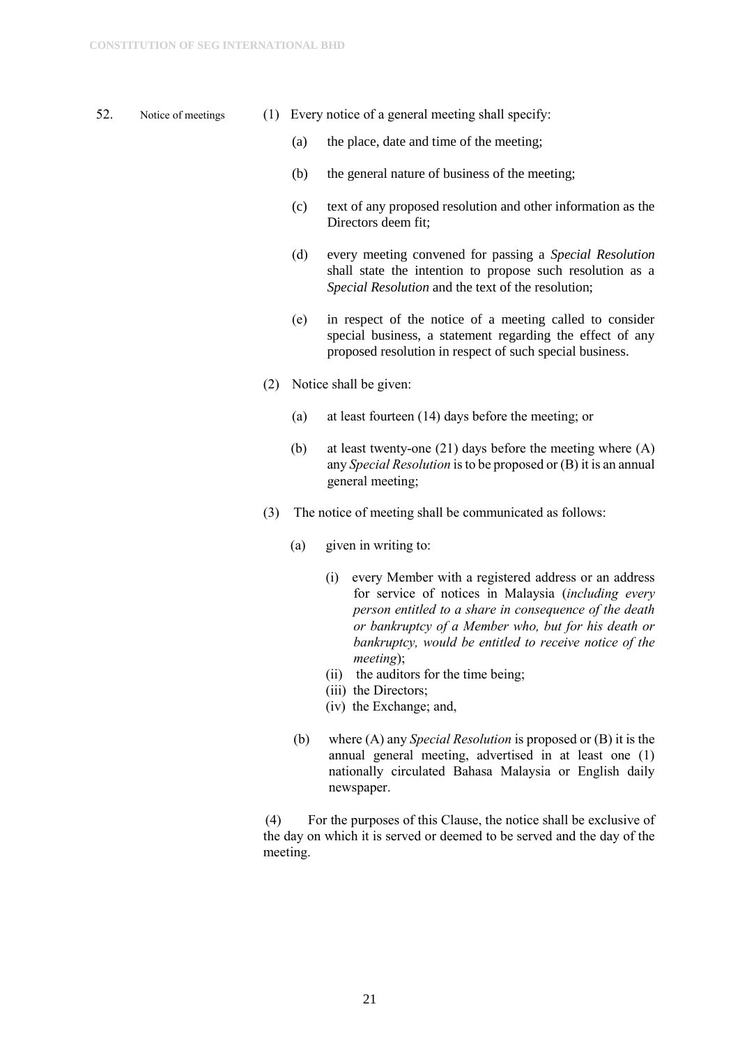**52. Notice of meetings**

(1) Every notice of a general meeting shall specify:

(a) the place, date and time of the meeting;

(b) the general nature of business of the meeting;

(c) text of any proposed resolution and other information as the Directors deem fit;

(d) every meeting convened for passing a *Special Resolution* shall state the intention to propose such resolution as a *Special Resolution* and the text of the resolution;

(e) in respect of the notice of a meeting called to consider special business, a statement regarding the effect of any proposed resolution in respect of such special business.

(2) Notice shall be given:

(a) at least fourteen (14) days before the meeting; or

(b) at least twenty-one (21) days before the meeting where (A) any *Special Resolution* is to be proposed or (B) it is an annual general meeting;

(3) The notice of meeting shall be communicated as follows:

(a) given in writing to:

(i) every Member with a registered address or an address for service of notices in Malaysia (*including every person entitled to a share in consequence of the death or bankruptcy of a Member who, but for his death or bankruptcy, would be entitled to receive notice of the meeting*);

(ii) the auditors for the time being;

(iii) the Directors;

(iv) the Exchange; and,

(b) where (A) any *Special Resolution* is proposed or (B) it is the annual general meeting, advertised in at least one (1) nationally circulated Bahasa Malaysia or English daily newspaper.

(4) For the purposes of this Clause, the notice shall be exclusive of the day on which it is served or deemed to be served and the day of the meeting.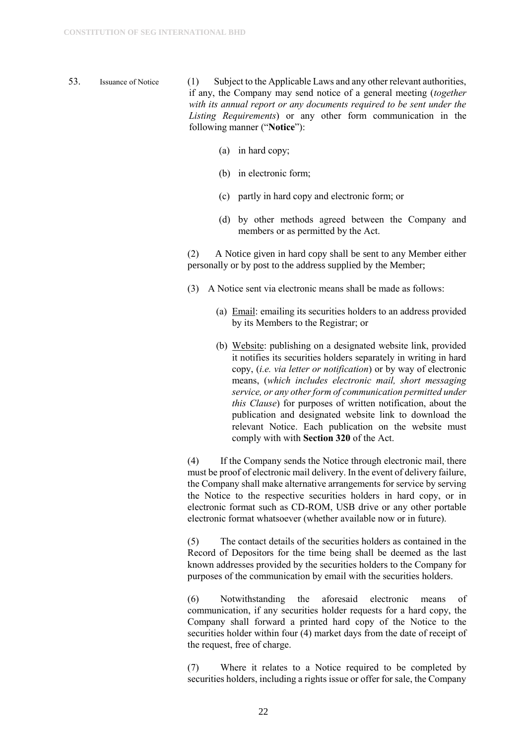53. Issuance of Notice

(1) Subject to the Applicable Laws and any other relevant authorities, if any, the Company may send notice of a general meeting (*together with its annual report or any documents required to be sent under the Listing Requirements*) or any other form communication in the following manner ("**Notice**"):

(a) in hard copy;

(b) in electronic form;

(c) partly in hard copy and electronic form; or

(d) by other methods agreed between the Company and members or as permitted by the Act.

(2) A Notice given in hard copy shall be sent to any Member either personally or by post to the address supplied by the Member;

(3) A Notice sent via electronic means shall be made as follows:

(a) Email: emailing its securities holders to an address provided by its Members to the Registrar; or

(b) Website: publishing on a designated website link, provided it notifies its securities holders separately in writing in hard copy, (*i.e. via letter or notification*) or by way of electronic means, (*which includes electronic mail, short messaging service, or any other form of communication permitted under this Clause*) for purposes of written notification, about the publication and designated website link to download the relevant Notice. Each publication on the website must comply with with **Section 320** of the Act.

(4) If the Company sends the Notice through electronic mail, there must be proof of electronic mail delivery. In the event of delivery failure, the Company shall make alternative arrangements for service by serving the Notice to the respective securities holders in hard copy, or in electronic format such as CD-ROM, USB drive or any other portable electronic format whatsoever (whether available now or in future).

(5) The contact details of the securities holders as contained in the Record of Depositors for the time being shall be deemed as the last known addresses provided by the securities holders to the Company for purposes of the communication by email with the securities holders.

(6) Notwithstanding the aforesaid electronic means of communication, if any securities holder requests for a hard copy, the Company shall forward a printed hard copy of the Notice to the securities holder within four (4) market days from the date of receipt of the request, free of charge.

(7) Where it relates to a Notice required to be completed by securities holders, including a rights issue or offer for sale, the Company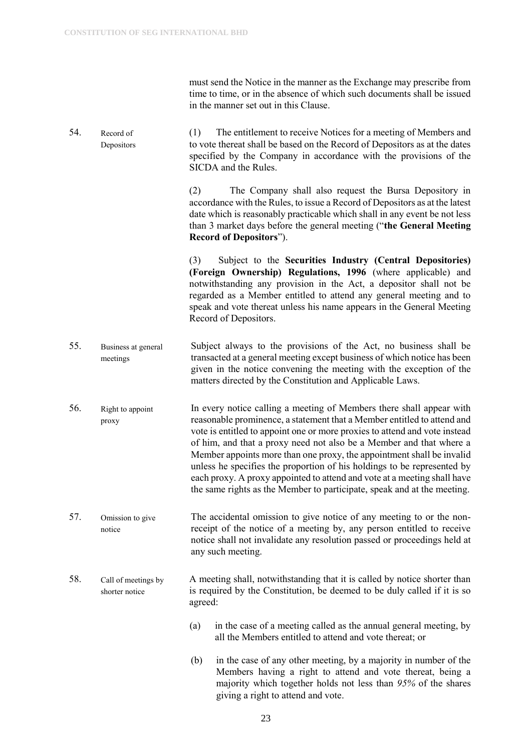must send the Notice in the manner as the Exchange may prescribe from time to time, or in the absence of which such documents shall be issued in the manner set out in this Clause.

**54. Record of Depositors**

(1) The entitlement to receive Notices for a meeting of Members and to vote thereat shall be based on the Record of Depositors as at the dates specified by the Company in accordance with the provisions of the SICDA and the Rules.

(2) The Company shall also request the Bursa Depository in accordance with the Rules, to issue a Record of Depositors as at the latest date which is reasonably practicable which shall in any event be not less than 3 market days before the general meeting ("**the General Meeting Record of Depositors**").

(3) Subject to the **Securities Industry (Central Depositories) (Foreign Ownership) Regulations, 1996** (where applicable) and notwithstanding any provision in the Act, a depositor shall not be regarded as a Member entitled to attend any general meeting and to speak and vote thereat unless his name appears in the General Meeting Record of Depositors.

**55. Business at general meetings**

Subject always to the provisions of the Act, no business shall be transacted at a general meeting except business of which notice has been given in the notice convening the meeting with the exception of the matters directed by the Constitution and Applicable Laws.

**56. Right to appoint proxy**

In every notice calling a meeting of Members there shall appear with reasonable prominence, a statement that a Member entitled to attend and vote is entitled to appoint one or more proxies to attend and vote instead of him, and that a proxy need not also be a Member and that where a Member appoints more than one proxy, the appointment shall be invalid unless he specifies the proportion of his holdings to be represented by each proxy. A proxy appointed to attend and vote at a meeting shall have the same rights as the Member to participate, speak and at the meeting.

**57. Omission to give notice**

The accidental omission to give notice of any meeting to or the non-receipt of the notice of a meeting by, any person entitled to receive notice shall not invalidate any resolution passed or proceedings held at any such meeting.

**58. Call of meetings by shorter notice**

A meeting shall, notwithstanding that it is called by notice shorter than is required by the Constitution, be deemed to be duly called if it is so agreed:

(a) in the case of a meeting called as the annual general meeting, by all the Members entitled to attend and vote thereat; or

(b) in the case of any other meeting, by a majority in number of the Members having a right to attend and vote thereat, being a majority which together holds not less than *95%* of the shares giving a right to attend and vote.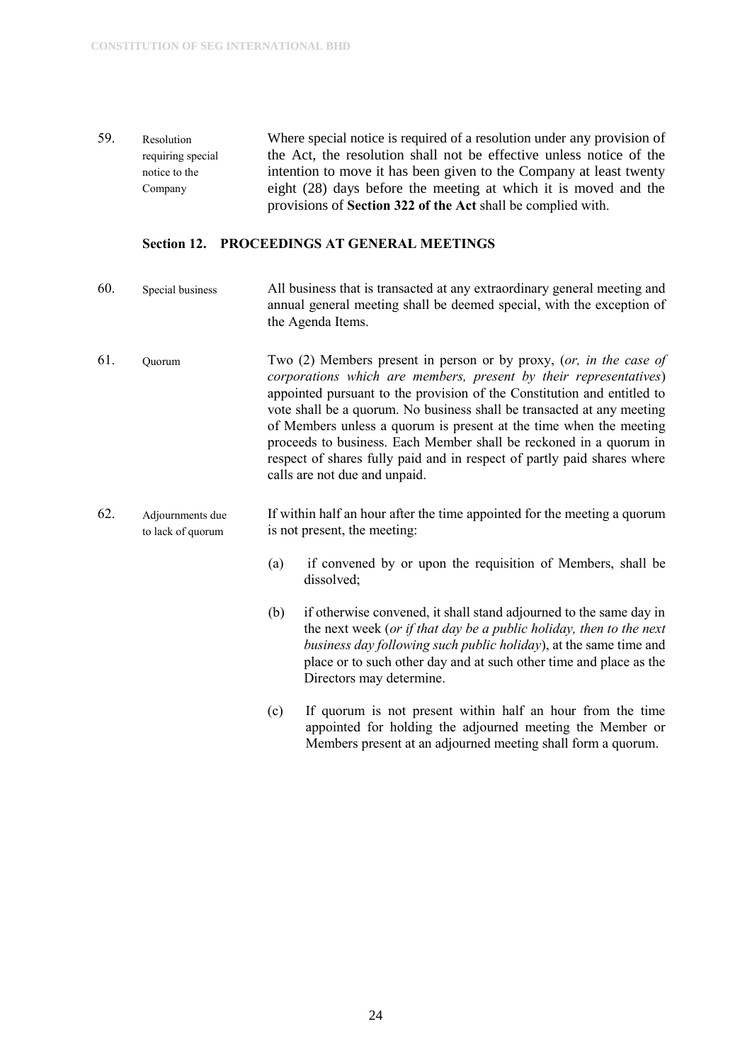59. **Resolution requiring special notice to the Company**

Where special notice is required of a resolution under any provision of the Act, the resolution shall not be effective unless notice of the intention to move it has been given to the Company at least twenty eight (28) days before the meeting at which it is moved and the provisions of **Section 322 of the Act** shall be complied with.

## Section 12. PROCEEDINGS AT GENERAL MEETINGS

60. **Special business**

All business that is transacted at any extraordinary general meeting and annual general meeting shall be deemed special, with the exception of the Agenda Items.

61. **Quorum**

Two (2) Members present in person or by proxy, (*or, in the case of corporations which are members, present by their representatives*) appointed pursuant to the provision of the Constitution and entitled to vote shall be a quorum. No business shall be transacted at any meeting of Members unless a quorum is present at the time when the meeting proceeds to business. Each Member shall be reckoned in a quorum in respect of shares fully paid and in respect of partly paid shares where calls are not due and unpaid.

62. **Adjournments due to lack of quorum**

If within half an hour after the time appointed for the meeting a quorum is not present, the meeting:

(a) if convened by or upon the requisition of Members, shall be dissolved;

(b) if otherwise convened, it shall stand adjourned to the same day in the next week (*or if that day be a public holiday, then to the next business day following such public holiday*), at the same time and place or to such other day and at such other time and place as the Directors may determine.

(c) If quorum is not present within half an hour from the time appointed for holding the adjourned meeting the Member or Members present at an adjourned meeting shall form a quorum.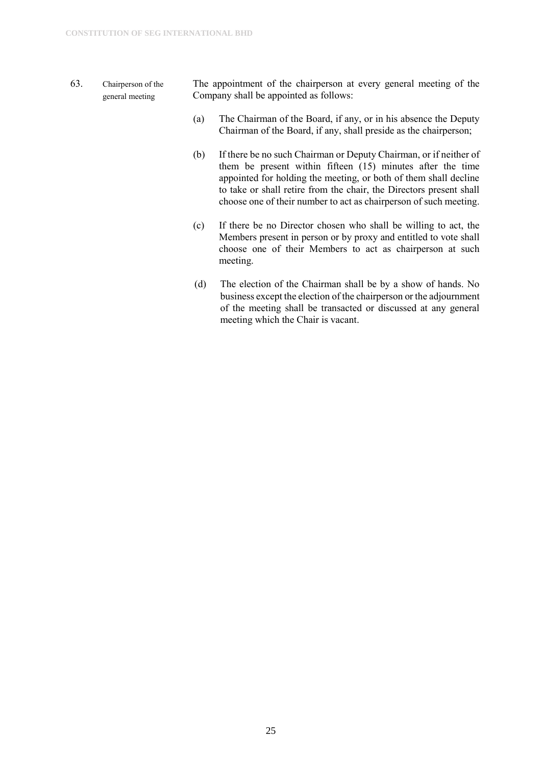63. **Chairperson of the general meeting**

The appointment of the chairperson at every general meeting of the Company shall be appointed as follows:

(a) The Chairman of the Board, if any, or in his absence the Deputy Chairman of the Board, if any, shall preside as the chairperson;

(b) If there be no such Chairman or Deputy Chairman, or if neither of them be present within fifteen (15) minutes after the time appointed for holding the meeting, or both of them shall decline to take or shall retire from the chair, the Directors present shall choose one of their number to act as chairperson of such meeting.

(c) If there be no Director chosen who shall be willing to act, the Members present in person or by proxy and entitled to vote shall choose one of their Members to act as chairperson at such meeting.

(d) The election of the Chairman shall be by a show of hands. No business except the election of the chairperson or the adjournment of the meeting shall be transacted or discussed at any general meeting which the Chair is vacant.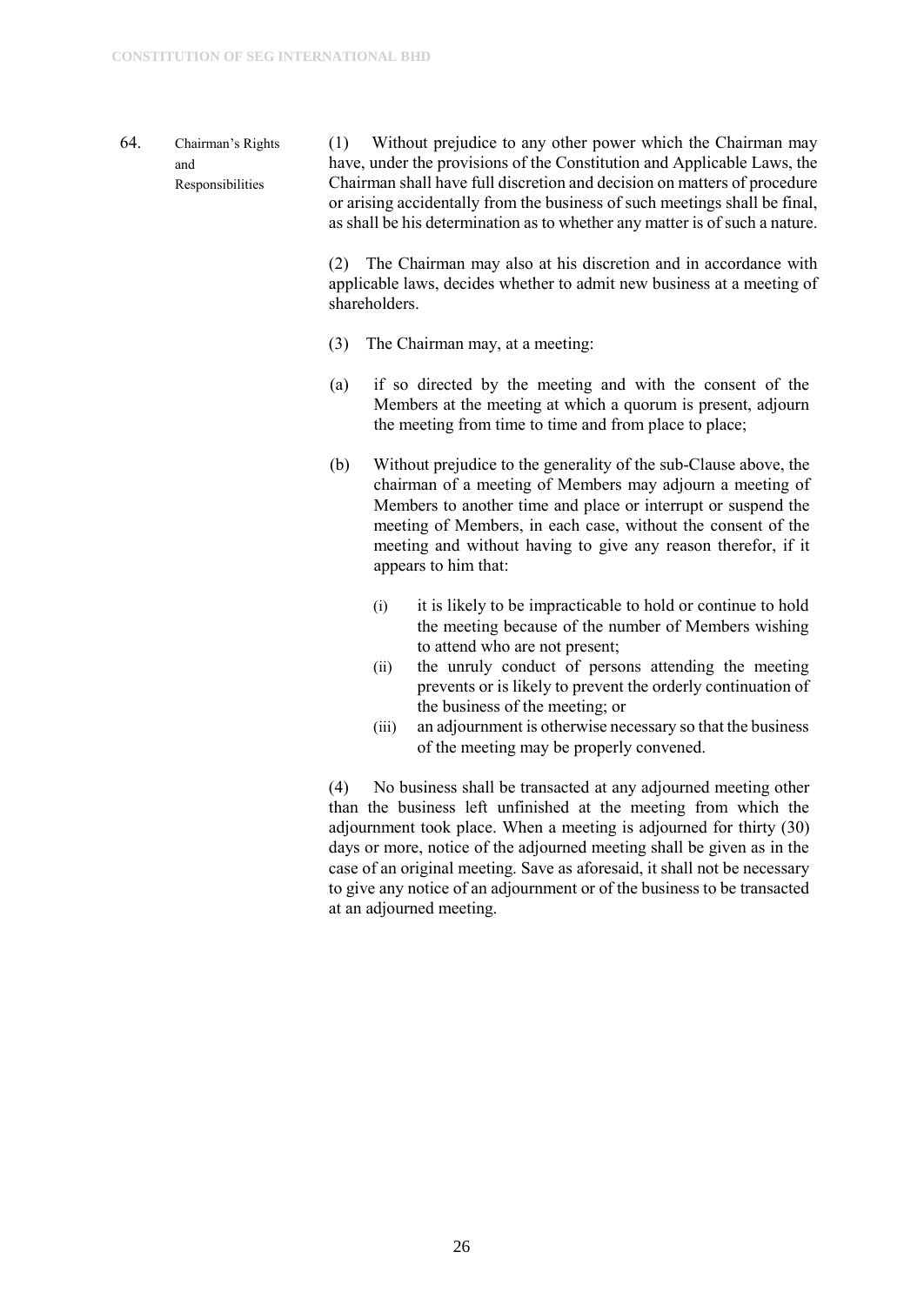64. **Chairman's Rights and Responsibilities**

(1) Without prejudice to any other power which the Chairman may have, under the provisions of the Constitution and Applicable Laws, the Chairman shall have full discretion and decision on matters of procedure or arising accidentally from the business of such meetings shall be final, as shall be his determination as to whether any matter is of such a nature.

(2) The Chairman may also at his discretion and in accordance with applicable laws, decides whether to admit new business at a meeting of shareholders.

(3) The Chairman may, at a meeting:

(a) if so directed by the meeting and with the consent of the Members at the meeting at which a quorum is present, adjourn the meeting from time to time and from place to place;

(b) Without prejudice to the generality of the sub-Clause above, the chairman of a meeting of Members may adjourn a meeting of Members to another time and place or interrupt or suspend the meeting of Members, in each case, without the consent of the meeting and without having to give any reason therefor, if it appears to him that:

   (i) it is likely to be impracticable to hold or continue to hold the meeting because of the number of Members wishing to attend who are not present;
   (ii) the unruly conduct of persons attending the meeting prevents or is likely to prevent the orderly continuation of the business of the meeting; or
   (iii) an adjournment is otherwise necessary so that the business of the meeting may be properly convened.

(4) No business shall be transacted at any adjourned meeting other than the business left unfinished at the meeting from which the adjournment took place. When a meeting is adjourned for thirty (30) days or more, notice of the adjourned meeting shall be given as in the case of an original meeting. Save as aforesaid, it shall not be necessary to give any notice of an adjournment or of the business to be transacted at an adjourned meeting.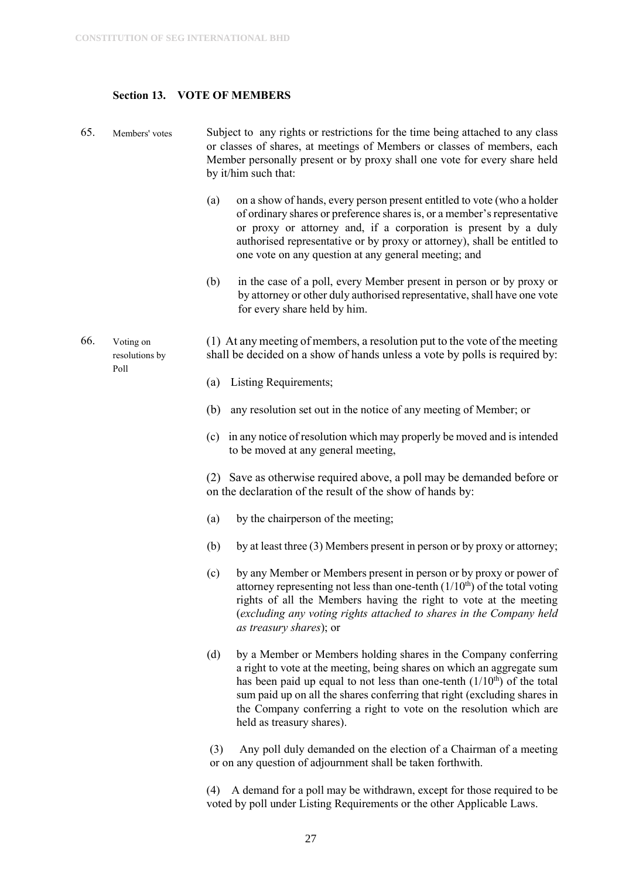## Section 13. VOTE OF MEMBERS

65. Members' votes

Subject to any rights or restrictions for the time being attached to any class or classes of shares, at meetings of Members or classes of members, each Member personally present or by proxy shall one vote for every share held by it/him such that:

(a) on a show of hands, every person present entitled to vote (who a holder of ordinary shares or preference shares is, or a member's representative or proxy or attorney and, if a corporation is present by a duly authorised representative or by proxy or attorney), shall be entitled to one vote on any question at any general meeting; and

(b) in the case of a poll, every Member present in person or by proxy or by attorney or other duly authorised representative, shall have one vote for every share held by him.

66. Voting on resolutions by Poll

(1) At any meeting of members, a resolution put to the vote of the meeting shall be decided on a show of hands unless a vote by polls is required by:

(a) Listing Requirements;

(b) any resolution set out in the notice of any meeting of Member; or

(c) in any notice of resolution which may properly be moved and is intended to be moved at any general meeting,

(2) Save as otherwise required above, a poll may be demanded before or on the declaration of the result of the show of hands by:

(a) by the chairperson of the meeting;

(b) by at least three (3) Members present in person or by proxy or attorney;

(c) by any Member or Members present in person or by proxy or power of attorney representing not less than one-tenth ($1/10^{th}$) of the total voting rights of all the Members having the right to vote at the meeting (*excluding any voting rights attached to shares in the Company held as treasury shares*); or

(d) by a Member or Members holding shares in the Company conferring a right to vote at the meeting, being shares on which an aggregate sum has been paid up equal to not less than one-tenth ($1/10^{th}$) of the total sum paid up on all the shares conferring that right (excluding shares in the Company conferring a right to vote on the resolution which are held as treasury shares).

(3) Any poll duly demanded on the election of a Chairman of a meeting or on any question of adjournment shall be taken forthwith.

(4) A demand for a poll may be withdrawn, except for those required to be voted by poll under Listing Requirements or the other Applicable Laws.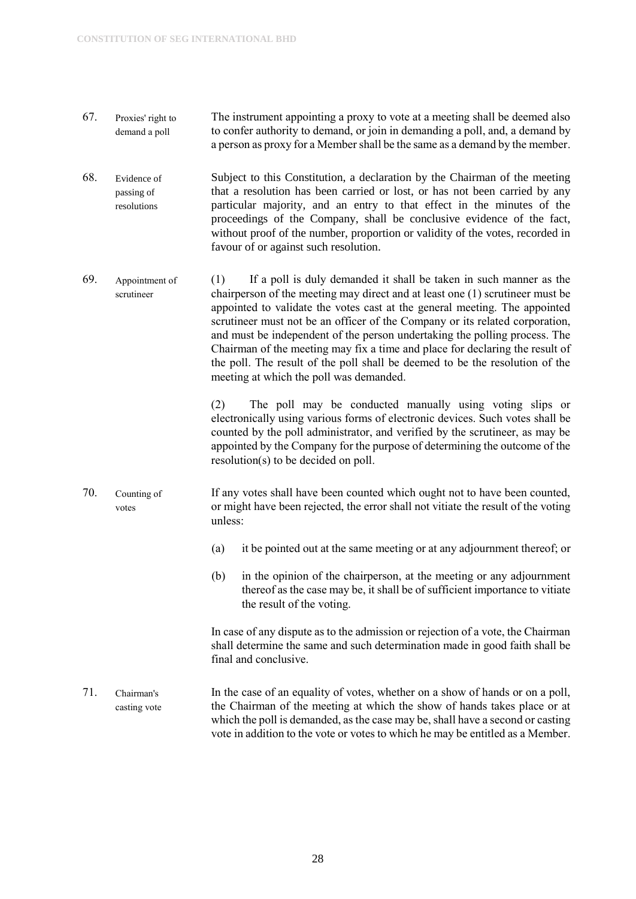**67. Proxies' right to demand a poll**

The instrument appointing a proxy to vote at a meeting shall be deemed also to confer authority to demand, or join in demanding a poll, and, a demand by a person as proxy for a Member shall be the same as a demand by the member.

**68. Evidence of passing of resolutions**

Subject to this Constitution, a declaration by the Chairman of the meeting that a resolution has been carried or lost, or has not been carried by any particular majority, and an entry to that effect in the minutes of the proceedings of the Company, shall be conclusive evidence of the fact, without proof of the number, proportion or validity of the votes, recorded in favour of or against such resolution.

**69. Appointment of scrutineer**

(1) If a poll is duly demanded it shall be taken in such manner as the chairperson of the meeting may direct and at least one (1) scrutineer must be appointed to validate the votes cast at the general meeting. The appointed scrutineer must not be an officer of the Company or its related corporation, and must be independent of the person undertaking the polling process. The Chairman of the meeting may fix a time and place for declaring the result of the poll. The result of the poll shall be deemed to be the resolution of the meeting at which the poll was demanded.

(2) The poll may be conducted manually using voting slips or electronically using various forms of electronic devices. Such votes shall be counted by the poll administrator, and verified by the scrutineer, as may be appointed by the Company for the purpose of determining the outcome of the resolution(s) to be decided on poll.

**70. Counting of votes**

If any votes shall have been counted which ought not to have been counted, or might have been rejected, the error shall not vitiate the result of the voting unless:

(a) it be pointed out at the same meeting or at any adjournment thereof; or

(b) in the opinion of the chairperson, at the meeting or any adjournment thereof as the case may be, it shall be of sufficient importance to vitiate the result of the voting.

In case of any dispute as to the admission or rejection of a vote, the Chairman shall determine the same and such determination made in good faith shall be final and conclusive.

**71. Chairman's casting vote**

In the case of an equality of votes, whether on a show of hands or on a poll, the Chairman of the meeting at which the show of hands takes place or at which the poll is demanded, as the case may be, shall have a second or casting vote in addition to the vote or votes to which he may be entitled as a Member.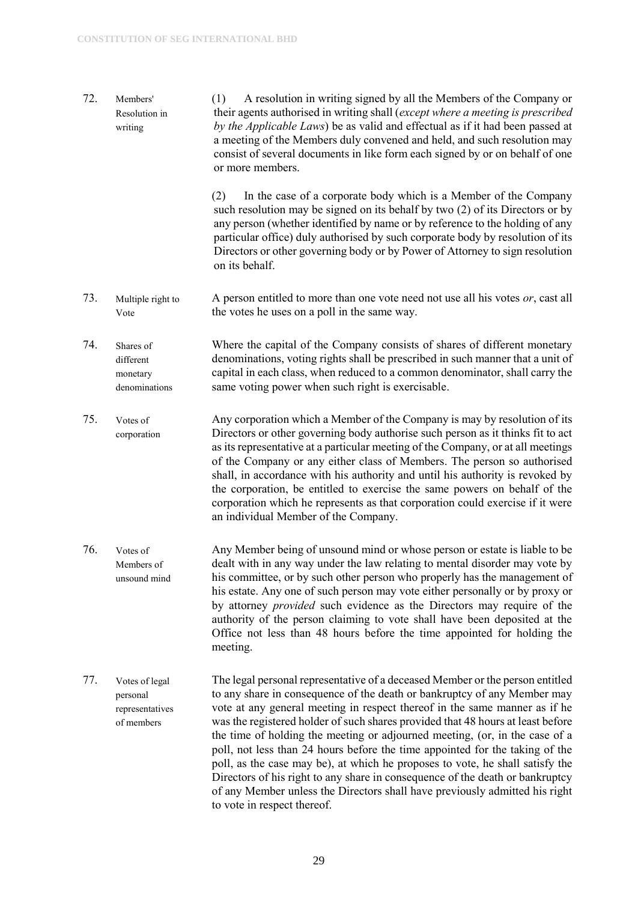**72. Members' Resolution in writing**

(1) A resolution in writing signed by all the Members of the Company or their agents authorised in writing shall (*except where a meeting is prescribed by the Applicable Laws*) be as valid and effectual as if it had been passed at a meeting of the Members duly convened and held, and such resolution may consist of several documents in like form each signed by or on behalf of one or more members.

(2) In the case of a corporate body which is a Member of the Company such resolution may be signed on its behalf by two (2) of its Directors or by any person (whether identified by name or by reference to the holding of any particular office) duly authorised by such corporate body by resolution of its Directors or other governing body or by Power of Attorney to sign resolution on its behalf.

**73. Multiple right to Vote**

A person entitled to more than one vote need not use all his votes *or*, cast all the votes he uses on a poll in the same way.

**74. Shares of different monetary denominations**

Where the capital of the Company consists of shares of different monetary denominations, voting rights shall be prescribed in such manner that a unit of capital in each class, when reduced to a common denominator, shall carry the same voting power when such right is exercisable.

**75. Votes of corporation**

Any corporation which a Member of the Company is may by resolution of its Directors or other governing body authorise such person as it thinks fit to act as its representative at a particular meeting of the Company, or at all meetings of the Company or any either class of Members. The person so authorised shall, in accordance with his authority and until his authority is revoked by the corporation, be entitled to exercise the same powers on behalf of the corporation which he represents as that corporation could exercise if it were an individual Member of the Company.

**76. Votes of Members of unsound mind**

Any Member being of unsound mind or whose person or estate is liable to be dealt with in any way under the law relating to mental disorder may vote by his committee, or by such other person who properly has the management of his estate. Any one of such person may vote either personally or by proxy or by attorney *provided* such evidence as the Directors may require of the authority of the person claiming to vote shall have been deposited at the Office not less than 48 hours before the time appointed for holding the meeting.

**77. Votes of legal personal representatives of members**

The legal personal representative of a deceased Member or the person entitled to any share in consequence of the death or bankruptcy of any Member may vote at any general meeting in respect thereof in the same manner as if he was the registered holder of such shares provided that 48 hours at least before the time of holding the meeting or adjourned meeting, (or, in the case of a poll, not less than 24 hours before the time appointed for the taking of the poll, as the case may be), at which he proposes to vote, he shall satisfy the Directors of his right to any share in consequence of the death or bankruptcy of any Member unless the Directors shall have previously admitted his right to vote in respect thereof.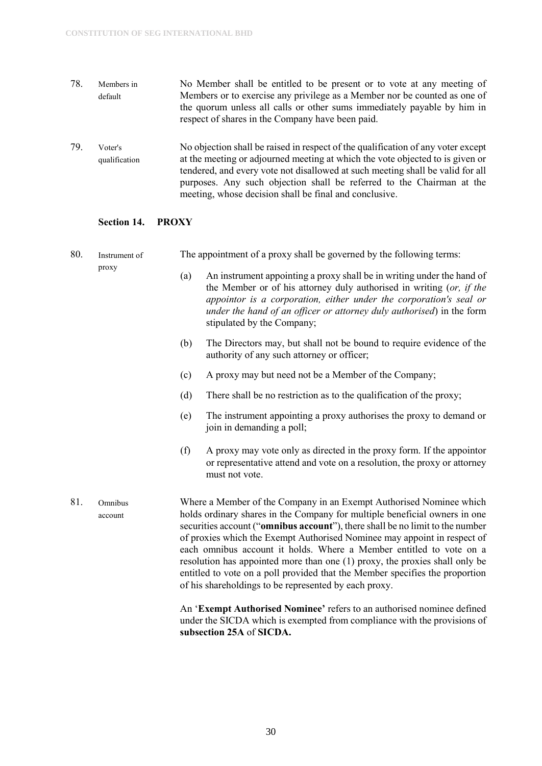78. **Members in default** — No Member shall be entitled to be present or to vote at any meeting of Members or to exercise any privilege as a Member nor be counted as one of the quorum unless all calls or other sums immediately payable by him in respect of shares in the Company have been paid.

79. **Voter's qualification** — No objection shall be raised in respect of the qualification of any voter except at the meeting or adjourned meeting at which the vote objected to is given or tendered, and every vote not disallowed at such meeting shall be valid for all purposes. Any such objection shall be referred to the Chairman at the meeting, whose decision shall be final and conclusive.

## Section 14. PROXY

80. **Instrument of proxy** — The appointment of a proxy shall be governed by the following terms:

   (a) An instrument appointing a proxy shall be in writing under the hand of the Member or of his attorney duly authorised in writing (*or, if the appointor is a corporation, either under the corporation's seal or under the hand of an officer or attorney duly authorised*) in the form stipulated by the Company;

   (b) The Directors may, but shall not be bound to require evidence of the authority of any such attorney or officer;

   (c) A proxy may but need not be a Member of the Company;

   (d) There shall be no restriction as to the qualification of the proxy;

   (e) The instrument appointing a proxy authorises the proxy to demand or join in demanding a poll;

   (f) A proxy may vote only as directed in the proxy form. If the appointor or representative attend and vote on a resolution, the proxy or attorney must not vote.

81. **Omnibus account** — Where a Member of the Company in an Exempt Authorised Nominee which holds ordinary shares in the Company for multiple beneficial owners in one securities account ("**omnibus account**"), there shall be no limit to the number of proxies which the Exempt Authorised Nominee may appoint in respect of each omnibus account it holds. Where a Member entitled to vote on a resolution has appointed more than one (1) proxy, the proxies shall only be entitled to vote on a poll provided that the Member specifies the proportion of his shareholdings to be represented by each proxy.

   An '**Exempt Authorised Nominee'** refers to an authorised nominee defined under the SICDA which is exempted from compliance with the provisions of **subsection 25A** of **SICDA.**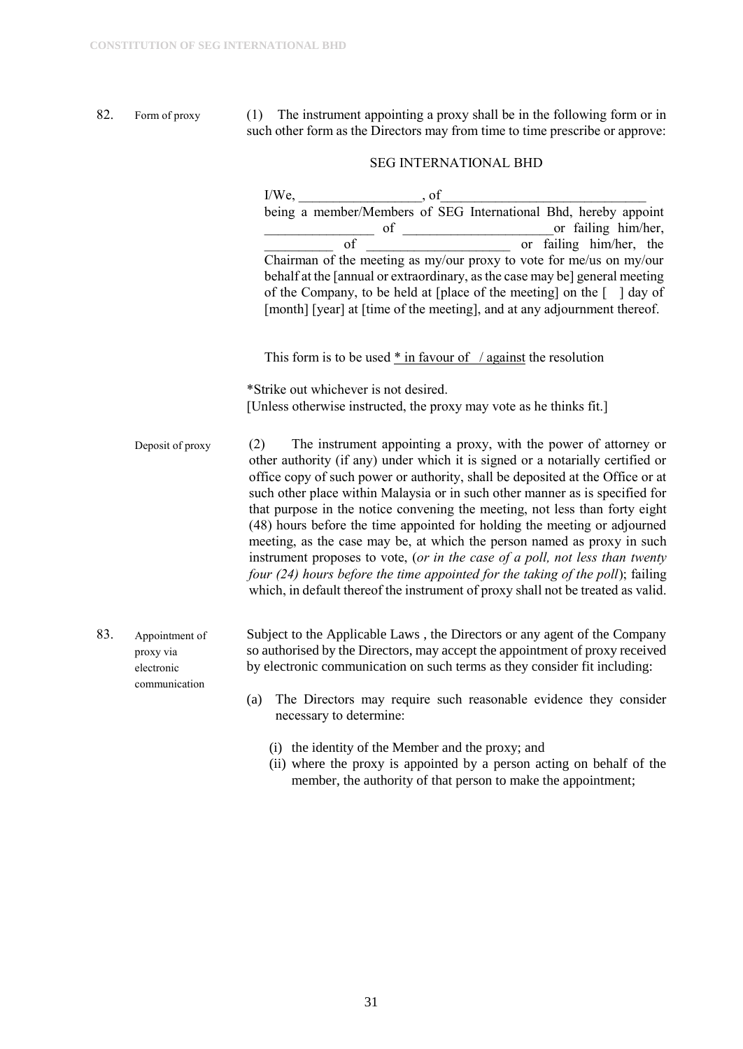82. Form of proxy

(1) The instrument appointing a proxy shall be in the following form or in such other form as the Directors may from time to time prescribe or approve:

SEG INTERNATIONAL BHD

I/We, __________________, of______________________________ being a member/Members of SEG International Bhd, hereby appoint ________________ of ______________________or failing him/her, __________ of _____________________ or failing him/her, the Chairman of the meeting as my/our proxy to vote for me/us on my/our behalf at the [annual or extraordinary, as the case may be] general meeting of the Company, to be held at [place of the meeting] on the [ ] day of [month] [year] at [time of the meeting], and at any adjournment thereof.

This form is to be used * in favour of / against the resolution

*Strike out whichever is not desired.
[Unless otherwise instructed, the proxy may vote as he thinks fit.]

Deposit of proxy

(2) The instrument appointing a proxy, with the power of attorney or other authority (if any) under which it is signed or a notarially certified or office copy of such power or authority, shall be deposited at the Office or at such other place within Malaysia or in such other manner as is specified for that purpose in the notice convening the meeting, not less than forty eight (48) hours before the time appointed for holding the meeting or adjourned meeting, as the case may be, at which the person named as proxy in such instrument proposes to vote, (*or in the case of a poll, not less than twenty four (24) hours before the time appointed for the taking of the poll*); failing which, in default thereof the instrument of proxy shall not be treated as valid.

83. Appointment of proxy via electronic communication

Subject to the Applicable Laws , the Directors or any agent of the Company so authorised by the Directors, may accept the appointment of proxy received by electronic communication on such terms as they consider fit including:

(a) The Directors may require such reasonable evidence they consider necessary to determine:

   (i) the identity of the Member and the proxy; and
   (ii) where the proxy is appointed by a person acting on behalf of the member, the authority of that person to make the appointment;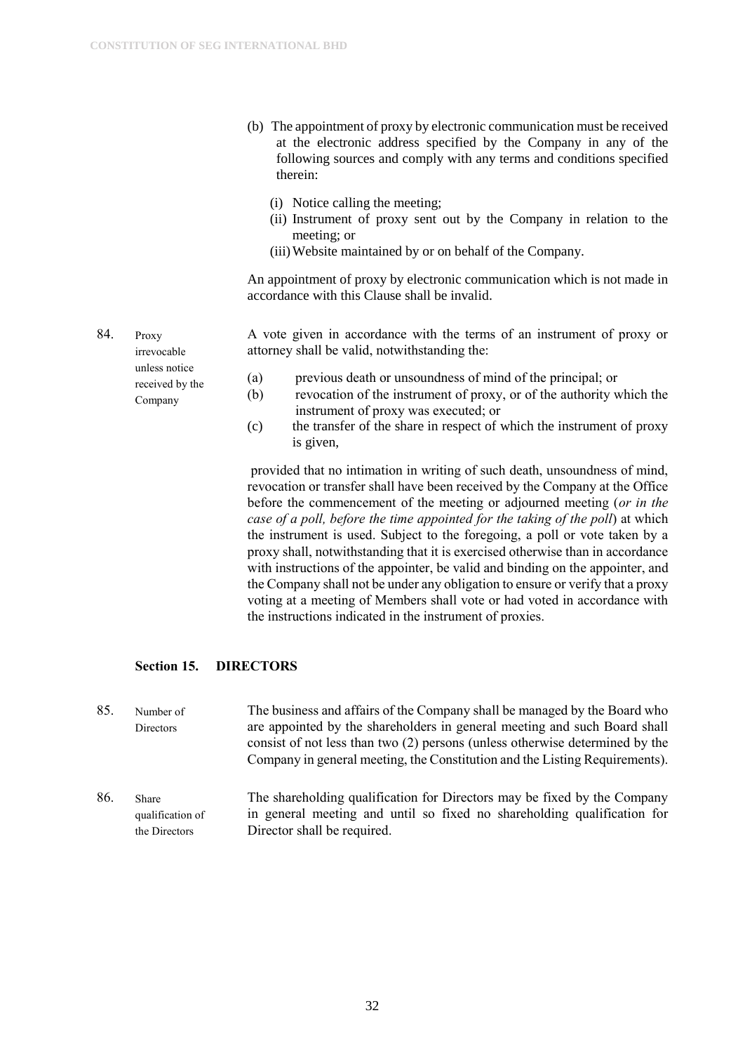(b) The appointment of proxy by electronic communication must be received at the electronic address specified by the Company in any of the following sources and comply with any terms and conditions specified therein:

(i) Notice calling the meeting;
(ii) Instrument of proxy sent out by the Company in relation to the meeting; or
(iii) Website maintained by or on behalf of the Company.

An appointment of proxy by electronic communication which is not made in accordance with this Clause shall be invalid.

84. **Proxy irrevocable unless notice received by the Company**

A vote given in accordance with the terms of an instrument of proxy or attorney shall be valid, notwithstanding the:

(a) previous death or unsoundness of mind of the principal; or
(b) revocation of the instrument of proxy, or of the authority which the instrument of proxy was executed; or
(c) the transfer of the share in respect of which the instrument of proxy is given,

provided that no intimation in writing of such death, unsoundness of mind, revocation or transfer shall have been received by the Company at the Office before the commencement of the meeting or adjourned meeting (*or in the case of a poll, before the time appointed for the taking of the poll*) at which the instrument is used. Subject to the foregoing, a poll or vote taken by a proxy shall, notwithstanding that it is exercised otherwise than in accordance with instructions of the appointer, be valid and binding on the appointer, and the Company shall not be under any obligation to ensure or verify that a proxy voting at a meeting of Members shall vote or had voted in accordance with the instructions indicated in the instrument of proxies.

## Section 15. DIRECTORS

85. **Number of Directors**

The business and affairs of the Company shall be managed by the Board who are appointed by the shareholders in general meeting and such Board shall consist of not less than two (2) persons (unless otherwise determined by the Company in general meeting, the Constitution and the Listing Requirements).

86. **Share qualification of the Directors**

The shareholding qualification for Directors may be fixed by the Company in general meeting and until so fixed no shareholding qualification for Director shall be required.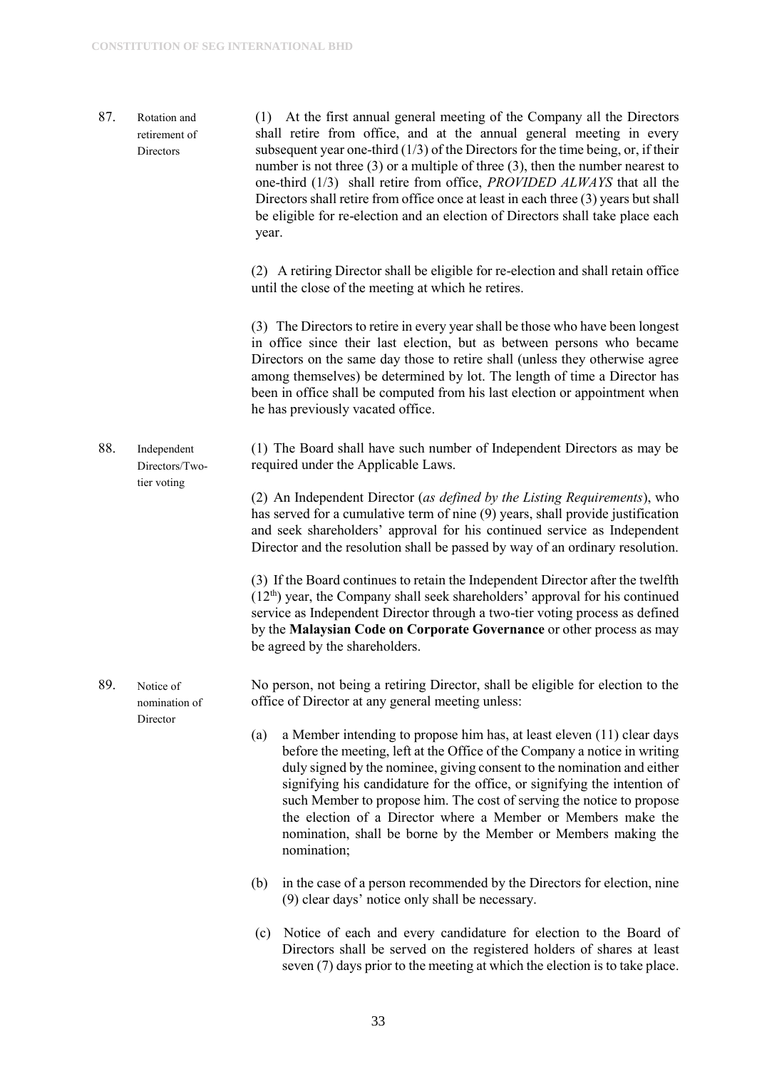**87. Rotation and retirement of Directors**

(1) At the first annual general meeting of the Company all the Directors shall retire from office, and at the annual general meeting in every subsequent year one-third (1/3) of the Directors for the time being, or, if their number is not three (3) or a multiple of three (3), then the number nearest to one-third (1/3) shall retire from office, *PROVIDED ALWAYS* that all the Directors shall retire from office once at least in each three (3) years but shall be eligible for re-election and an election of Directors shall take place each year.

(2) A retiring Director shall be eligible for re-election and shall retain office until the close of the meeting at which he retires.

(3) The Directors to retire in every year shall be those who have been longest in office since their last election, but as between persons who became Directors on the same day those to retire shall (unless they otherwise agree among themselves) be determined by lot. The length of time a Director has been in office shall be computed from his last election or appointment when he has previously vacated office.

**88. Independent Directors/Two-tier voting**

(1) The Board shall have such number of Independent Directors as may be required under the Applicable Laws.

(2) An Independent Director (*as defined by the Listing Requirements*), who has served for a cumulative term of nine (9) years, shall provide justification and seek shareholders' approval for his continued service as Independent Director and the resolution shall be passed by way of an ordinary resolution.

(3) If the Board continues to retain the Independent Director after the twelfth (12th) year, the Company shall seek shareholders' approval for his continued service as Independent Director through a two-tier voting process as defined by the **Malaysian Code on Corporate Governance** or other process as may be agreed by the shareholders.

**89. Notice of nomination of Director**

No person, not being a retiring Director, shall be eligible for election to the office of Director at any general meeting unless:

(a) a Member intending to propose him has, at least eleven (11) clear days before the meeting, left at the Office of the Company a notice in writing duly signed by the nominee, giving consent to the nomination and either signifying his candidature for the office, or signifying the intention of such Member to propose him. The cost of serving the notice to propose the election of a Director where a Member or Members make the nomination, shall be borne by the Member or Members making the nomination;

(b) in the case of a person recommended by the Directors for election, nine (9) clear days' notice only shall be necessary.

(c) Notice of each and every candidature for election to the Board of Directors shall be served on the registered holders of shares at least seven (7) days prior to the meeting at which the election is to take place.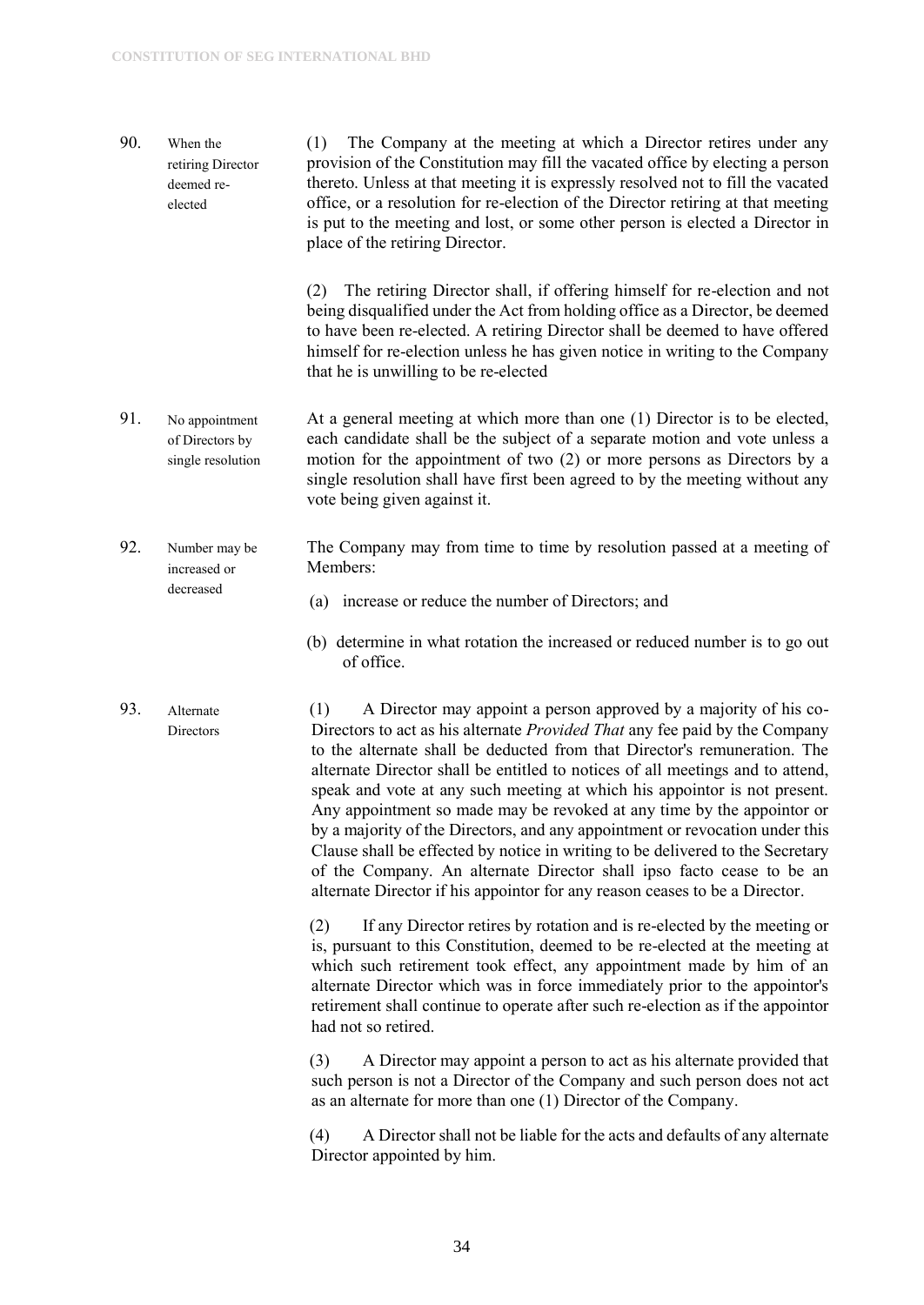**90. When the retiring Director deemed re-elected**

(1) The Company at the meeting at which a Director retires under any provision of the Constitution may fill the vacated office by electing a person thereto. Unless at that meeting it is expressly resolved not to fill the vacated office, or a resolution for re-election of the Director retiring at that meeting is put to the meeting and lost, or some other person is elected a Director in place of the retiring Director.

(2) The retiring Director shall, if offering himself for re-election and not being disqualified under the Act from holding office as a Director, be deemed to have been re-elected. A retiring Director shall be deemed to have offered himself for re-election unless he has given notice in writing to the Company that he is unwilling to be re-elected

**91. No appointment of Directors by single resolution**

At a general meeting at which more than one (1) Director is to be elected, each candidate shall be the subject of a separate motion and vote unless a motion for the appointment of two (2) or more persons as Directors by a single resolution shall have first been agreed to by the meeting without any vote being given against it.

**92. Number may be increased or decreased**

The Company may from time to time by resolution passed at a meeting of Members:

(a) increase or reduce the number of Directors; and

(b) determine in what rotation the increased or reduced number is to go out of office.

**93. Alternate Directors**

(1) A Director may appoint a person approved by a majority of his co-Directors to act as his alternate *Provided That* any fee paid by the Company to the alternate shall be deducted from that Director's remuneration. The alternate Director shall be entitled to notices of all meetings and to attend, speak and vote at any such meeting at which his appointor is not present. Any appointment so made may be revoked at any time by the appointor or by a majority of the Directors, and any appointment or revocation under this Clause shall be effected by notice in writing to be delivered to the Secretary of the Company. An alternate Director shall ipso facto cease to be an alternate Director if his appointor for any reason ceases to be a Director.

(2) If any Director retires by rotation and is re-elected by the meeting or is, pursuant to this Constitution, deemed to be re-elected at the meeting at which such retirement took effect, any appointment made by him of an alternate Director which was in force immediately prior to the appointor's retirement shall continue to operate after such re-election as if the appointor had not so retired.

(3) A Director may appoint a person to act as his alternate provided that such person is not a Director of the Company and such person does not act as an alternate for more than one (1) Director of the Company.

(4) A Director shall not be liable for the acts and defaults of any alternate Director appointed by him.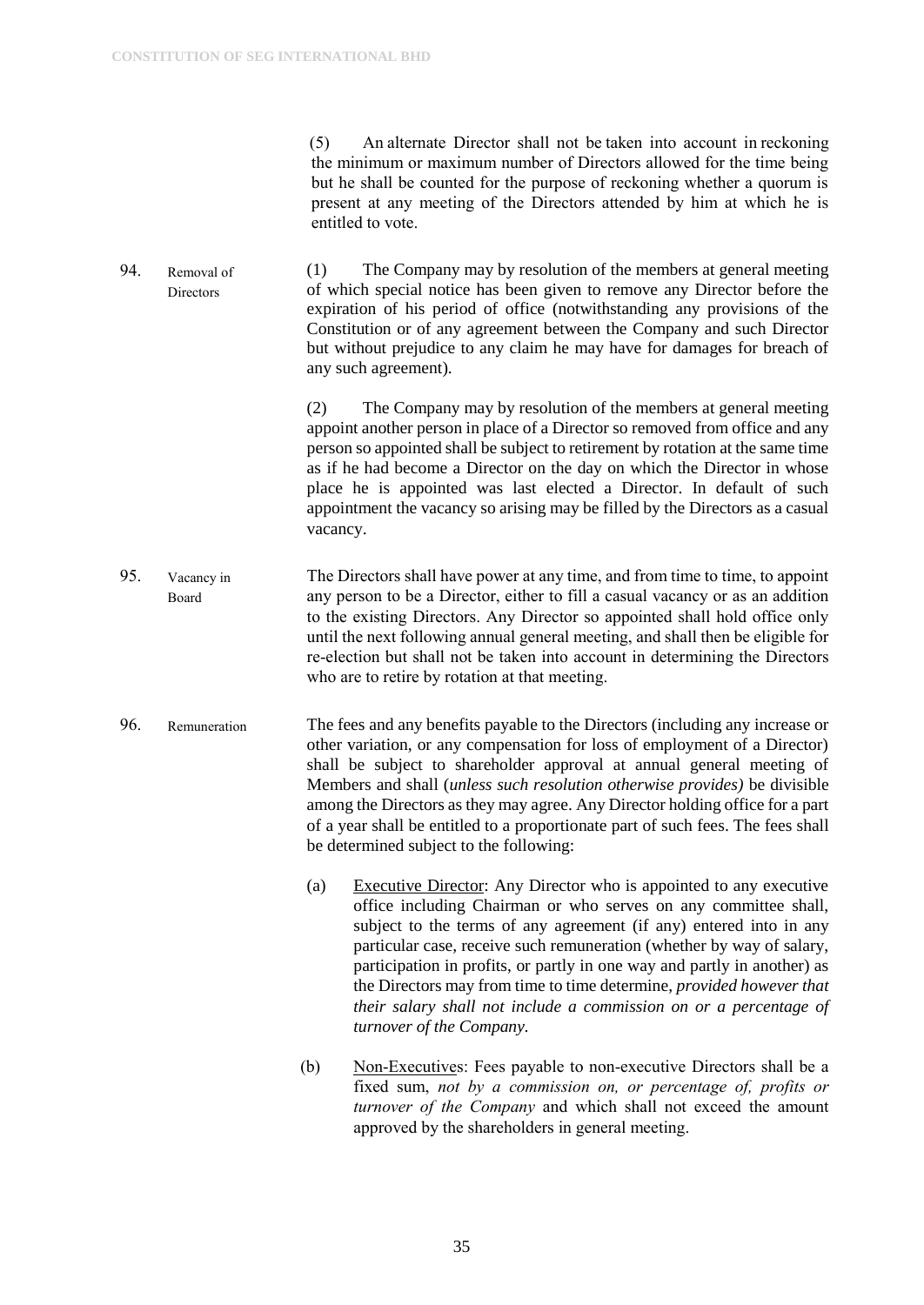(5) An alternate Director shall not be taken into account in reckoning the minimum or maximum number of Directors allowed for the time being but he shall be counted for the purpose of reckoning whether a quorum is present at any meeting of the Directors attended by him at which he is entitled to vote.

94. Removal of Directors

(1) The Company may by resolution of the members at general meeting of which special notice has been given to remove any Director before the expiration of his period of office (notwithstanding any provisions of the Constitution or of any agreement between the Company and such Director but without prejudice to any claim he may have for damages for breach of any such agreement).

(2) The Company may by resolution of the members at general meeting appoint another person in place of a Director so removed from office and any person so appointed shall be subject to retirement by rotation at the same time as if he had become a Director on the day on which the Director in whose place he is appointed was last elected a Director. In default of such appointment the vacancy so arising may be filled by the Directors as a casual vacancy.

95. Vacancy in Board

The Directors shall have power at any time, and from time to time, to appoint any person to be a Director, either to fill a casual vacancy or as an addition to the existing Directors. Any Director so appointed shall hold office only until the next following annual general meeting, and shall then be eligible for re-election but shall not be taken into account in determining the Directors who are to retire by rotation at that meeting.

96. Remuneration

The fees and any benefits payable to the Directors (including any increase or other variation, or any compensation for loss of employment of a Director) shall be subject to shareholder approval at annual general meeting of Members and shall (*unless such resolution otherwise provides)* be divisible among the Directors as they may agree. Any Director holding office for a part of a year shall be entitled to a proportionate part of such fees. The fees shall be determined subject to the following:

(a) <u>Executive Director</u>: Any Director who is appointed to any executive office including Chairman or who serves on any committee shall, subject to the terms of any agreement (if any) entered into in any particular case, receive such remuneration (whether by way of salary, participation in profits, or partly in one way and partly in another) as the Directors may from time to time determine, *provided however that their salary shall not include a commission on or a percentage of turnover of the Company.*

(b) <u>Non-Executives</u>: Fees payable to non-executive Directors shall be a fixed sum, *not by a commission on, or percentage of, profits or turnover of the Company* and which shall not exceed the amount approved by the shareholders in general meeting.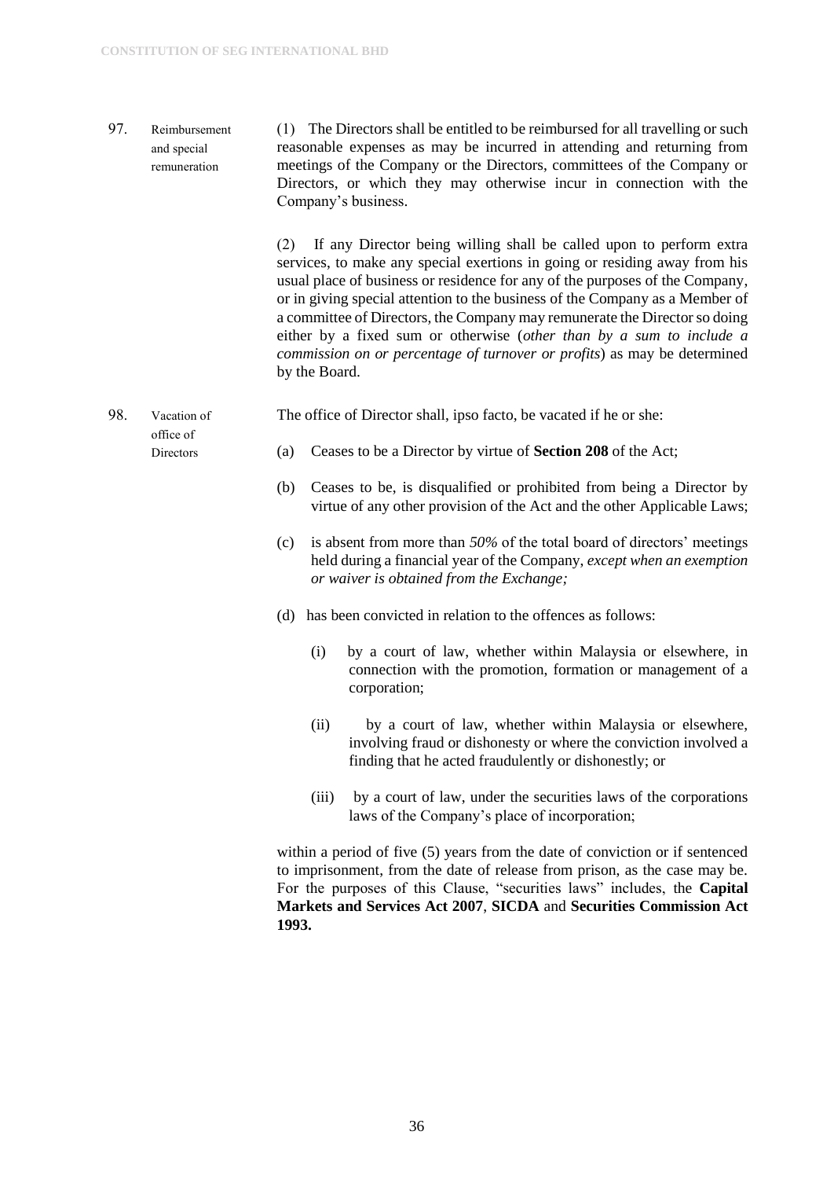**97. Reimbursement and special remuneration**

(1) The Directors shall be entitled to be reimbursed for all travelling or such reasonable expenses as may be incurred in attending and returning from meetings of the Company or the Directors, committees of the Company or Directors, or which they may otherwise incur in connection with the Company's business.

(2) If any Director being willing shall be called upon to perform extra services, to make any special exertions in going or residing away from his usual place of business or residence for any of the purposes of the Company, or in giving special attention to the business of the Company as a Member of a committee of Directors, the Company may remunerate the Director so doing either by a fixed sum or otherwise (*other than by a sum to include a commission on or percentage of turnover or profits*) as may be determined by the Board.

**98. Vacation of office of Directors**

The office of Director shall, ipso facto, be vacated if he or she:

(a) Ceases to be a Director by virtue of **Section 208** of the Act;

(b) Ceases to be, is disqualified or prohibited from being a Director by virtue of any other provision of the Act and the other Applicable Laws;

(c) is absent from more than *50%* of the total board of directors' meetings held during a financial year of the Company, *except when an exemption or waiver is obtained from the Exchange;*

(d) has been convicted in relation to the offences as follows:

- (i) by a court of law, whether within Malaysia or elsewhere, in connection with the promotion, formation or management of a corporation;
- (ii) by a court of law, whether within Malaysia or elsewhere, involving fraud or dishonesty or where the conviction involved a finding that he acted fraudulently or dishonestly; or
- (iii) by a court of law, under the securities laws of the corporations laws of the Company's place of incorporation;

within a period of five (5) years from the date of conviction or if sentenced to imprisonment, from the date of release from prison, as the case may be. For the purposes of this Clause, "securities laws" includes, the **Capital Markets and Services Act 2007**, **SICDA** and **Securities Commission Act 1993.**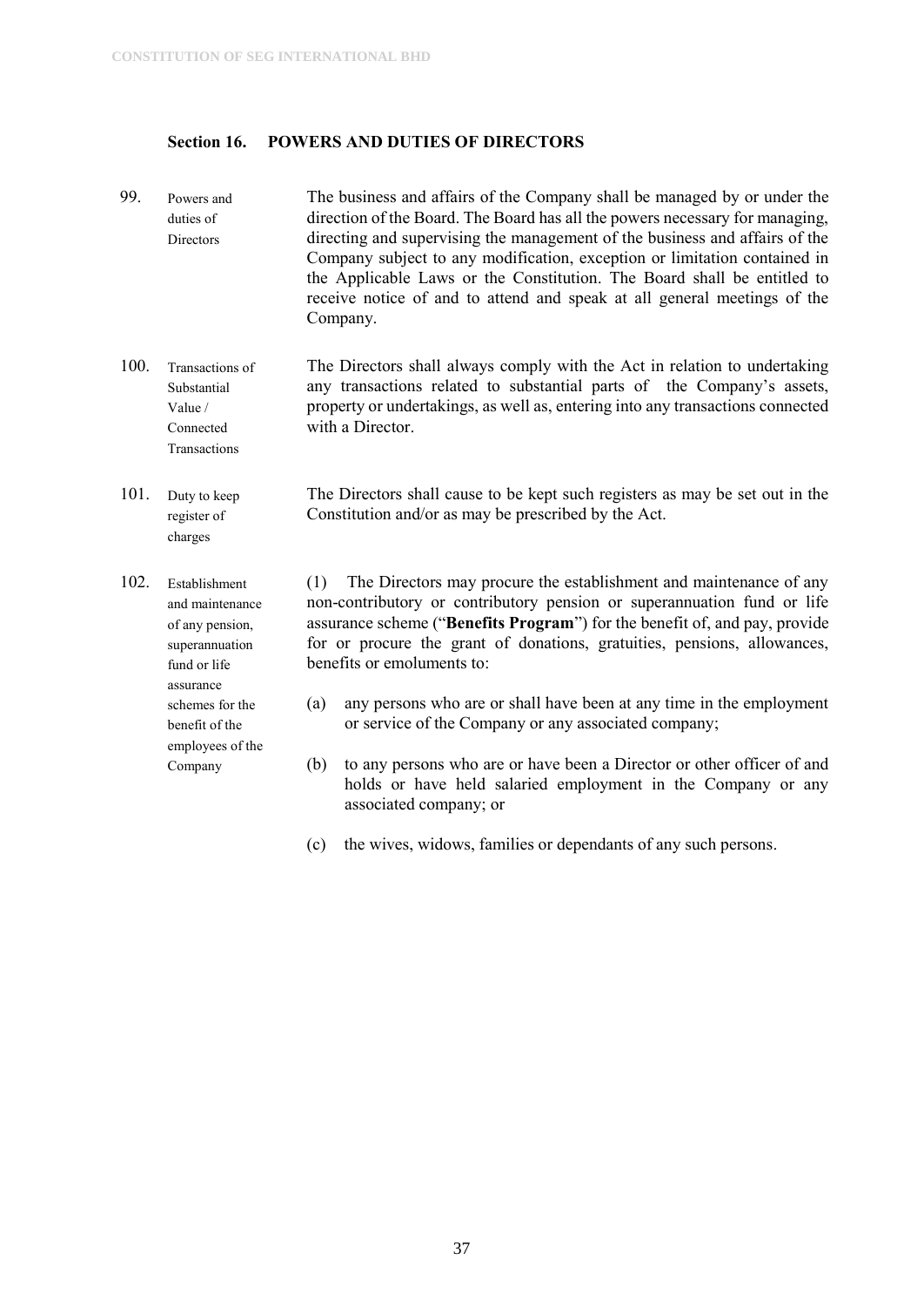## Section 16. POWERS AND DUTIES OF DIRECTORS

**99. Powers and duties of Directors**

The business and affairs of the Company shall be managed by or under the direction of the Board. The Board has all the powers necessary for managing, directing and supervising the management of the business and affairs of the Company subject to any modification, exception or limitation contained in the Applicable Laws or the Constitution. The Board shall be entitled to receive notice of and to attend and speak at all general meetings of the Company.

**100. Transactions of Substantial Value / Connected Transactions**

The Directors shall always comply with the Act in relation to undertaking any transactions related to substantial parts of the Company's assets, property or undertakings, as well as, entering into any transactions connected with a Director.

**101. Duty to keep register of charges**

The Directors shall cause to be kept such registers as may be set out in the Constitution and/or as may be prescribed by the Act.

**102. Establishment and maintenance of any pension, superannuation fund or life assurance schemes for the benefit of the employees of the Company**

(1) The Directors may procure the establishment and maintenance of any non-contributory or contributory pension or superannuation fund or life assurance scheme ("**Benefits Program**") for the benefit of, and pay, provide for or procure the grant of donations, gratuities, pensions, allowances, benefits or emoluments to:

(a) any persons who are or shall have been at any time in the employment or service of the Company or any associated company;

(b) to any persons who are or have been a Director or other officer of and holds or have held salaried employment in the Company or any associated company; or

(c) the wives, widows, families or dependants of any such persons.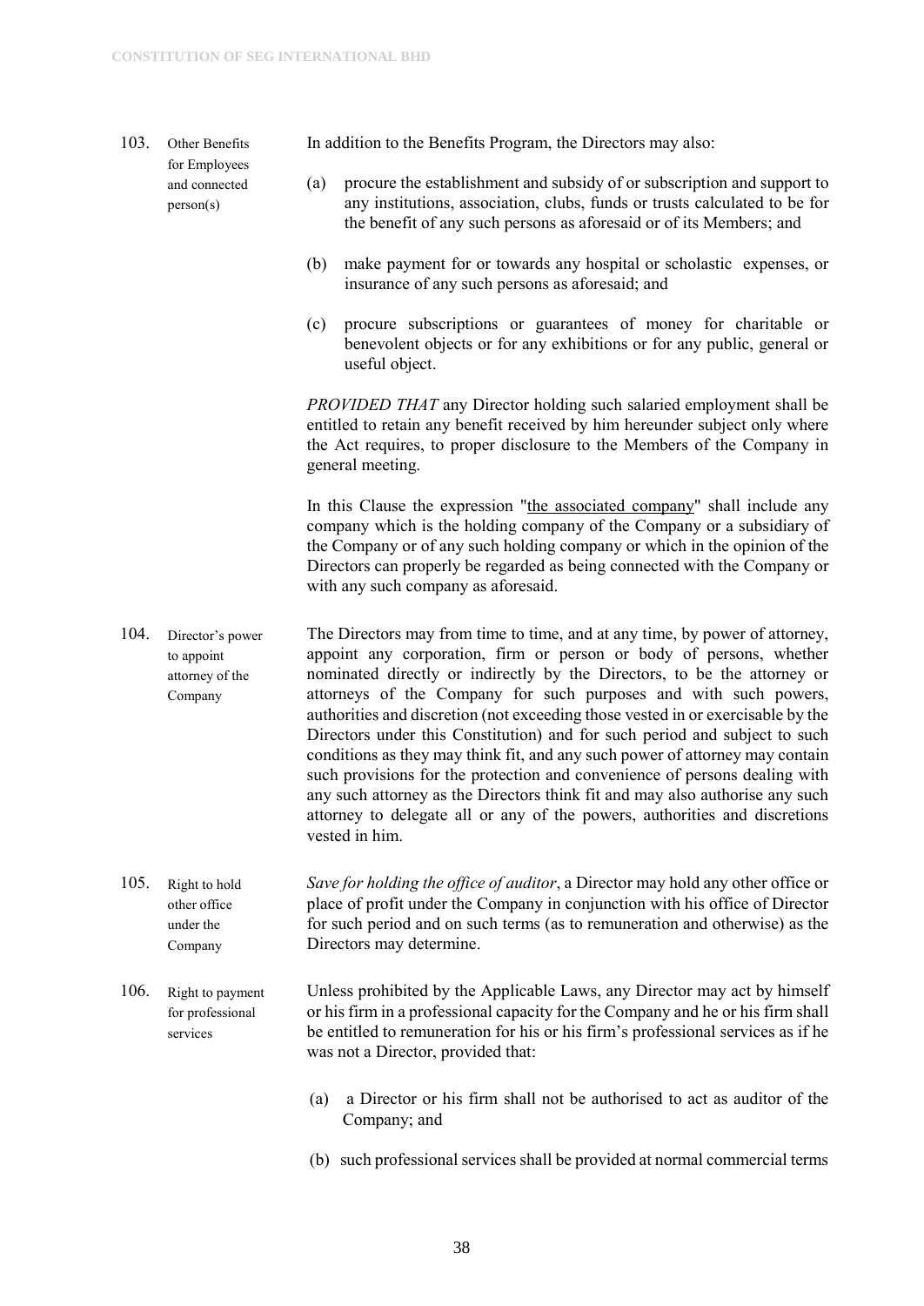103. **Other Benefits for Employees and connected person(s)**

In addition to the Benefits Program, the Directors may also:

(a) procure the establishment and subsidy of or subscription and support to any institutions, association, clubs, funds or trusts calculated to be for the benefit of any such persons as aforesaid or of its Members; and

(b) make payment for or towards any hospital or scholastic expenses, or insurance of any such persons as aforesaid; and

(c) procure subscriptions or guarantees of money for charitable or benevolent objects or for any exhibitions or for any public, general or useful object.

*PROVIDED THAT* any Director holding such salaried employment shall be entitled to retain any benefit received by him hereunder subject only where the Act requires, to proper disclosure to the Members of the Company in general meeting.

In this Clause the expression "the associated company" shall include any company which is the holding company of the Company or a subsidiary of the Company or of any such holding company or which in the opinion of the Directors can properly be regarded as being connected with the Company or with any such company as aforesaid.

104. **Director's power to appoint attorney of the Company**

The Directors may from time to time, and at any time, by power of attorney, appoint any corporation, firm or person or body of persons, whether nominated directly or indirectly by the Directors, to be the attorney or attorneys of the Company for such purposes and with such powers, authorities and discretion (not exceeding those vested in or exercisable by the Directors under this Constitution) and for such period and subject to such conditions as they may think fit, and any such power of attorney may contain such provisions for the protection and convenience of persons dealing with any such attorney as the Directors think fit and may also authorise any such attorney to delegate all or any of the powers, authorities and discretions vested in him.

105. **Right to hold other office under the Company**

*Save for holding the office of auditor*, a Director may hold any other office or place of profit under the Company in conjunction with his office of Director for such period and on such terms (as to remuneration and otherwise) as the Directors may determine.

106. **Right to payment for professional services**

Unless prohibited by the Applicable Laws, any Director may act by himself or his firm in a professional capacity for the Company and he or his firm shall be entitled to remuneration for his or his firm's professional services as if he was not a Director, provided that:

(a) a Director or his firm shall not be authorised to act as auditor of the Company; and

(b) such professional services shall be provided at normal commercial terms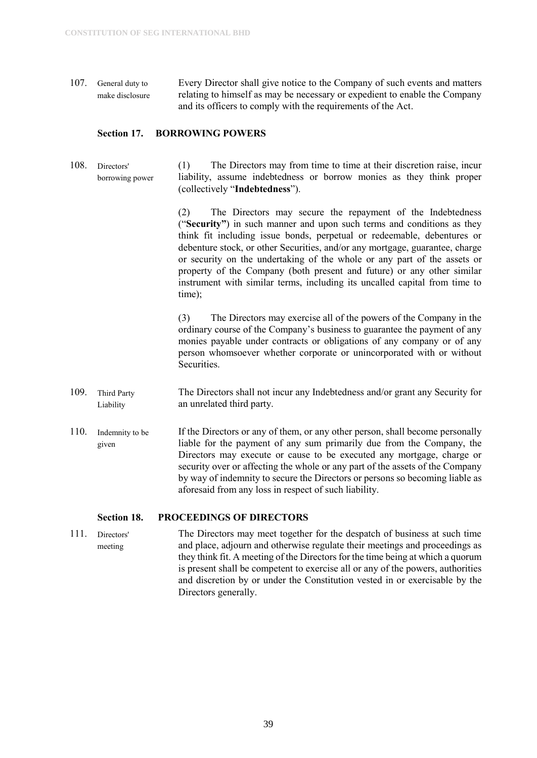107. General duty to make disclosure

Every Director shall give notice to the Company of such events and matters relating to himself as may be necessary or expedient to enable the Company and its officers to comply with the requirements of the Act.

### Section 17. BORROWING POWERS

108. Directors' borrowing power

(1) The Directors may from time to time at their discretion raise, incur liability, assume indebtedness or borrow monies as they think proper (collectively "**Indebtedness**").

(2) The Directors may secure the repayment of the Indebtedness ("**Security"**) in such manner and upon such terms and conditions as they think fit including issue bonds, perpetual or redeemable, debentures or debenture stock, or other Securities, and/or any mortgage, guarantee, charge or security on the undertaking of the whole or any part of the assets or property of the Company (both present and future) or any other similar instrument with similar terms, including its uncalled capital from time to time);

(3) The Directors may exercise all of the powers of the Company in the ordinary course of the Company's business to guarantee the payment of any monies payable under contracts or obligations of any company or of any person whomsoever whether corporate or unincorporated with or without Securities.

109. Third Party Liability

The Directors shall not incur any Indebtedness and/or grant any Security for an unrelated third party.

110. Indemnity to be given

If the Directors or any of them, or any other person, shall become personally liable for the payment of any sum primarily due from the Company, the Directors may execute or cause to be executed any mortgage, charge or security over or affecting the whole or any part of the assets of the Company by way of indemnity to secure the Directors or persons so becoming liable as aforesaid from any loss in respect of such liability.

### Section 18. PROCEEDINGS OF DIRECTORS

111. Directors' meeting

The Directors may meet together for the despatch of business at such time and place, adjourn and otherwise regulate their meetings and proceedings as they think fit. A meeting of the Directors for the time being at which a quorum is present shall be competent to exercise all or any of the powers, authorities and discretion by or under the Constitution vested in or exercisable by the Directors generally.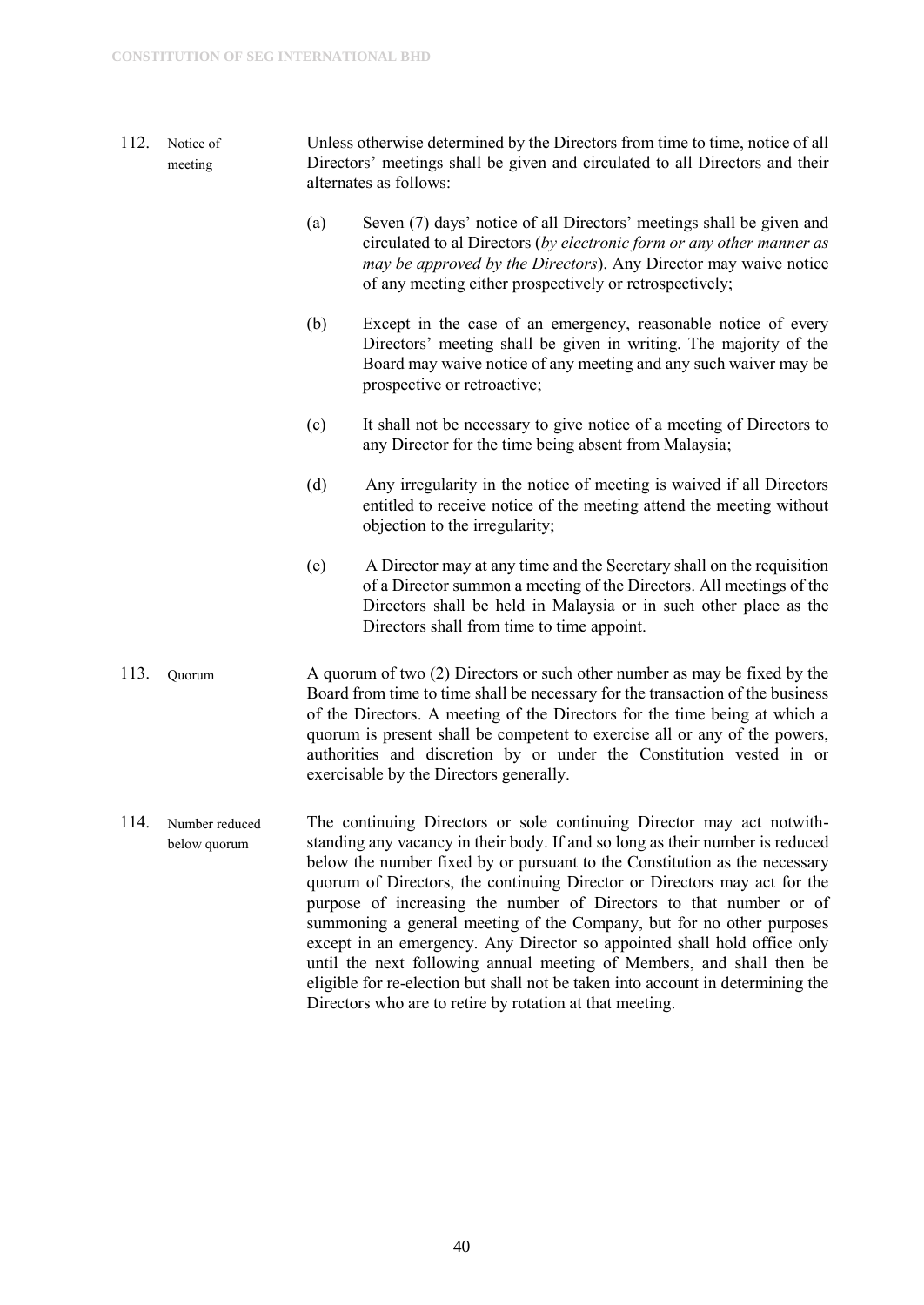112. Notice of meeting

Unless otherwise determined by the Directors from time to time, notice of all Directors' meetings shall be given and circulated to all Directors and their alternates as follows:

(a) Seven (7) days' notice of all Directors' meetings shall be given and circulated to al Directors (*by electronic form or any other manner as may be approved by the Directors*). Any Director may waive notice of any meeting either prospectively or retrospectively;

(b) Except in the case of an emergency, reasonable notice of every Directors' meeting shall be given in writing. The majority of the Board may waive notice of any meeting and any such waiver may be prospective or retroactive;

(c) It shall not be necessary to give notice of a meeting of Directors to any Director for the time being absent from Malaysia;

(d) Any irregularity in the notice of meeting is waived if all Directors entitled to receive notice of the meeting attend the meeting without objection to the irregularity;

(e) A Director may at any time and the Secretary shall on the requisition of a Director summon a meeting of the Directors. All meetings of the Directors shall be held in Malaysia or in such other place as the Directors shall from time to time appoint.

113. Quorum

A quorum of two (2) Directors or such other number as may be fixed by the Board from time to time shall be necessary for the transaction of the business of the Directors. A meeting of the Directors for the time being at which a quorum is present shall be competent to exercise all or any of the powers, authorities and discretion by or under the Constitution vested in or exercisable by the Directors generally.

114. Number reduced below quorum

The continuing Directors or sole continuing Director may act notwith-standing any vacancy in their body. If and so long as their number is reduced below the number fixed by or pursuant to the Constitution as the necessary quorum of Directors, the continuing Director or Directors may act for the purpose of increasing the number of Directors to that number or of summoning a general meeting of the Company, but for no other purposes except in an emergency. Any Director so appointed shall hold office only until the next following annual meeting of Members, and shall then be eligible for re-election but shall not be taken into account in determining the Directors who are to retire by rotation at that meeting.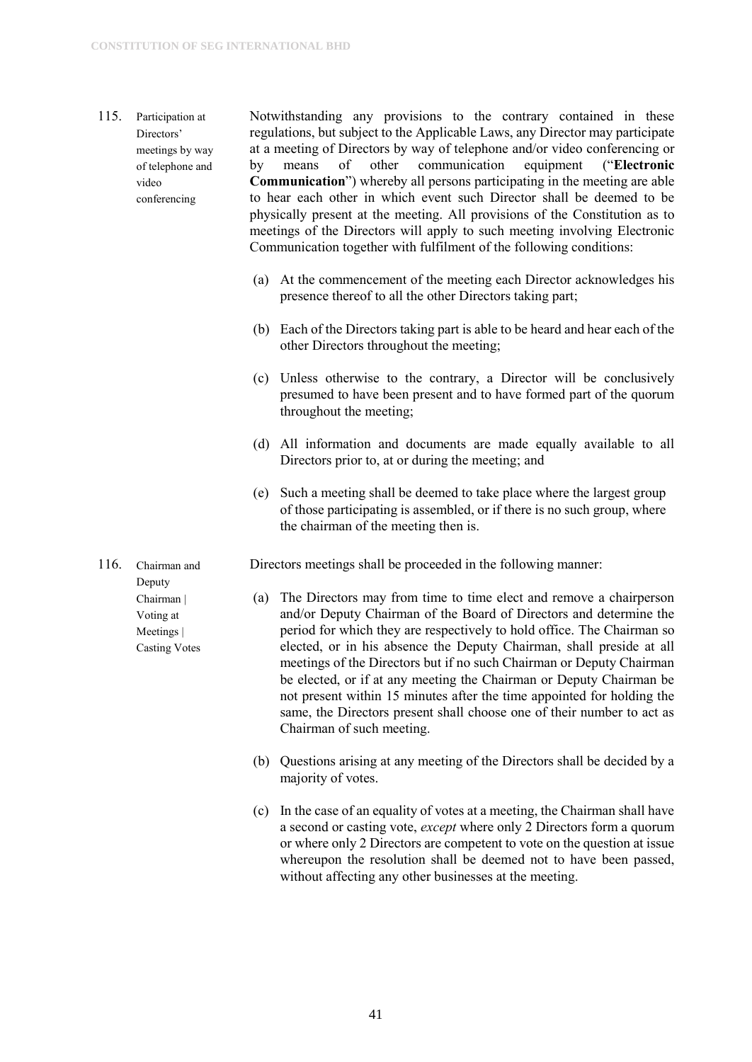**115. Participation at Directors' meetings by way of telephone and video conferencing**

Notwithstanding any provisions to the contrary contained in these regulations, but subject to the Applicable Laws, any Director may participate at a meeting of Directors by way of telephone and/or video conferencing or by means of other communication equipment ("**Electronic Communication**") whereby all persons participating in the meeting are able to hear each other in which event such Director shall be deemed to be physically present at the meeting. All provisions of the Constitution as to meetings of the Directors will apply to such meeting involving Electronic Communication together with fulfilment of the following conditions:

(a) At the commencement of the meeting each Director acknowledges his presence thereof to all the other Directors taking part;

(b) Each of the Directors taking part is able to be heard and hear each of the other Directors throughout the meeting;

(c) Unless otherwise to the contrary, a Director will be conclusively presumed to have been present and to have formed part of the quorum throughout the meeting;

(d) All information and documents are made equally available to all Directors prior to, at or during the meeting; and

(e) Such a meeting shall be deemed to take place where the largest group of those participating is assembled, or if there is no such group, where the chairman of the meeting then is.

**116. Chairman and Deputy Chairman | Voting at Meetings | Casting Votes**

Directors meetings shall be proceeded in the following manner:

(a) The Directors may from time to time elect and remove a chairperson and/or Deputy Chairman of the Board of Directors and determine the period for which they are respectively to hold office. The Chairman so elected, or in his absence the Deputy Chairman, shall preside at all meetings of the Directors but if no such Chairman or Deputy Chairman be elected, or if at any meeting the Chairman or Deputy Chairman be not present within 15 minutes after the time appointed for holding the same, the Directors present shall choose one of their number to act as Chairman of such meeting.

(b) Questions arising at any meeting of the Directors shall be decided by a majority of votes.

(c) In the case of an equality of votes at a meeting, the Chairman shall have a second or casting vote, *except* where only 2 Directors form a quorum or where only 2 Directors are competent to vote on the question at issue whereupon the resolution shall be deemed not to have been passed, without affecting any other businesses at the meeting.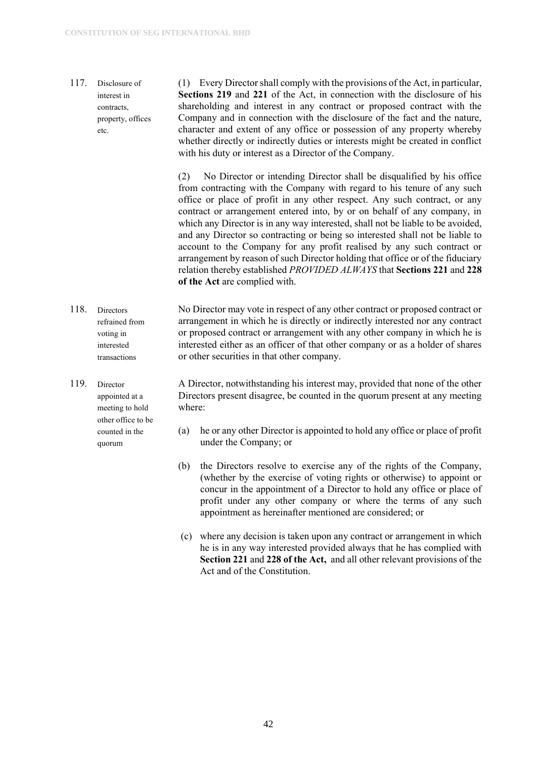**117. Disclosure of interest in contracts, property, offices etc.**

(1) Every Director shall comply with the provisions of the Act, in particular, **Sections 219** and **221** of the Act, in connection with the disclosure of his shareholding and interest in any contract or proposed contract with the Company and in connection with the disclosure of the fact and the nature, character and extent of any office or possession of any property whereby whether directly or indirectly duties or interests might be created in conflict with his duty or interest as a Director of the Company.

(2) No Director or intending Director shall be disqualified by his office from contracting with the Company with regard to his tenure of any such office or place of profit in any other respect. Any such contract, or any contract or arrangement entered into, by or on behalf of any company, in which any Director is in any way interested, shall not be liable to be avoided, and any Director so contracting or being so interested shall not be liable to account to the Company for any profit realised by any such contract or arrangement by reason of such Director holding that office or of the fiduciary relation thereby established *PROVIDED ALWAYS* that **Sections 221** and **228 of the Act** are complied with.

**118. Directors refrained from voting in interested transactions**

No Director may vote in respect of any other contract or proposed contract or arrangement in which he is directly or indirectly interested nor any contract or proposed contract or arrangement with any other company in which he is interested either as an officer of that other company or as a holder of shares or other securities in that other company.

**119. Director appointed at a meeting to hold other office to be counted in the quorum**

A Director, notwithstanding his interest may, provided that none of the other Directors present disagree, be counted in the quorum present at any meeting where:

(a) he or any other Director is appointed to hold any office or place of profit under the Company; or

(b) the Directors resolve to exercise any of the rights of the Company, (whether by the exercise of voting rights or otherwise) to appoint or concur in the appointment of a Director to hold any office or place of profit under any other company or where the terms of any such appointment as hereinafter mentioned are considered; or

(c) where any decision is taken upon any contract or arrangement in which he is in any way interested provided always that he has complied with **Section 221** and **228 of the Act,** and all other relevant provisions of the Act and of the Constitution.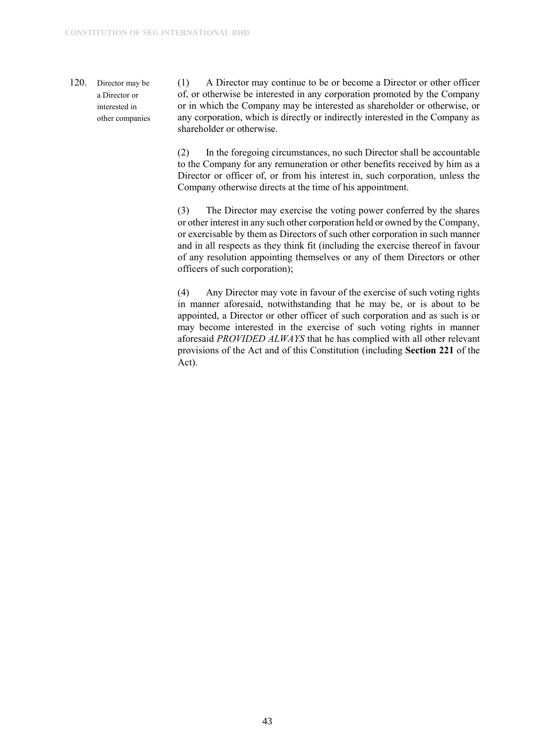120. **Director may be a Director or interested in other companies**

(1) A Director may continue to be or become a Director or other officer of, or otherwise be interested in any corporation promoted by the Company or in which the Company may be interested as shareholder or otherwise, or any corporation, which is directly or indirectly interested in the Company as shareholder or otherwise.

(2) In the foregoing circumstances, no such Director shall be accountable to the Company for any remuneration or other benefits received by him as a Director or officer of, or from his interest in, such corporation, unless the Company otherwise directs at the time of his appointment.

(3) The Director may exercise the voting power conferred by the shares or other interest in any such other corporation held or owned by the Company, or exercisable by them as Directors of such other corporation in such manner and in all respects as they think fit (including the exercise thereof in favour of any resolution appointing themselves or any of them Directors or other officers of such corporation);

(4) Any Director may vote in favour of the exercise of such voting rights in manner aforesaid, notwithstanding that he may be, or is about to be appointed, a Director or other officer of such corporation and as such is or may become interested in the exercise of such voting rights in manner aforesaid *PROVIDED ALWAYS* that he has complied with all other relevant provisions of the Act and of this Constitution (including **Section 221** of the Act).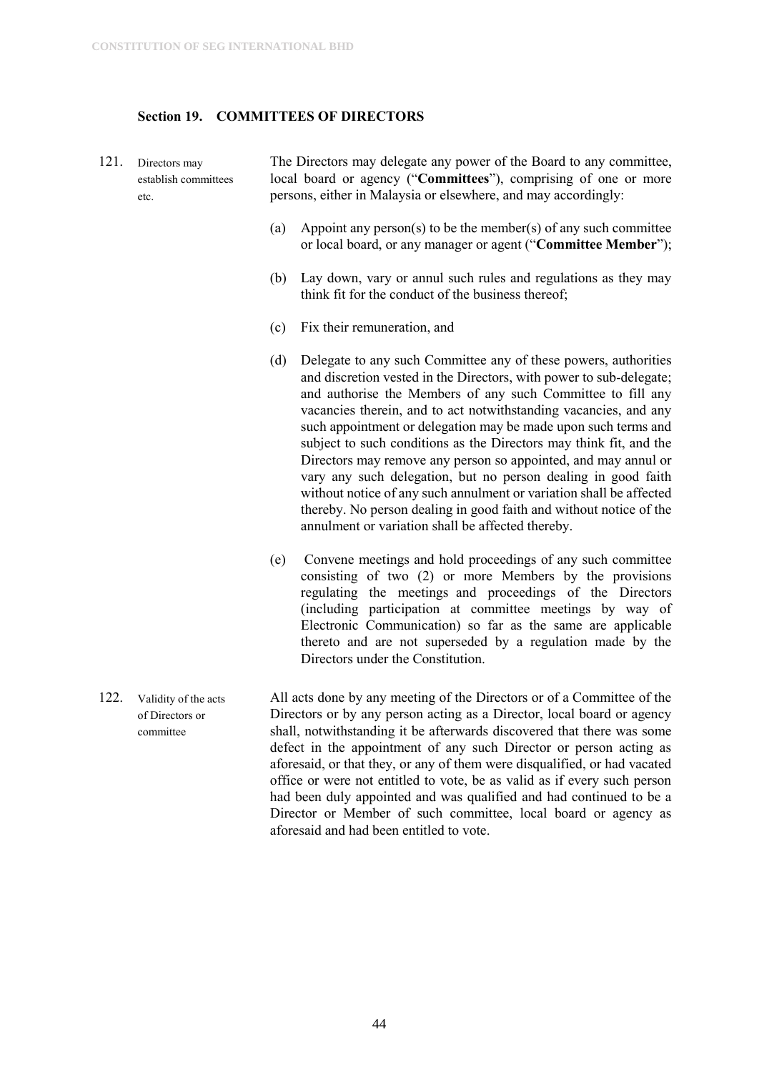## Section 19. COMMITTEES OF DIRECTORS

**121.** Directors may establish committees etc.

The Directors may delegate any power of the Board to any committee, local board or agency ("**Committees**"), comprising of one or more persons, either in Malaysia or elsewhere, and may accordingly:

(a) Appoint any person(s) to be the member(s) of any such committee or local board, or any manager or agent ("**Committee Member**");

(b) Lay down, vary or annul such rules and regulations as they may think fit for the conduct of the business thereof;

(c) Fix their remuneration, and

(d) Delegate to any such Committee any of these powers, authorities and discretion vested in the Directors, with power to sub-delegate; and authorise the Members of any such Committee to fill any vacancies therein, and to act notwithstanding vacancies, and any such appointment or delegation may be made upon such terms and subject to such conditions as the Directors may think fit, and the Directors may remove any person so appointed, and may annul or vary any such delegation, but no person dealing in good faith without notice of any such annulment or variation shall be affected thereby. No person dealing in good faith and without notice of the annulment or variation shall be affected thereby.

(e) Convene meetings and hold proceedings of any such committee consisting of two (2) or more Members by the provisions regulating the meetings and proceedings of the Directors (including participation at committee meetings by way of Electronic Communication) so far as the same are applicable thereto and are not superseded by a regulation made by the Directors under the Constitution.

**122.** Validity of the acts of Directors or committee

All acts done by any meeting of the Directors or of a Committee of the Directors or by any person acting as a Director, local board or agency shall, notwithstanding it be afterwards discovered that there was some defect in the appointment of any such Director or person acting as aforesaid, or that they, or any of them were disqualified, or had vacated office or were not entitled to vote, be as valid as if every such person had been duly appointed and was qualified and had continued to be a Director or Member of such committee, local board or agency as aforesaid and had been entitled to vote.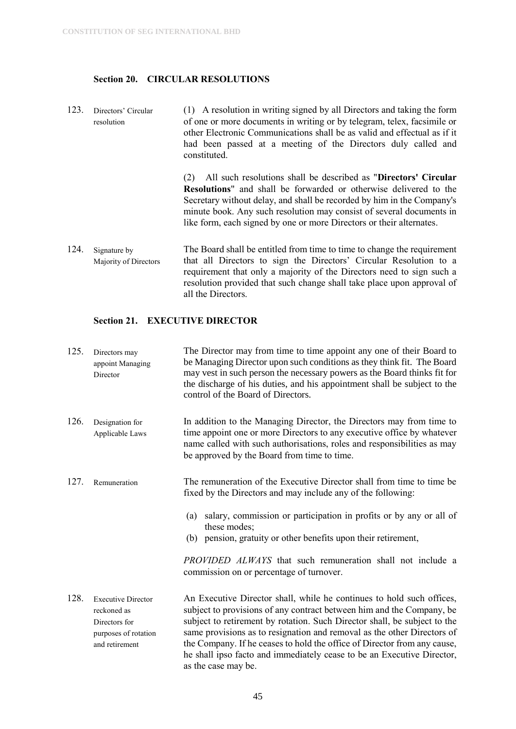### Section 20. CIRCULAR RESOLUTIONS

**123. Directors' Circular resolution**

(1) A resolution in writing signed by all Directors and taking the form of one or more documents in writing or by telegram, telex, facsimile or other Electronic Communications shall be as valid and effectual as if it had been passed at a meeting of the Directors duly called and constituted.

(2) All such resolutions shall be described as "**Directors' Circular Resolutions**" and shall be forwarded or otherwise delivered to the Secretary without delay, and shall be recorded by him in the Company's minute book. Any such resolution may consist of several documents in like form, each signed by one or more Directors or their alternates.

**124. Signature by Majority of Directors**

The Board shall be entitled from time to time to change the requirement that all Directors to sign the Directors' Circular Resolution to a requirement that only a majority of the Directors need to sign such a resolution provided that such change shall take place upon approval of all the Directors.

### Section 21. EXECUTIVE DIRECTOR

**125. Directors may appoint Managing Director**

The Director may from time to time appoint any one of their Board to be Managing Director upon such conditions as they think fit. The Board may vest in such person the necessary powers as the Board thinks fit for the discharge of his duties, and his appointment shall be subject to the control of the Board of Directors.

**126. Designation for Applicable Laws**

In addition to the Managing Director, the Directors may from time to time appoint one or more Directors to any executive office by whatever name called with such authorisations, roles and responsibilities as may be approved by the Board from time to time.

**127. Remuneration**

The remuneration of the Executive Director shall from time to time be fixed by the Directors and may include any of the following:

(a) salary, commission or participation in profits or by any or all of these modes;
(b) pension, gratuity or other benefits upon their retirement,

*PROVIDED ALWAYS* that such remuneration shall not include a commission on or percentage of turnover.

**128. Executive Director reckoned as Directors for purposes of rotation and retirement**

An Executive Director shall, while he continues to hold such offices, subject to provisions of any contract between him and the Company, be subject to retirement by rotation. Such Director shall, be subject to the same provisions as to resignation and removal as the other Directors of the Company. If he ceases to hold the office of Director from any cause, he shall ipso facto and immediately cease to be an Executive Director, as the case may be.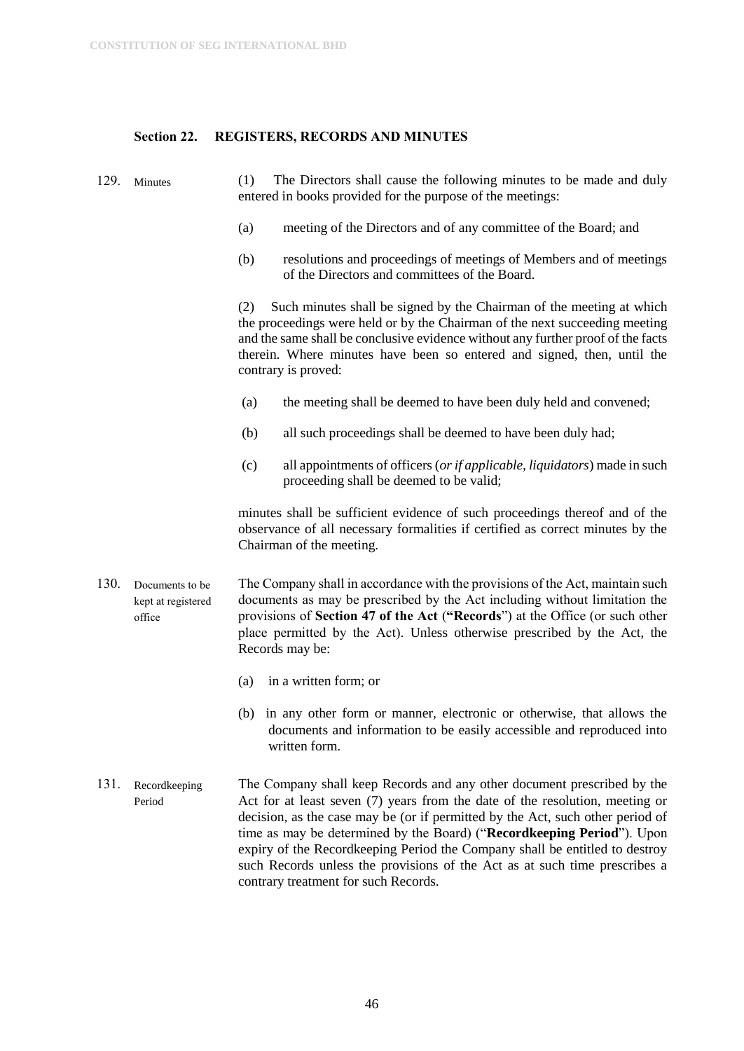## Section 22. REGISTERS, RECORDS AND MINUTES

129. Minutes

(1) The Directors shall cause the following minutes to be made and duly entered in books provided for the purpose of the meetings:

(a) meeting of the Directors and of any committee of the Board; and

(b) resolutions and proceedings of meetings of Members and of meetings of the Directors and committees of the Board.

(2) Such minutes shall be signed by the Chairman of the meeting at which the proceedings were held or by the Chairman of the next succeeding meeting and the same shall be conclusive evidence without any further proof of the facts therein. Where minutes have been so entered and signed, then, until the contrary is proved:

(a) the meeting shall be deemed to have been duly held and convened;

(b) all such proceedings shall be deemed to have been duly had;

(c) all appointments of officers (*or if applicable, liquidators*) made in such proceeding shall be deemed to be valid;

minutes shall be sufficient evidence of such proceedings thereof and of the observance of all necessary formalities if certified as correct minutes by the Chairman of the meeting.

130. Documents to be kept at registered office

The Company shall in accordance with the provisions of the Act, maintain such documents as may be prescribed by the Act including without limitation the provisions of **Section 47 of the Act** (**"Records"**) at the Office (or such other place permitted by the Act). Unless otherwise prescribed by the Act, the Records may be:

(a) in a written form; or

(b) in any other form or manner, electronic or otherwise, that allows the documents and information to be easily accessible and reproduced into written form.

131. Recordkeeping Period

The Company shall keep Records and any other document prescribed by the Act for at least seven (7) years from the date of the resolution, meeting or decision, as the case may be (or if permitted by the Act, such other period of time as may be determined by the Board) ("**Recordkeeping Period**"). Upon expiry of the Recordkeeping Period the Company shall be entitled to destroy such Records unless the provisions of the Act as at such time prescribes a contrary treatment for such Records.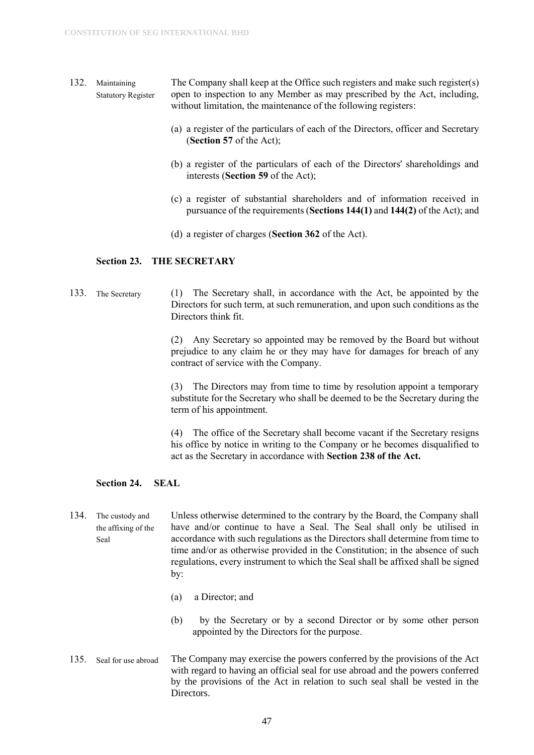132. **Maintaining Statutory Register** — The Company shall keep at the Office such registers and make such register(s) open to inspection to any Member as may prescribed by the Act, including, without limitation, the maintenance of the following registers:

(a) a register of the particulars of each of the Directors, officer and Secretary (**Section 57** of the Act);

(b) a register of the particulars of each of the Directors' shareholdings and interests (**Section 59** of the Act);

(c) a register of substantial shareholders and of information received in pursuance of the requirements (**Sections 144(1)** and **144(2)** of the Act); and

(d) a register of charges (**Section 362** of the Act).

## Section 23. THE SECRETARY

133. **The Secretary** — (1) The Secretary shall, in accordance with the Act, be appointed by the Directors for such term, at such remuneration, and upon such conditions as the Directors think fit.

(2) Any Secretary so appointed may be removed by the Board but without prejudice to any claim he or they may have for damages for breach of any contract of service with the Company.

(3) The Directors may from time to time by resolution appoint a temporary substitute for the Secretary who shall be deemed to be the Secretary during the term of his appointment.

(4) The office of the Secretary shall become vacant if the Secretary resigns his office by notice in writing to the Company or he becomes disqualified to act as the Secretary in accordance with **Section 238 of the Act.**

## Section 24. SEAL

134. **The custody and the affixing of the Seal** — Unless otherwise determined to the contrary by the Board, the Company shall have and/or continue to have a Seal. The Seal shall only be utilised in accordance with such regulations as the Directors shall determine from time to time and/or as otherwise provided in the Constitution; in the absence of such regulations, every instrument to which the Seal shall be affixed shall be signed by:

(a) a Director; and

(b) by the Secretary or by a second Director or by some other person appointed by the Directors for the purpose.

135. **Seal for use abroad** — The Company may exercise the powers conferred by the provisions of the Act with regard to having an official seal for use abroad and the powers conferred by the provisions of the Act in relation to such seal shall be vested in the Directors.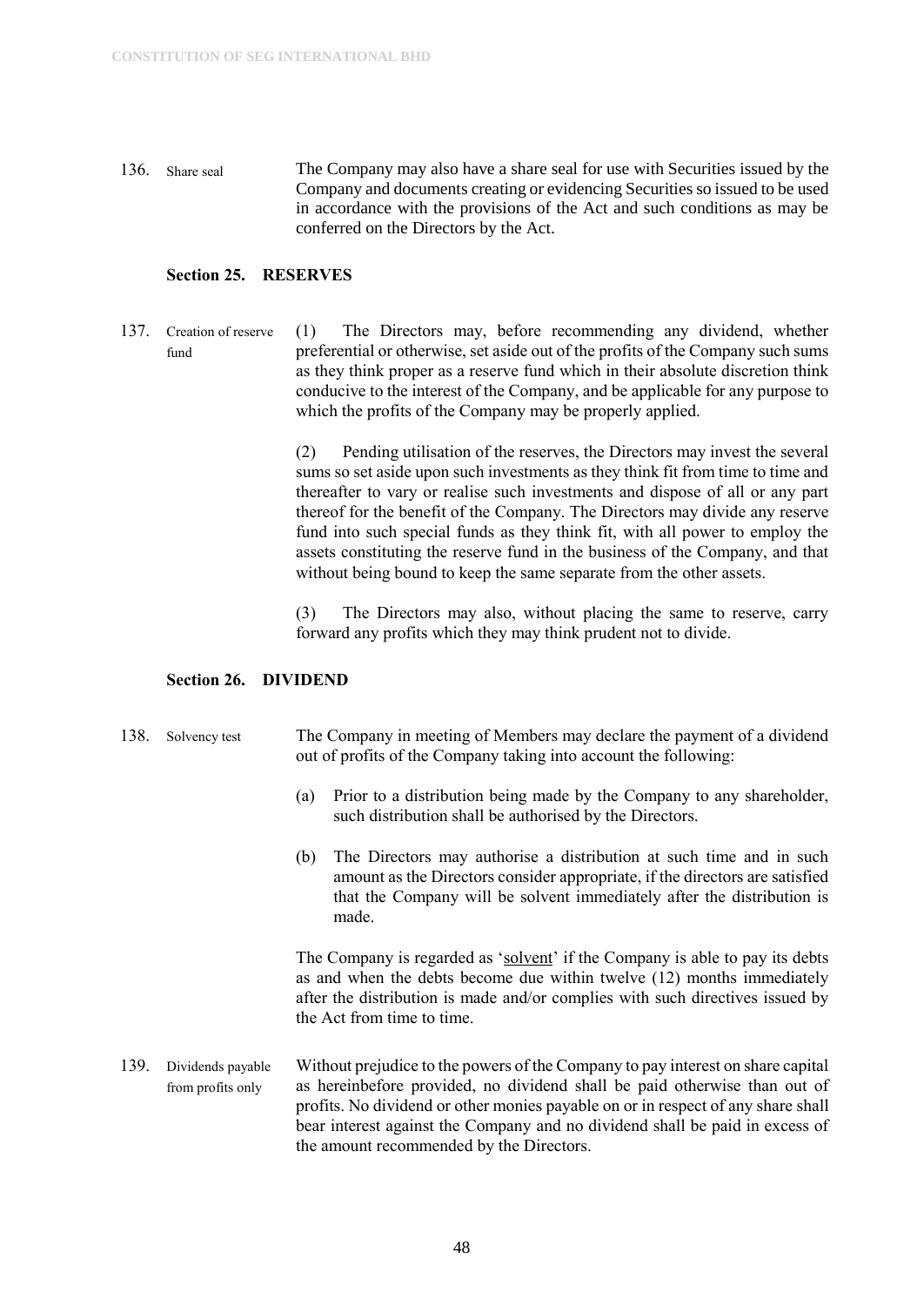136. Share seal

The Company may also have a share seal for use with Securities issued by the Company and documents creating or evidencing Securities so issued to be used in accordance with the provisions of the Act and such conditions as may be conferred on the Directors by the Act.

## Section 25. RESERVES

137. Creation of reserve fund

(1) The Directors may, before recommending any dividend, whether preferential or otherwise, set aside out of the profits of the Company such sums as they think proper as a reserve fund which in their absolute discretion think conducive to the interest of the Company, and be applicable for any purpose to which the profits of the Company may be properly applied.

(2) Pending utilisation of the reserves, the Directors may invest the several sums so set aside upon such investments as they think fit from time to time and thereafter to vary or realise such investments and dispose of all or any part thereof for the benefit of the Company. The Directors may divide any reserve fund into such special funds as they think fit, with all power to employ the assets constituting the reserve fund in the business of the Company, and that without being bound to keep the same separate from the other assets.

(3) The Directors may also, without placing the same to reserve, carry forward any profits which they may think prudent not to divide.

## Section 26. DIVIDEND

138. Solvency test

The Company in meeting of Members may declare the payment of a dividend out of profits of the Company taking into account the following:

(a) Prior to a distribution being made by the Company to any shareholder, such distribution shall be authorised by the Directors.

(b) The Directors may authorise a distribution at such time and in such amount as the Directors consider appropriate, if the directors are satisfied that the Company will be solvent immediately after the distribution is made.

The Company is regarded as '<u>solvent</u>' if the Company is able to pay its debts as and when the debts become due within twelve (12) months immediately after the distribution is made and/or complies with such directives issued by the Act from time to time.

139. Dividends payable from profits only

Without prejudice to the powers of the Company to pay interest on share capital as hereinbefore provided, no dividend shall be paid otherwise than out of profits. No dividend or other monies payable on or in respect of any share shall bear interest against the Company and no dividend shall be paid in excess of the amount recommended by the Directors.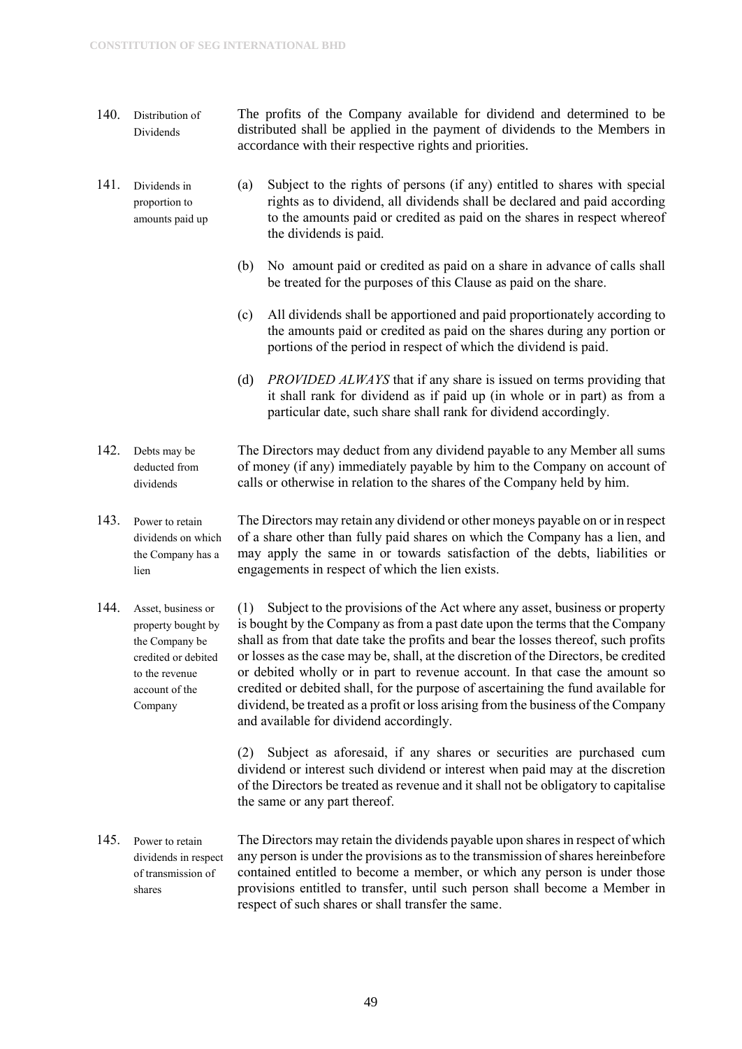**140. Distribution of Dividends**

The profits of the Company available for dividend and determined to be distributed shall be applied in the payment of dividends to the Members in accordance with their respective rights and priorities.

**141. Dividends in proportion to amounts paid up**

(a) Subject to the rights of persons (if any) entitled to shares with special rights as to dividend, all dividends shall be declared and paid according to the amounts paid or credited as paid on the shares in respect whereof the dividends is paid.

(b) No amount paid or credited as paid on a share in advance of calls shall be treated for the purposes of this Clause as paid on the share.

(c) All dividends shall be apportioned and paid proportionately according to the amounts paid or credited as paid on the shares during any portion or portions of the period in respect of which the dividend is paid.

(d) *PROVIDED ALWAYS* that if any share is issued on terms providing that it shall rank for dividend as if paid up (in whole or in part) as from a particular date, such share shall rank for dividend accordingly.

**142. Debts may be deducted from dividends**

The Directors may deduct from any dividend payable to any Member all sums of money (if any) immediately payable by him to the Company on account of calls or otherwise in relation to the shares of the Company held by him.

**143. Power to retain dividends on which the Company has a lien**

The Directors may retain any dividend or other moneys payable on or in respect of a share other than fully paid shares on which the Company has a lien, and may apply the same in or towards satisfaction of the debts, liabilities or engagements in respect of which the lien exists.

**144. Asset, business or property bought by the Company be credited or debited to the revenue account of the Company**

(1) Subject to the provisions of the Act where any asset, business or property is bought by the Company as from a past date upon the terms that the Company shall as from that date take the profits and bear the losses thereof, such profits or losses as the case may be, shall, at the discretion of the Directors, be credited or debited wholly or in part to revenue account. In that case the amount so credited or debited shall, for the purpose of ascertaining the fund available for dividend, be treated as a profit or loss arising from the business of the Company and available for dividend accordingly.

(2) Subject as aforesaid, if any shares or securities are purchased cum dividend or interest such dividend or interest when paid may at the discretion of the Directors be treated as revenue and it shall not be obligatory to capitalise the same or any part thereof.

**145. Power to retain dividends in respect of transmission of shares**

The Directors may retain the dividends payable upon shares in respect of which any person is under the provisions as to the transmission of shares hereinbefore contained entitled to become a member, or which any person is under those provisions entitled to transfer, until such person shall become a Member in respect of such shares or shall transfer the same.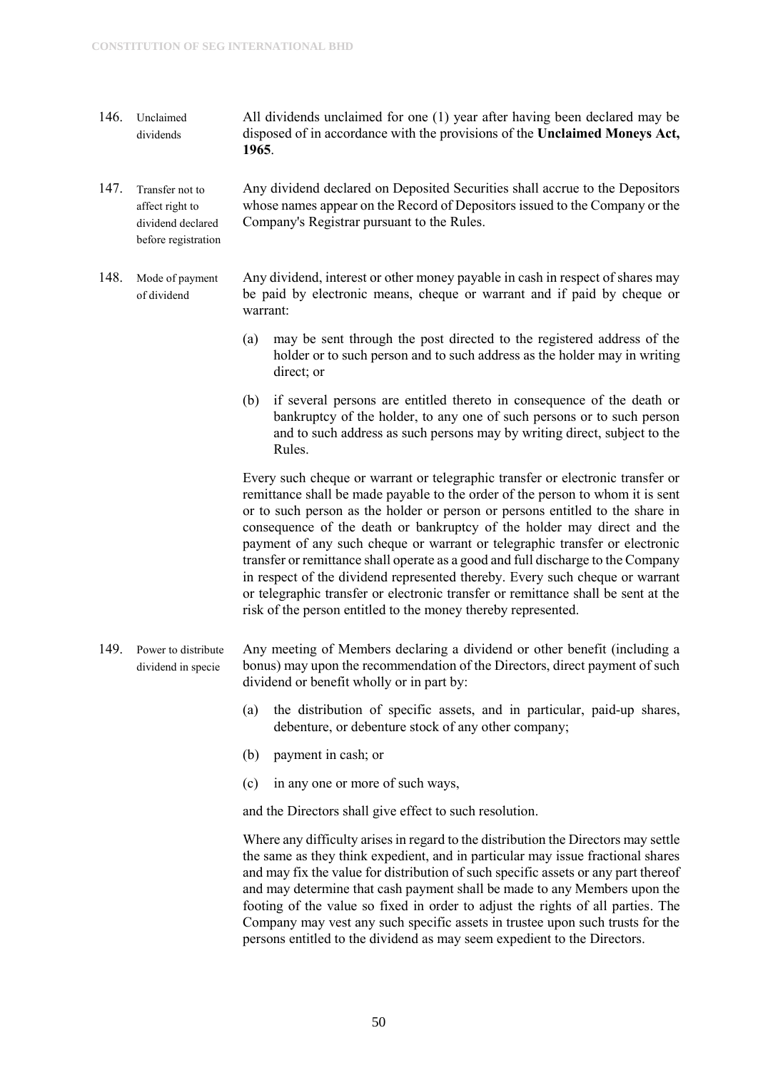146. **Unclaimed dividends** — All dividends unclaimed for one (1) year after having been declared may be disposed of in accordance with the provisions of the **Unclaimed Moneys Act, 1965**.

147. **Transfer not to affect right to dividend declared before registration** — Any dividend declared on Deposited Securities shall accrue to the Depositors whose names appear on the Record of Depositors issued to the Company or the Company's Registrar pursuant to the Rules.

148. **Mode of payment of dividend** — Any dividend, interest or other money payable in cash in respect of shares may be paid by electronic means, cheque or warrant and if paid by cheque or warrant:

   (a) may be sent through the post directed to the registered address of the holder or to such person and to such address as the holder may in writing direct; or

   (b) if several persons are entitled thereto in consequence of the death or bankruptcy of the holder, to any one of such persons or to such person and to such address as such persons may by writing direct, subject to the Rules.

   Every such cheque or warrant or telegraphic transfer or electronic transfer or remittance shall be made payable to the order of the person to whom it is sent or to such person as the holder or person or persons entitled to the share in consequence of the death or bankruptcy of the holder may direct and the payment of any such cheque or warrant or telegraphic transfer or electronic transfer or remittance shall operate as a good and full discharge to the Company in respect of the dividend represented thereby. Every such cheque or warrant or telegraphic transfer or electronic transfer or remittance shall be sent at the risk of the person entitled to the money thereby represented.

149. **Power to distribute dividend in specie** — Any meeting of Members declaring a dividend or other benefit (including a bonus) may upon the recommendation of the Directors, direct payment of such dividend or benefit wholly or in part by:

   (a) the distribution of specific assets, and in particular, paid-up shares, debenture, or debenture stock of any other company;

   (b) payment in cash; or

   (c) in any one or more of such ways,

   and the Directors shall give effect to such resolution.

   Where any difficulty arises in regard to the distribution the Directors may settle the same as they think expedient, and in particular may issue fractional shares and may fix the value for distribution of such specific assets or any part thereof and may determine that cash payment shall be made to any Members upon the footing of the value so fixed in order to adjust the rights of all parties. The Company may vest any such specific assets in trustee upon such trusts for the persons entitled to the dividend as may seem expedient to the Directors.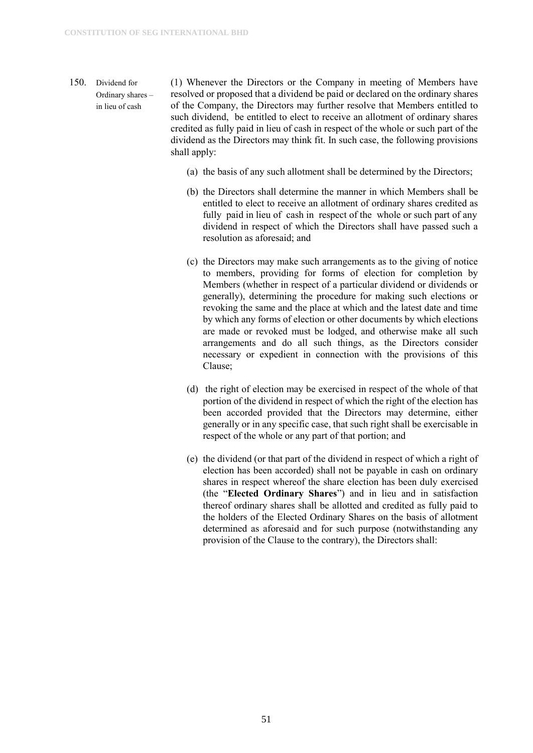150. **Dividend for Ordinary shares – in lieu of cash**

(1) Whenever the Directors or the Company in meeting of Members have resolved or proposed that a dividend be paid or declared on the ordinary shares of the Company, the Directors may further resolve that Members entitled to such dividend, be entitled to elect to receive an allotment of ordinary shares credited as fully paid in lieu of cash in respect of the whole or such part of the dividend as the Directors may think fit. In such case, the following provisions shall apply:

(a) the basis of any such allotment shall be determined by the Directors;

(b) the Directors shall determine the manner in which Members shall be entitled to elect to receive an allotment of ordinary shares credited as fully paid in lieu of cash in respect of the whole or such part of any dividend in respect of which the Directors shall have passed such a resolution as aforesaid; and

(c) the Directors may make such arrangements as to the giving of notice to members, providing for forms of election for completion by Members (whether in respect of a particular dividend or dividends or generally), determining the procedure for making such elections or revoking the same and the place at which and the latest date and time by which any forms of election or other documents by which elections are made or revoked must be lodged, and otherwise make all such arrangements and do all such things, as the Directors consider necessary or expedient in connection with the provisions of this Clause;

(d) the right of election may be exercised in respect of the whole of that portion of the dividend in respect of which the right of the election has been accorded provided that the Directors may determine, either generally or in any specific case, that such right shall be exercisable in respect of the whole or any part of that portion; and

(e) the dividend (or that part of the dividend in respect of which a right of election has been accorded) shall not be payable in cash on ordinary shares in respect whereof the share election has been duly exercised (the "**Elected Ordinary Shares**") and in lieu and in satisfaction thereof ordinary shares shall be allotted and credited as fully paid to the holders of the Elected Ordinary Shares on the basis of allotment determined as aforesaid and for such purpose (notwithstanding any provision of the Clause to the contrary), the Directors shall: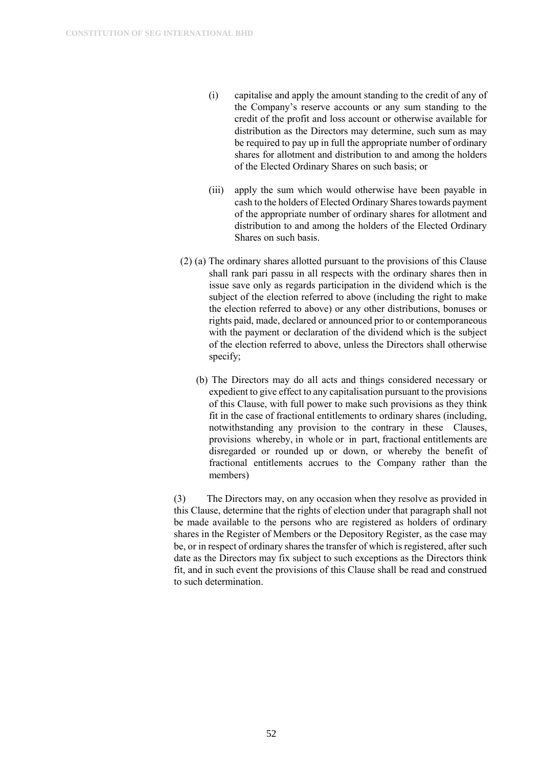(i) capitalise and apply the amount standing to the credit of any of the Company's reserve accounts or any sum standing to the credit of the profit and loss account or otherwise available for distribution as the Directors may determine, such sum as may be required to pay up in full the appropriate number of ordinary shares for allotment and distribution to and among the holders of the Elected Ordinary Shares on such basis; or

(iii) apply the sum which would otherwise have been payable in cash to the holders of Elected Ordinary Shares towards payment of the appropriate number of ordinary shares for allotment and distribution to and among the holders of the Elected Ordinary Shares on such basis.

(2) (a) The ordinary shares allotted pursuant to the provisions of this Clause shall rank pari passu in all respects with the ordinary shares then in issue save only as regards participation in the dividend which is the subject of the election referred to above (including the right to make the election referred to above) or any other distributions, bonuses or rights paid, made, declared or announced prior to or contemporaneous with the payment or declaration of the dividend which is the subject of the election referred to above, unless the Directors shall otherwise specify;

(b) The Directors may do all acts and things considered necessary or expedient to give effect to any capitalisation pursuant to the provisions of this Clause, with full power to make such provisions as they think fit in the case of fractional entitlements to ordinary shares (including, notwithstanding any provision to the contrary in these Clauses, provisions whereby, in whole or in part, fractional entitlements are disregarded or rounded up or down, or whereby the benefit of fractional entitlements accrues to the Company rather than the members)

(3) The Directors may, on any occasion when they resolve as provided in this Clause, determine that the rights of election under that paragraph shall not be made available to the persons who are registered as holders of ordinary shares in the Register of Members or the Depository Register, as the case may be, or in respect of ordinary shares the transfer of which is registered, after such date as the Directors may fix subject to such exceptions as the Directors think fit, and in such event the provisions of this Clause shall be read and construed to such determination.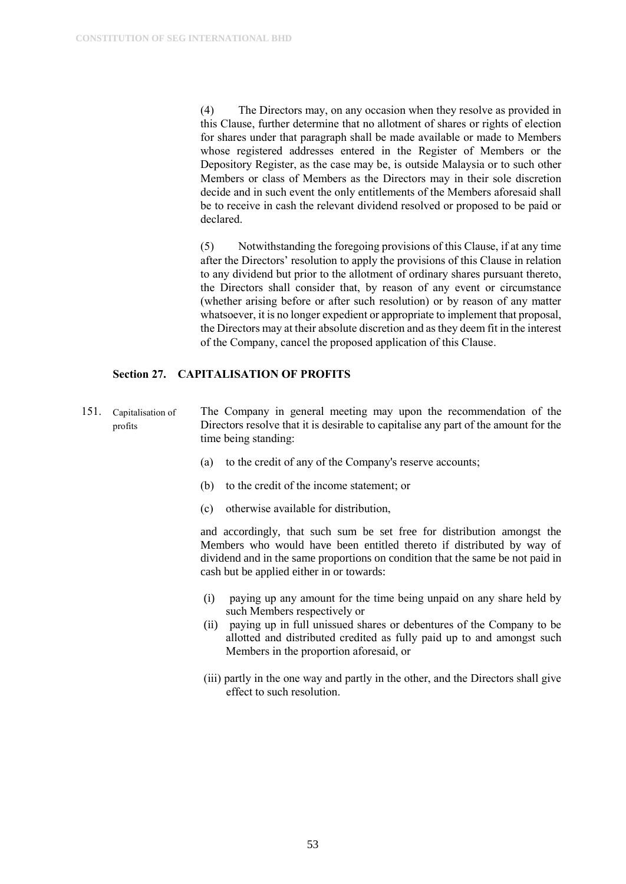(4) The Directors may, on any occasion when they resolve as provided in this Clause, further determine that no allotment of shares or rights of election for shares under that paragraph shall be made available or made to Members whose registered addresses entered in the Register of Members or the Depository Register, as the case may be, is outside Malaysia or to such other Members or class of Members as the Directors may in their sole discretion decide and in such event the only entitlements of the Members aforesaid shall be to receive in cash the relevant dividend resolved or proposed to be paid or declared.

(5) Notwithstanding the foregoing provisions of this Clause, if at any time after the Directors' resolution to apply the provisions of this Clause in relation to any dividend but prior to the allotment of ordinary shares pursuant thereto, the Directors shall consider that, by reason of any event or circumstance (whether arising before or after such resolution) or by reason of any matter whatsoever, it is no longer expedient or appropriate to implement that proposal, the Directors may at their absolute discretion and as they deem fit in the interest of the Company, cancel the proposed application of this Clause.

## Section 27. CAPITALISATION OF PROFITS

151. Capitalisation of profits

The Company in general meeting may upon the recommendation of the Directors resolve that it is desirable to capitalise any part of the amount for the time being standing:

(a) to the credit of any of the Company's reserve accounts;

(b) to the credit of the income statement; or

(c) otherwise available for distribution,

and accordingly, that such sum be set free for distribution amongst the Members who would have been entitled thereto if distributed by way of dividend and in the same proportions on condition that the same be not paid in cash but be applied either in or towards:

(i) paying up any amount for the time being unpaid on any share held by such Members respectively or

(ii) paying up in full unissued shares or debentures of the Company to be allotted and distributed credited as fully paid up to and amongst such Members in the proportion aforesaid, or

(iii) partly in the one way and partly in the other, and the Directors shall give effect to such resolution.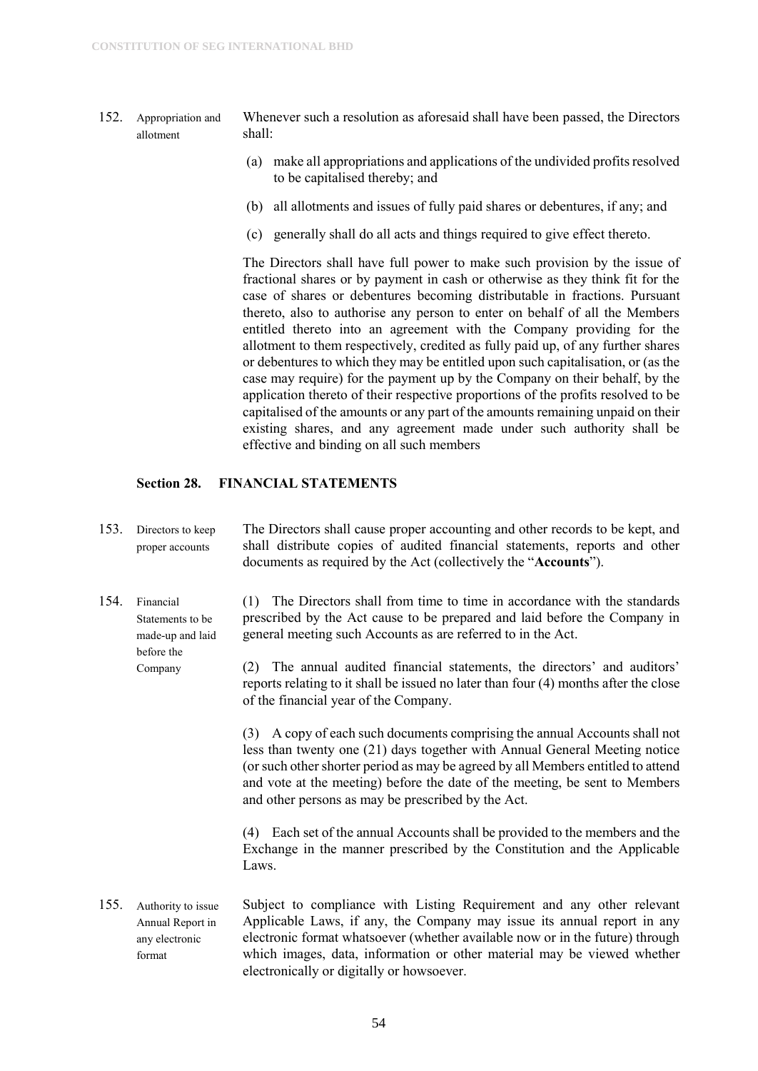152. **Appropriation and allotment**

Whenever such a resolution as aforesaid shall have been passed, the Directors shall:

(a) make all appropriations and applications of the undivided profits resolved to be capitalised thereby; and

(b) all allotments and issues of fully paid shares or debentures, if any; and

(c) generally shall do all acts and things required to give effect thereto.

The Directors shall have full power to make such provision by the issue of fractional shares or by payment in cash or otherwise as they think fit for the case of shares or debentures becoming distributable in fractions. Pursuant thereto, also to authorise any person to enter on behalf of all the Members entitled thereto into an agreement with the Company providing for the allotment to them respectively, credited as fully paid up, of any further shares or debentures to which they may be entitled upon such capitalisation, or (as the case may require) for the payment up by the Company on their behalf, by the application thereto of their respective proportions of the profits resolved to be capitalised of the amounts or any part of the amounts remaining unpaid on their existing shares, and any agreement made under such authority shall be effective and binding on all such members

## Section 28. FINANCIAL STATEMENTS

153. **Directors to keep proper accounts**

The Directors shall cause proper accounting and other records to be kept, and shall distribute copies of audited financial statements, reports and other documents as required by the Act (collectively the "**Accounts**").

154. **Financial Statements to be made-up and laid before the Company**

(1) The Directors shall from time to time in accordance with the standards prescribed by the Act cause to be prepared and laid before the Company in general meeting such Accounts as are referred to in the Act.

(2) The annual audited financial statements, the directors' and auditors' reports relating to it shall be issued no later than four (4) months after the close of the financial year of the Company.

(3) A copy of each such documents comprising the annual Accounts shall not less than twenty one (21) days together with Annual General Meeting notice (or such other shorter period as may be agreed by all Members entitled to attend and vote at the meeting) before the date of the meeting, be sent to Members and other persons as may be prescribed by the Act.

(4) Each set of the annual Accounts shall be provided to the members and the Exchange in the manner prescribed by the Constitution and the Applicable Laws.

155. **Authority to issue Annual Report in any electronic format**

Subject to compliance with Listing Requirement and any other relevant Applicable Laws, if any, the Company may issue its annual report in any electronic format whatsoever (whether available now or in the future) through which images, data, information or other material may be viewed whether electronically or digitally or howsoever.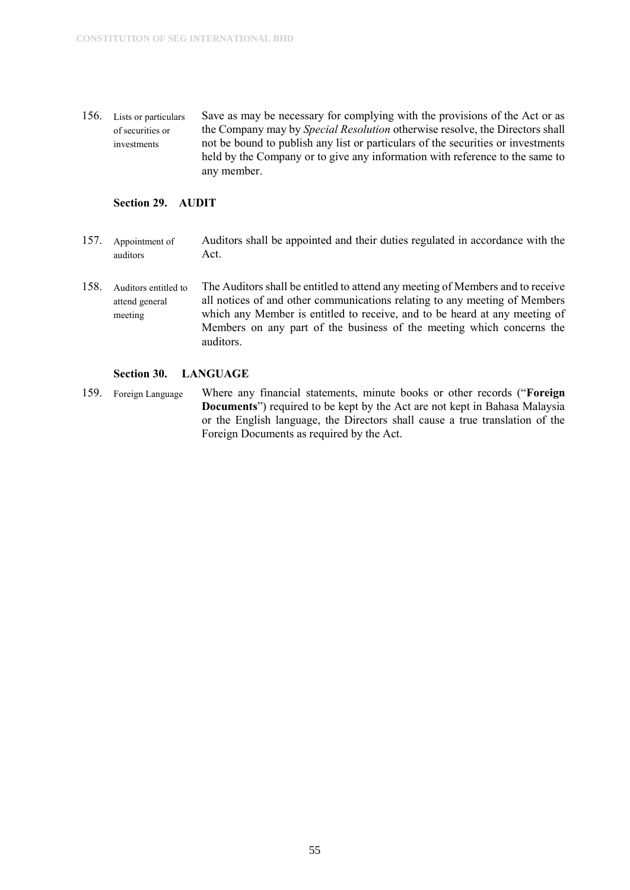156. Lists or particulars of securities or investments

Save as may be necessary for complying with the provisions of the Act or as the Company may by *Special Resolution* otherwise resolve, the Directors shall not be bound to publish any list or particulars of the securities or investments held by the Company or to give any information with reference to the same to any member.

### Section 29. AUDIT

157. Appointment of auditors

Auditors shall be appointed and their duties regulated in accordance with the Act.

158. Auditors entitled to attend general meeting

The Auditors shall be entitled to attend any meeting of Members and to receive all notices of and other communications relating to any meeting of Members which any Member is entitled to receive, and to be heard at any meeting of Members on any part of the business of the meeting which concerns the auditors.

### Section 30. LANGUAGE

159. Foreign Language

Where any financial statements, minute books or other records ("**Foreign Documents**") required to be kept by the Act are not kept in Bahasa Malaysia or the English language, the Directors shall cause a true translation of the Foreign Documents as required by the Act.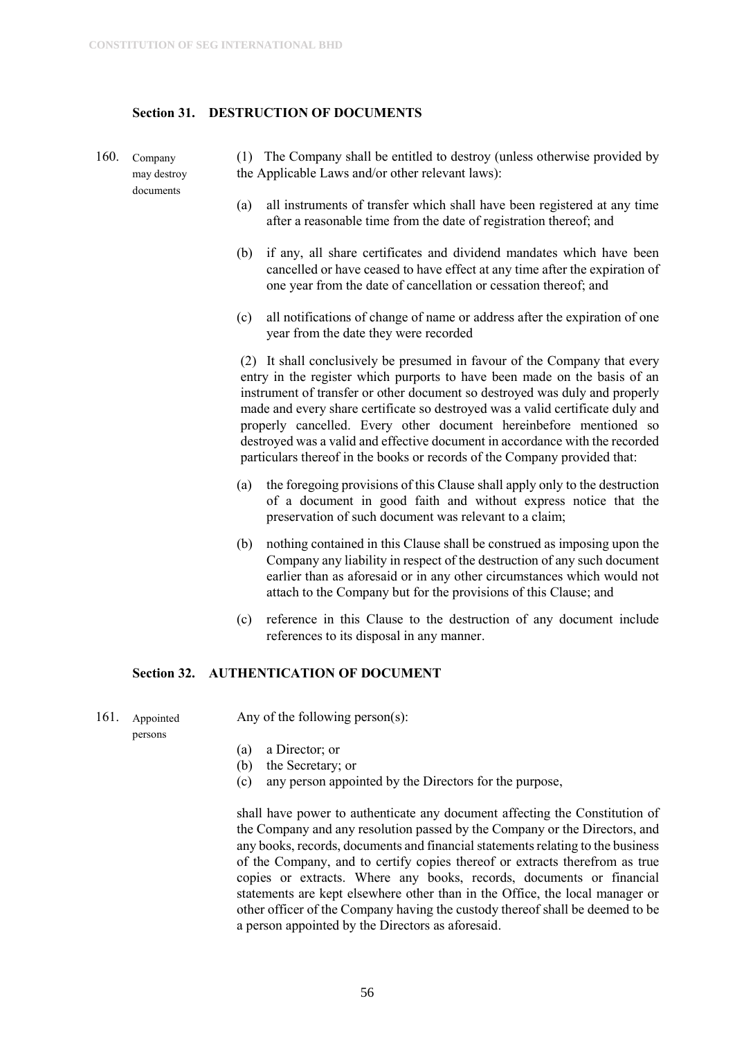## Section 31. DESTRUCTION OF DOCUMENTS

160. Company may destroy documents

(1) The Company shall be entitled to destroy (unless otherwise provided by the Applicable Laws and/or other relevant laws):

(a) all instruments of transfer which shall have been registered at any time after a reasonable time from the date of registration thereof; and

(b) if any, all share certificates and dividend mandates which have been cancelled or have ceased to have effect at any time after the expiration of one year from the date of cancellation or cessation thereof; and

(c) all notifications of change of name or address after the expiration of one year from the date they were recorded

(2) It shall conclusively be presumed in favour of the Company that every entry in the register which purports to have been made on the basis of an instrument of transfer or other document so destroyed was duly and properly made and every share certificate so destroyed was a valid certificate duly and properly cancelled. Every other document hereinbefore mentioned so destroyed was a valid and effective document in accordance with the recorded particulars thereof in the books or records of the Company provided that:

(a) the foregoing provisions of this Clause shall apply only to the destruction of a document in good faith and without express notice that the preservation of such document was relevant to a claim;

(b) nothing contained in this Clause shall be construed as imposing upon the Company any liability in respect of the destruction of any such document earlier than as aforesaid or in any other circumstances which would not attach to the Company but for the provisions of this Clause; and

(c) reference in this Clause to the destruction of any document include references to its disposal in any manner.

## Section 32. AUTHENTICATION OF DOCUMENT

161. Appointed persons

Any of the following person(s):

(a) a Director; or
(b) the Secretary; or
(c) any person appointed by the Directors for the purpose,

shall have power to authenticate any document affecting the Constitution of the Company and any resolution passed by the Company or the Directors, and any books, records, documents and financial statements relating to the business of the Company, and to certify copies thereof or extracts therefrom as true copies or extracts. Where any books, records, documents or financial statements are kept elsewhere other than in the Office, the local manager or other officer of the Company having the custody thereof shall be deemed to be a person appointed by the Directors as aforesaid.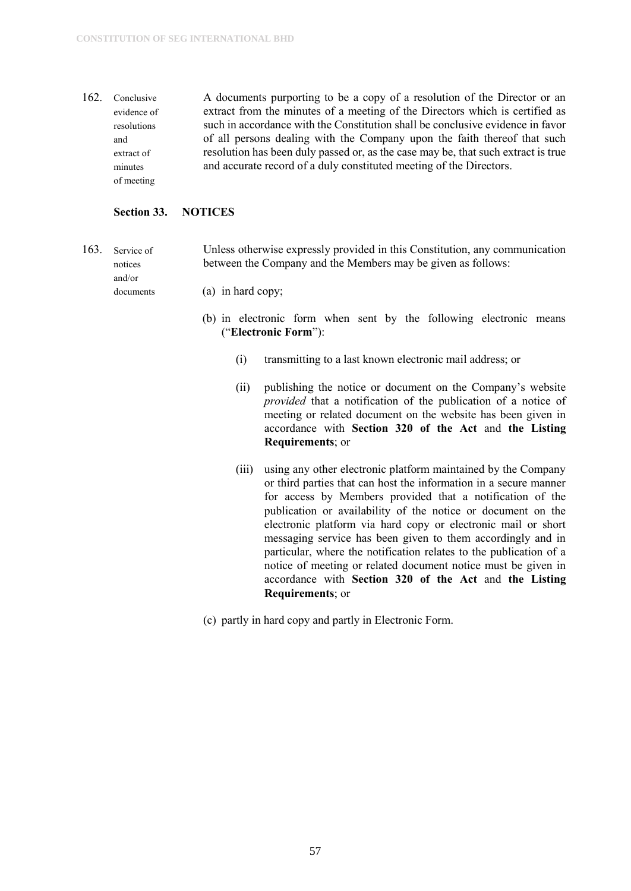162. **Conclusive evidence of resolutions and extract of minutes of meeting**

A documents purporting to be a copy of a resolution of the Director or an extract from the minutes of a meeting of the Directors which is certified as such in accordance with the Constitution shall be conclusive evidence in favor of all persons dealing with the Company upon the faith thereof that such resolution has been duly passed or, as the case may be, that such extract is true and accurate record of a duly constituted meeting of the Directors.

## Section 33. NOTICES

163. **Service of notices and/or documents**

Unless otherwise expressly provided in this Constitution, any communication between the Company and the Members may be given as follows:

(a) in hard copy;

(b) in electronic form when sent by the following electronic means ("**Electronic Form**"):

   (i) transmitting to a last known electronic mail address; or

   (ii) publishing the notice or document on the Company's website *provided* that a notification of the publication of a notice of meeting or related document on the website has been given in accordance with **Section 320 of the Act** and **the Listing Requirements**; or

   (iii) using any other electronic platform maintained by the Company or third parties that can host the information in a secure manner for access by Members provided that a notification of the publication or availability of the notice or document on the electronic platform via hard copy or electronic mail or short messaging service has been given to them accordingly and in particular, where the notification relates to the publication of a notice of meeting or related document notice must be given in accordance with **Section 320 of the Act** and **the Listing Requirements**; or

(c) partly in hard copy and partly in Electronic Form.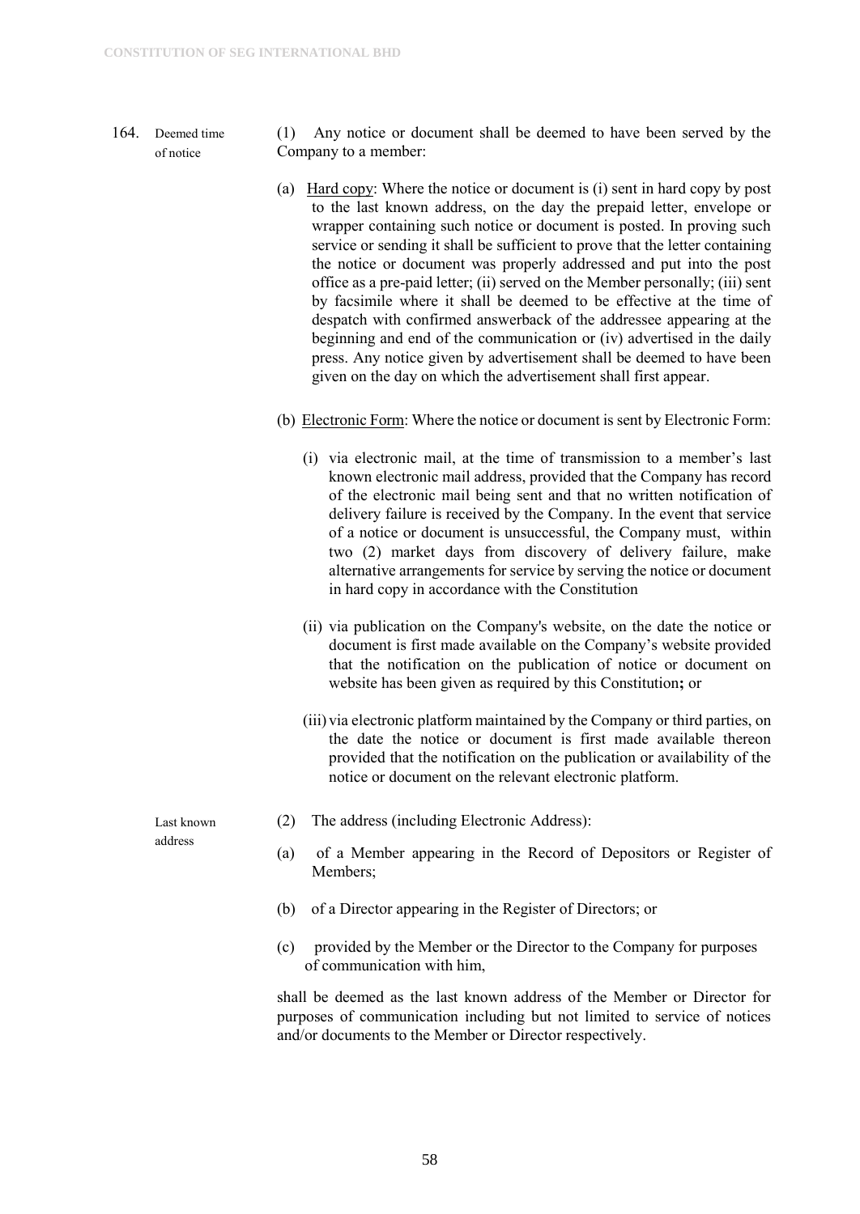**164. Deemed time of notice**

(1) Any notice or document shall be deemed to have been served by the Company to a member:

(a) Hard copy: Where the notice or document is (i) sent in hard copy by post to the last known address, on the day the prepaid letter, envelope or wrapper containing such notice or document is posted. In proving such service or sending it shall be sufficient to prove that the letter containing the notice or document was properly addressed and put into the post office as a pre-paid letter; (ii) served on the Member personally; (iii) sent by facsimile where it shall be deemed to be effective at the time of despatch with confirmed answerback of the addressee appearing at the beginning and end of the communication or (iv) advertised in the daily press. Any notice given by advertisement shall be deemed to have been given on the day on which the advertisement shall first appear.

(b) Electronic Form: Where the notice or document is sent by Electronic Form:

(i) via electronic mail, at the time of transmission to a member's last known electronic mail address, provided that the Company has record of the electronic mail being sent and that no written notification of delivery failure is received by the Company. In the event that service of a notice or document is unsuccessful, the Company must, within two (2) market days from discovery of delivery failure, make alternative arrangements for service by serving the notice or document in hard copy in accordance with the Constitution

(ii) via publication on the Company's website, on the date the notice or document is first made available on the Company's website provided that the notification on the publication of notice or document on website has been given as required by this Constitution**;** or

(iii) via electronic platform maintained by the Company or third parties, on the date the notice or document is first made available thereon provided that the notification on the publication or availability of the notice or document on the relevant electronic platform.

**Last known address**

(2) The address (including Electronic Address):

(a) of a Member appearing in the Record of Depositors or Register of Members;

(b) of a Director appearing in the Register of Directors; or

(c) provided by the Member or the Director to the Company for purposes of communication with him,

shall be deemed as the last known address of the Member or Director for purposes of communication including but not limited to service of notices and/or documents to the Member or Director respectively.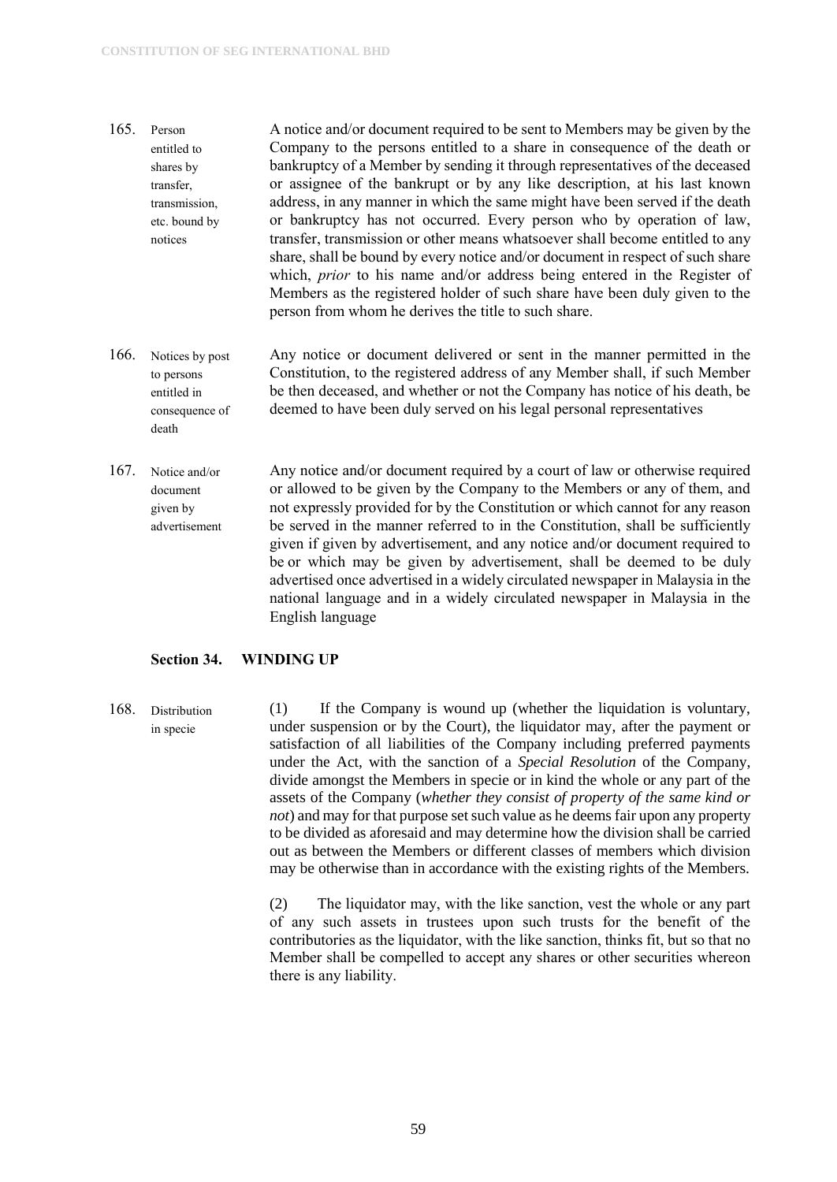165. **Person entitled to shares by transfer, transmission, etc. bound by notices**

A notice and/or document required to be sent to Members may be given by the Company to the persons entitled to a share in consequence of the death or bankruptcy of a Member by sending it through representatives of the deceased or assignee of the bankrupt or by any like description, at his last known address, in any manner in which the same might have been served if the death or bankruptcy has not occurred. Every person who by operation of law, transfer, transmission or other means whatsoever shall become entitled to any share, shall be bound by every notice and/or document in respect of such share which, *prior* to his name and/or address being entered in the Register of Members as the registered holder of such share have been duly given to the person from whom he derives the title to such share.

166. **Notices by post to persons entitled in consequence of death**

Any notice or document delivered or sent in the manner permitted in the Constitution, to the registered address of any Member shall, if such Member be then deceased, and whether or not the Company has notice of his death, be deemed to have been duly served on his legal personal representatives

167. **Notice and/or document given by advertisement**

Any notice and/or document required by a court of law or otherwise required or allowed to be given by the Company to the Members or any of them, and not expressly provided for by the Constitution or which cannot for any reason be served in the manner referred to in the Constitution, shall be sufficiently given if given by advertisement, and any notice and/or document required to be or which may be given by advertisement, shall be deemed to be duly advertised once advertised in a widely circulated newspaper in Malaysia in the national language and in a widely circulated newspaper in Malaysia in the English language

## Section 34. WINDING UP

168. **Distribution in specie**

(1) If the Company is wound up (whether the liquidation is voluntary, under suspension or by the Court), the liquidator may, after the payment or satisfaction of all liabilities of the Company including preferred payments under the Act, with the sanction of a *Special Resolution* of the Company, divide amongst the Members in specie or in kind the whole or any part of the assets of the Company (*whether they consist of property of the same kind or not*) and may for that purpose set such value as he deems fair upon any property to be divided as aforesaid and may determine how the division shall be carried out as between the Members or different classes of members which division may be otherwise than in accordance with the existing rights of the Members.

(2) The liquidator may, with the like sanction, vest the whole or any part of any such assets in trustees upon such trusts for the benefit of the contributories as the liquidator, with the like sanction, thinks fit, but so that no Member shall be compelled to accept any shares or other securities whereon there is any liability.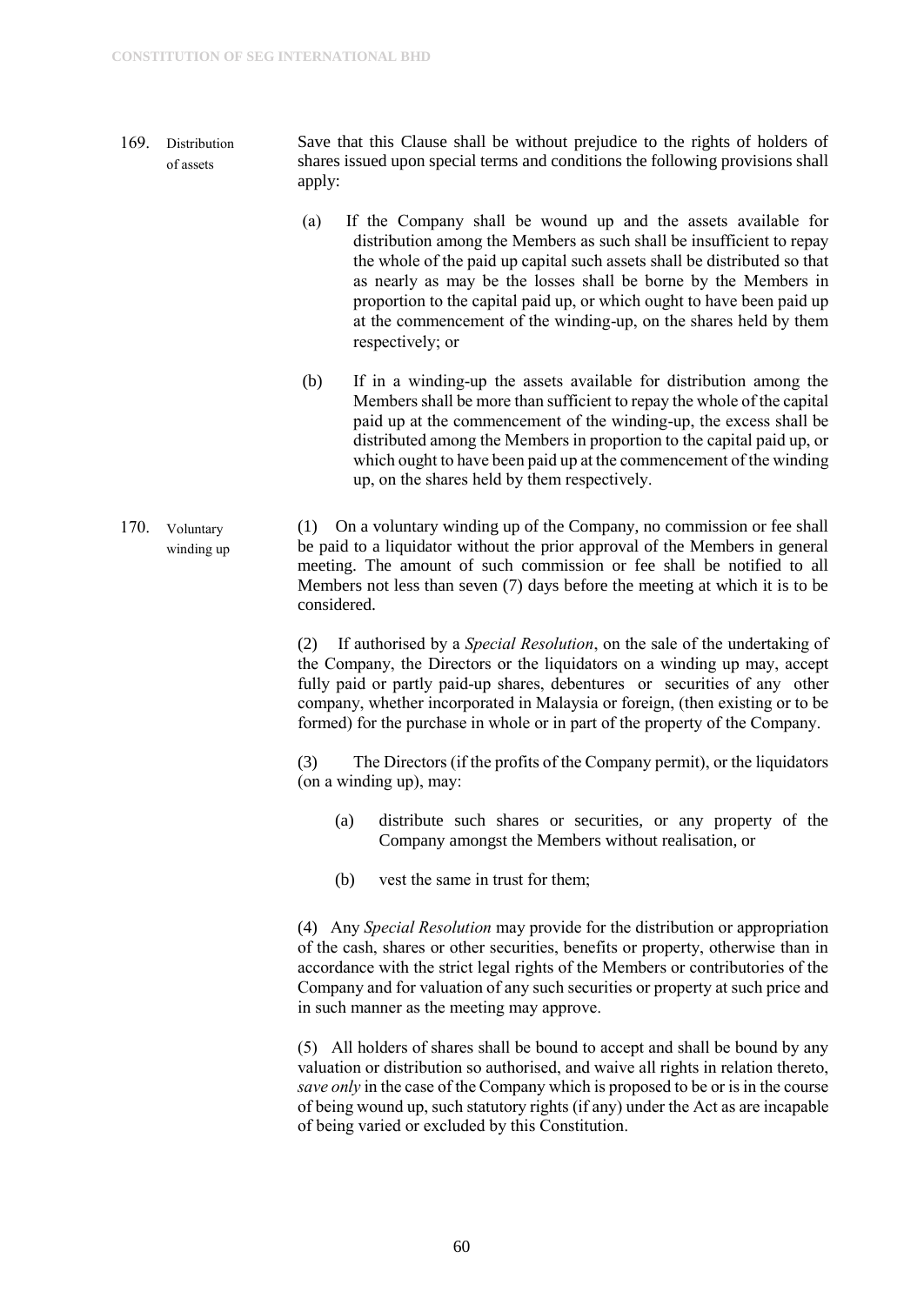169. **Distribution of assets**

Save that this Clause shall be without prejudice to the rights of holders of shares issued upon special terms and conditions the following provisions shall apply:

(a) If the Company shall be wound up and the assets available for distribution among the Members as such shall be insufficient to repay the whole of the paid up capital such assets shall be distributed so that as nearly as may be the losses shall be borne by the Members in proportion to the capital paid up, or which ought to have been paid up at the commencement of the winding-up, on the shares held by them respectively; or

(b) If in a winding-up the assets available for distribution among the Members shall be more than sufficient to repay the whole of the capital paid up at the commencement of the winding-up, the excess shall be distributed among the Members in proportion to the capital paid up, or which ought to have been paid up at the commencement of the winding up, on the shares held by them respectively.

170. **Voluntary winding up**

(1) On a voluntary winding up of the Company, no commission or fee shall be paid to a liquidator without the prior approval of the Members in general meeting. The amount of such commission or fee shall be notified to all Members not less than seven (7) days before the meeting at which it is to be considered.

(2) If authorised by a *Special Resolution*, on the sale of the undertaking of the Company, the Directors or the liquidators on a winding up may, accept fully paid or partly paid-up shares, debentures or securities of any other company, whether incorporated in Malaysia or foreign, (then existing or to be formed) for the purchase in whole or in part of the property of the Company.

(3) The Directors (if the profits of the Company permit), or the liquidators (on a winding up), may:

(a) distribute such shares or securities, or any property of the Company amongst the Members without realisation, or

(b) vest the same in trust for them;

(4) Any *Special Resolution* may provide for the distribution or appropriation of the cash, shares or other securities, benefits or property, otherwise than in accordance with the strict legal rights of the Members or contributories of the Company and for valuation of any such securities or property at such price and in such manner as the meeting may approve.

(5) All holders of shares shall be bound to accept and shall be bound by any valuation or distribution so authorised, and waive all rights in relation thereto, *save only* in the case of the Company which is proposed to be or is in the course of being wound up, such statutory rights (if any) under the Act as are incapable of being varied or excluded by this Constitution.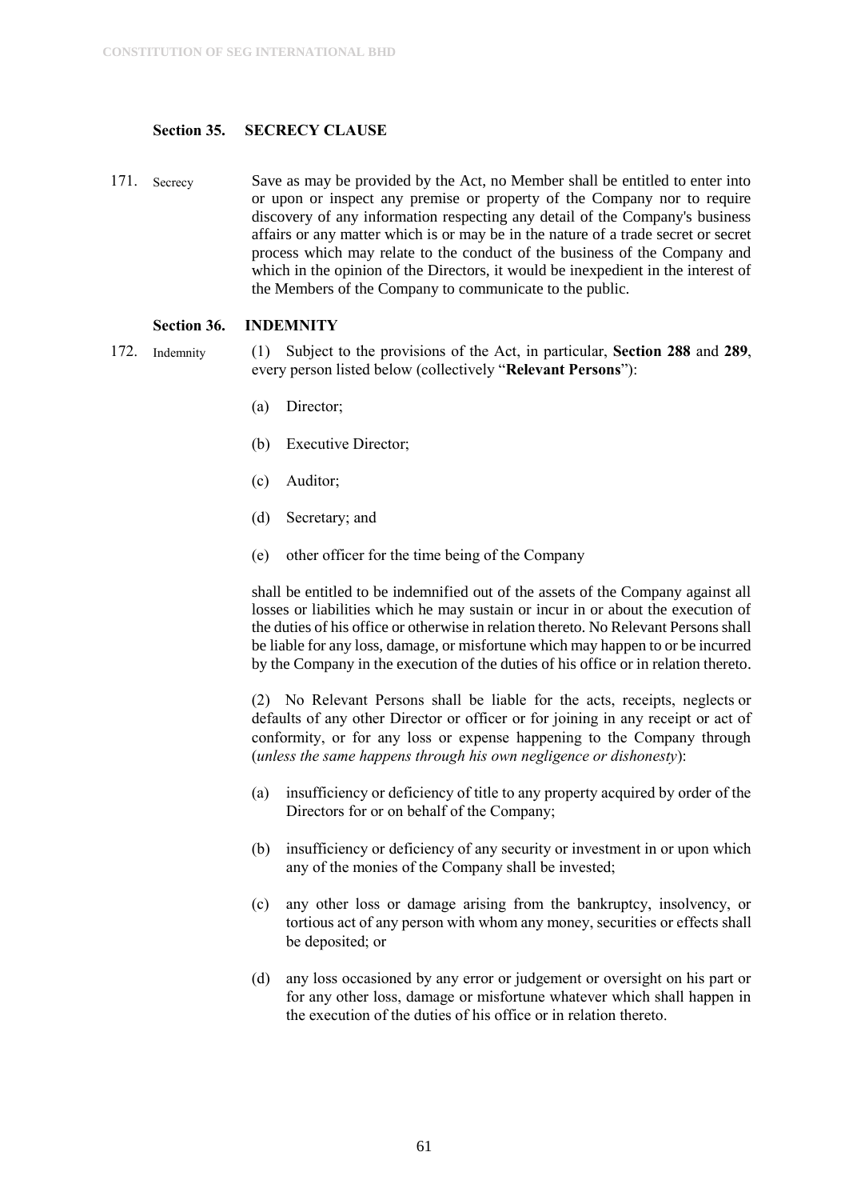## Section 35. SECRECY CLAUSE

171. Secrecy

Save as may be provided by the Act, no Member shall be entitled to enter into or upon or inspect any premise or property of the Company nor to require discovery of any information respecting any detail of the Company's business affairs or any matter which is or may be in the nature of a trade secret or secret process which may relate to the conduct of the business of the Company and which in the opinion of the Directors, it would be inexpedient in the interest of the Members of the Company to communicate to the public.

## Section 36. INDEMNITY

172. Indemnity

(1) Subject to the provisions of the Act, in particular, **Section 288** and **289**, every person listed below (collectively "**Relevant Persons**"):

(a) Director;

(b) Executive Director;

(c) Auditor;

(d) Secretary; and

(e) other officer for the time being of the Company

shall be entitled to be indemnified out of the assets of the Company against all losses or liabilities which he may sustain or incur in or about the execution of the duties of his office or otherwise in relation thereto. No Relevant Persons shall be liable for any loss, damage, or misfortune which may happen to or be incurred by the Company in the execution of the duties of his office or in relation thereto.

(2) No Relevant Persons shall be liable for the acts, receipts, neglects or defaults of any other Director or officer or for joining in any receipt or act of conformity, or for any loss or expense happening to the Company through (*unless the same happens through his own negligence or dishonesty*):

(a) insufficiency or deficiency of title to any property acquired by order of the Directors for or on behalf of the Company;

(b) insufficiency or deficiency of any security or investment in or upon which any of the monies of the Company shall be invested;

(c) any other loss or damage arising from the bankruptcy, insolvency, or tortious act of any person with whom any money, securities or effects shall be deposited; or

(d) any loss occasioned by any error or judgement or oversight on his part or for any other loss, damage or misfortune whatever which shall happen in the execution of the duties of his office or in relation thereto.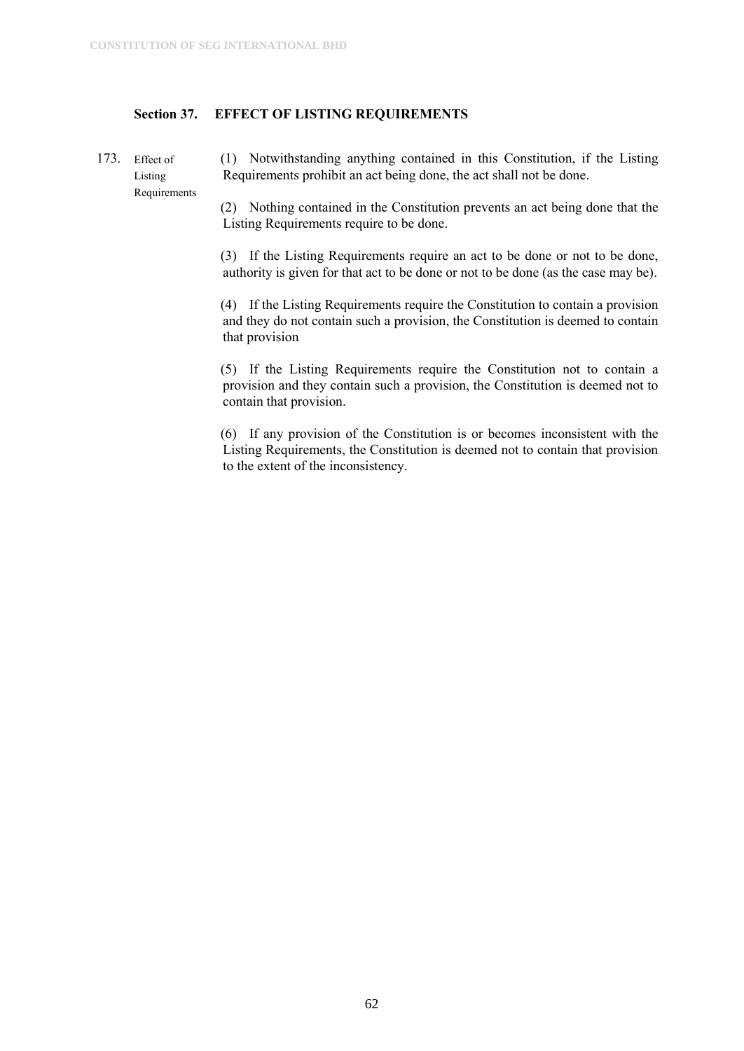### Section 37. EFFECT OF LISTING REQUIREMENTS

173. Effect of Listing Requirements

(1) Notwithstanding anything contained in this Constitution, if the Listing Requirements prohibit an act being done, the act shall not be done.

(2) Nothing contained in the Constitution prevents an act being done that the Listing Requirements require to be done.

(3) If the Listing Requirements require an act to be done or not to be done, authority is given for that act to be done or not to be done (as the case may be).

(4) If the Listing Requirements require the Constitution to contain a provision and they do not contain such a provision, the Constitution is deemed to contain that provision

(5) If the Listing Requirements require the Constitution not to contain a provision and they contain such a provision, the Constitution is deemed not to contain that provision.

(6) If any provision of the Constitution is or becomes inconsistent with the Listing Requirements, the Constitution is deemed not to contain that provision to the extent of the inconsistency.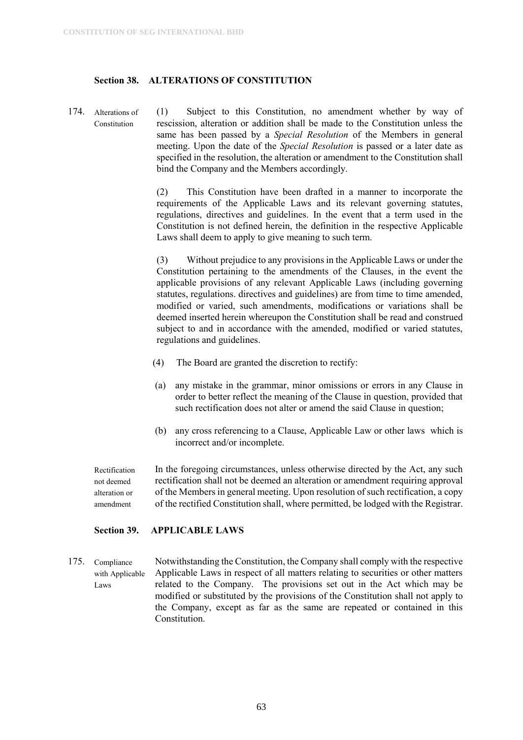### Section 38. ALTERATIONS OF CONSTITUTION

174. Alterations of Constitution

(1) Subject to this Constitution, no amendment whether by way of rescission, alteration or addition shall be made to the Constitution unless the same has been passed by a *Special Resolution* of the Members in general meeting. Upon the date of the *Special Resolution* is passed or a later date as specified in the resolution, the alteration or amendment to the Constitution shall bind the Company and the Members accordingly.

(2) This Constitution have been drafted in a manner to incorporate the requirements of the Applicable Laws and its relevant governing statutes, regulations, directives and guidelines. In the event that a term used in the Constitution is not defined herein, the definition in the respective Applicable Laws shall deem to apply to give meaning to such term.

(3) Without prejudice to any provisions in the Applicable Laws or under the Constitution pertaining to the amendments of the Clauses, in the event the applicable provisions of any relevant Applicable Laws (including governing statutes, regulations. directives and guidelines) are from time to time amended, modified or varied, such amendments, modifications or variations shall be deemed inserted herein whereupon the Constitution shall be read and construed subject to and in accordance with the amended, modified or varied statutes, regulations and guidelines.

(4) The Board are granted the discretion to rectify:

(a) any mistake in the grammar, minor omissions or errors in any Clause in order to better reflect the meaning of the Clause in question, provided that such rectification does not alter or amend the said Clause in question;

(b) any cross referencing to a Clause, Applicable Law or other laws which is incorrect and/or incomplete.

Rectification not deemed alteration or amendment

In the foregoing circumstances, unless otherwise directed by the Act, any such rectification shall not be deemed an alteration or amendment requiring approval of the Members in general meeting. Upon resolution of such rectification, a copy of the rectified Constitution shall, where permitted, be lodged with the Registrar.

### Section 39. APPLICABLE LAWS

175. Compliance with Applicable Laws

Notwithstanding the Constitution, the Company shall comply with the respective Applicable Laws in respect of all matters relating to securities or other matters related to the Company. The provisions set out in the Act which may be modified or substituted by the provisions of the Constitution shall not apply to the Company, except as far as the same are repeated or contained in this Constitution.